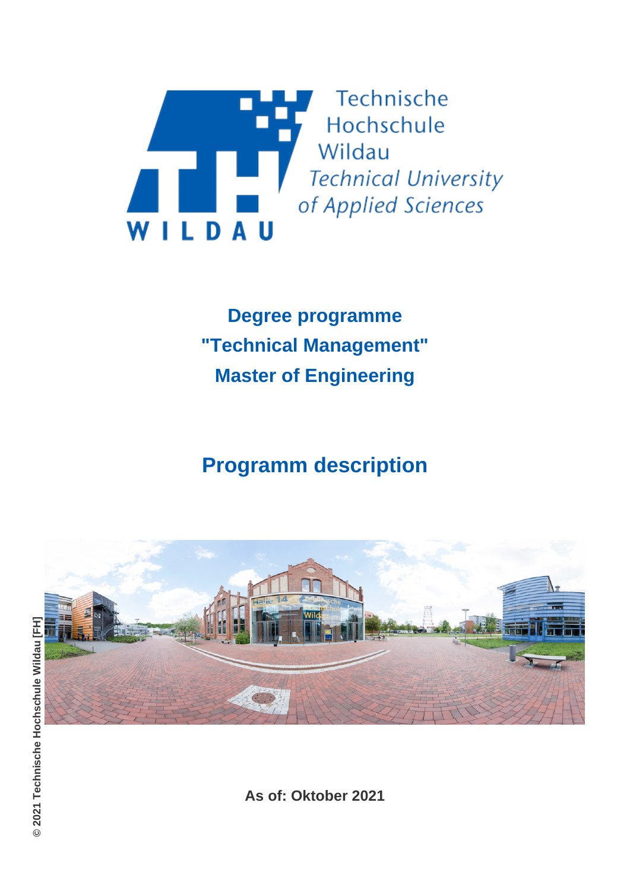Technische Hochschule Wildau
Technical University of Applied Sciences

# Degree programme "Technical Management" Master of Engineering

# Programm description

As of: Oktober 2021

© 2021 Technische Hochschule Wildau [FH]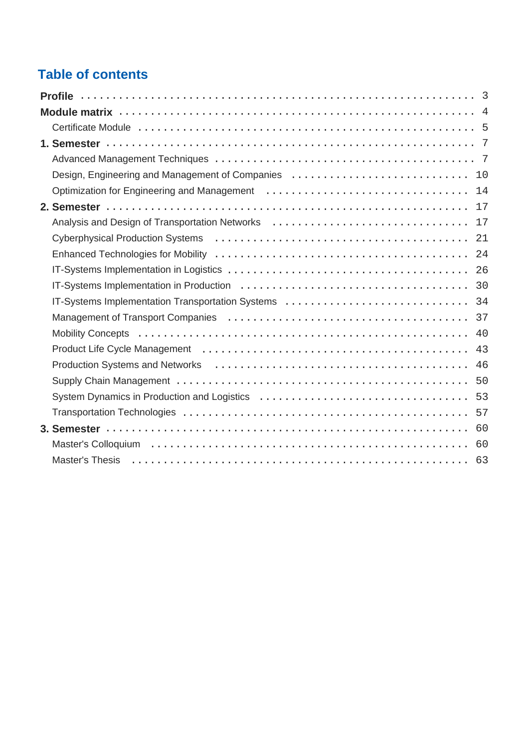# Table of contents

- **Profile** ... 3
- **Module matrix** ... 4
  - Certificate Module ... 5
- **1. Semester** ... 7
  - Advanced Management Techniques ... 7
  - Design, Engineering and Management of Companies ... 10
  - Optimization for Engineering and Management ... 14
- **2. Semester** ... 17
  - Analysis and Design of Transportation Networks ... 17
  - Cyberphysical Production Systems ... 21
  - Enhanced Technologies for Mobility ... 24
  - IT-Systems Implementation in Logistics ... 26
  - IT-Systems Implementation in Production ... 30
  - IT-Systems Implementation Transportation Systems ... 34
  - Management of Transport Companies ... 37
  - Mobility Concepts ... 40
  - Product Life Cycle Management ... 43
  - Production Systems and Networks ... 46
  - Supply Chain Management ... 50
  - System Dynamics in Production and Logistics ... 53
  - Transportation Technologies ... 57
- **3. Semester** ... 60
  - Master's Colloquium ... 60
  - Master's Thesis ... 63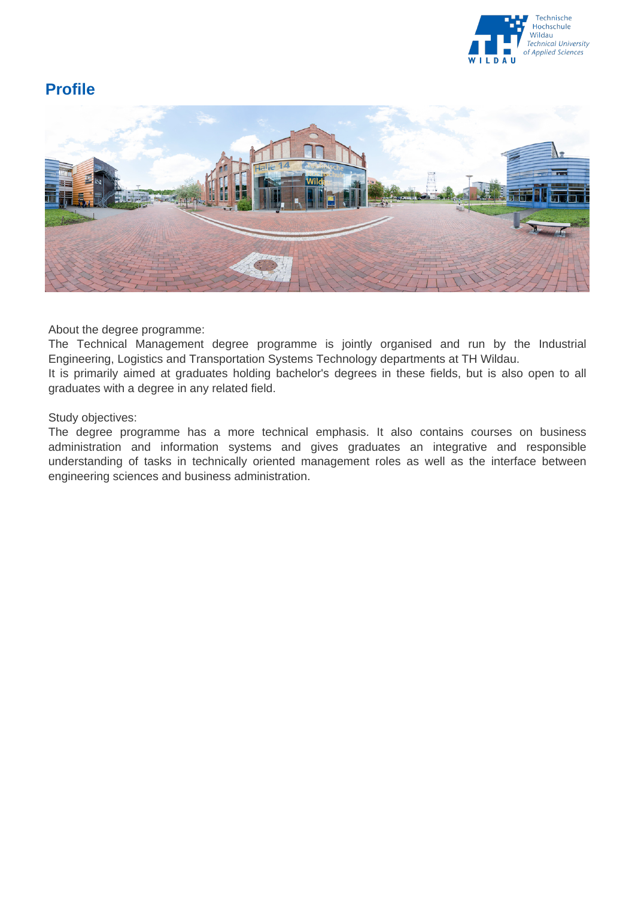## Profile

About the degree programme:
The Technical Management degree programme is jointly organised and run by the Industrial Engineering, Logistics and Transportation Systems Technology departments at TH Wildau.
It is primarily aimed at graduates holding bachelor's degrees in these fields, but is also open to all graduates with a degree in any related field.

Study objectives:
The degree programme has a more technical emphasis. It also contains courses on business administration and information systems and gives graduates an integrative and responsible understanding of tasks in technically oriented management roles as well as the interface between engineering sciences and business administration.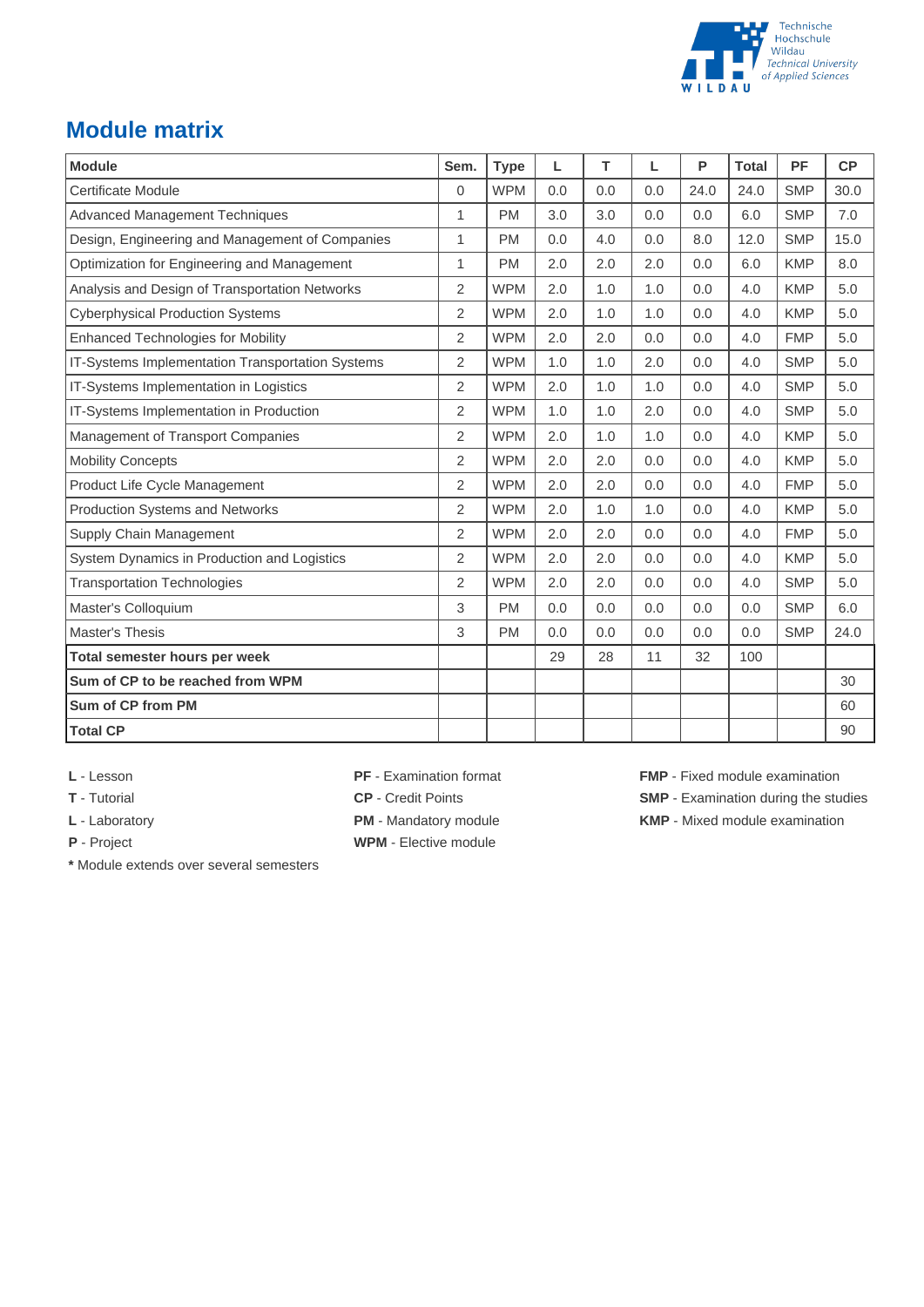## Module matrix

| Module | Sem. | Type | L | T | L | P | Total | PF | CP |
|---|---|---|---|---|---|---|---|---|---|
| Certificate Module | 0 | WPM | 0.0 | 0.0 | 0.0 | 24.0 | 24.0 | SMP | 30.0 |
| Advanced Management Techniques | 1 | PM | 3.0 | 3.0 | 0.0 | 0.0 | 6.0 | SMP | 7.0 |
| Design, Engineering and Management of Companies | 1 | PM | 0.0 | 4.0 | 0.0 | 8.0 | 12.0 | SMP | 15.0 |
| Optimization for Engineering and Management | 1 | PM | 2.0 | 2.0 | 2.0 | 0.0 | 6.0 | KMP | 8.0 |
| Analysis and Design of Transportation Networks | 2 | WPM | 2.0 | 1.0 | 1.0 | 0.0 | 4.0 | KMP | 5.0 |
| Cyberphysical Production Systems | 2 | WPM | 2.0 | 1.0 | 1.0 | 0.0 | 4.0 | KMP | 5.0 |
| Enhanced Technologies for Mobility | 2 | WPM | 2.0 | 2.0 | 0.0 | 0.0 | 4.0 | FMP | 5.0 |
| IT-Systems Implementation Transportation Systems | 2 | WPM | 1.0 | 1.0 | 2.0 | 0.0 | 4.0 | SMP | 5.0 |
| IT-Systems Implementation in Logistics | 2 | WPM | 2.0 | 1.0 | 1.0 | 0.0 | 4.0 | SMP | 5.0 |
| IT-Systems Implementation in Production | 2 | WPM | 1.0 | 1.0 | 2.0 | 0.0 | 4.0 | SMP | 5.0 |
| Management of Transport Companies | 2 | WPM | 2.0 | 1.0 | 1.0 | 0.0 | 4.0 | KMP | 5.0 |
| Mobility Concepts | 2 | WPM | 2.0 | 2.0 | 0.0 | 0.0 | 4.0 | KMP | 5.0 |
| Product Life Cycle Management | 2 | WPM | 2.0 | 2.0 | 0.0 | 0.0 | 4.0 | FMP | 5.0 |
| Production Systems and Networks | 2 | WPM | 2.0 | 1.0 | 1.0 | 0.0 | 4.0 | KMP | 5.0 |
| Supply Chain Management | 2 | WPM | 2.0 | 2.0 | 0.0 | 0.0 | 4.0 | FMP | 5.0 |
| System Dynamics in Production and Logistics | 2 | WPM | 2.0 | 2.0 | 0.0 | 0.0 | 4.0 | KMP | 5.0 |
| Transportation Technologies | 2 | WPM | 2.0 | 2.0 | 0.0 | 0.0 | 4.0 | SMP | 5.0 |
| Master's Colloquium | 3 | PM | 0.0 | 0.0 | 0.0 | 0.0 | 0.0 | SMP | 6.0 |
| Master's Thesis | 3 | PM | 0.0 | 0.0 | 0.0 | 0.0 | 0.0 | SMP | 24.0 |
| **Total semester hours per week** | | | 29 | 28 | 11 | 32 | 100 | | |
| **Sum of CP to be reached from WPM** | | | | | | | | | 30 |
| **Sum of CP from PM** | | | | | | | | | 60 |
| **Total CP** | | | | | | | | | 90 |

**L** - Lesson
**T** - Tutorial
**L** - Laboratory
**P** - Project
**\*** Module extends over several semesters

**PF** - Examination format
**CP** - Credit Points
**PM** - Mandatory module
**WPM** - Elective module

**FMP** - Fixed module examination
**SMP** - Examination during the studies
**KMP** - Mixed module examination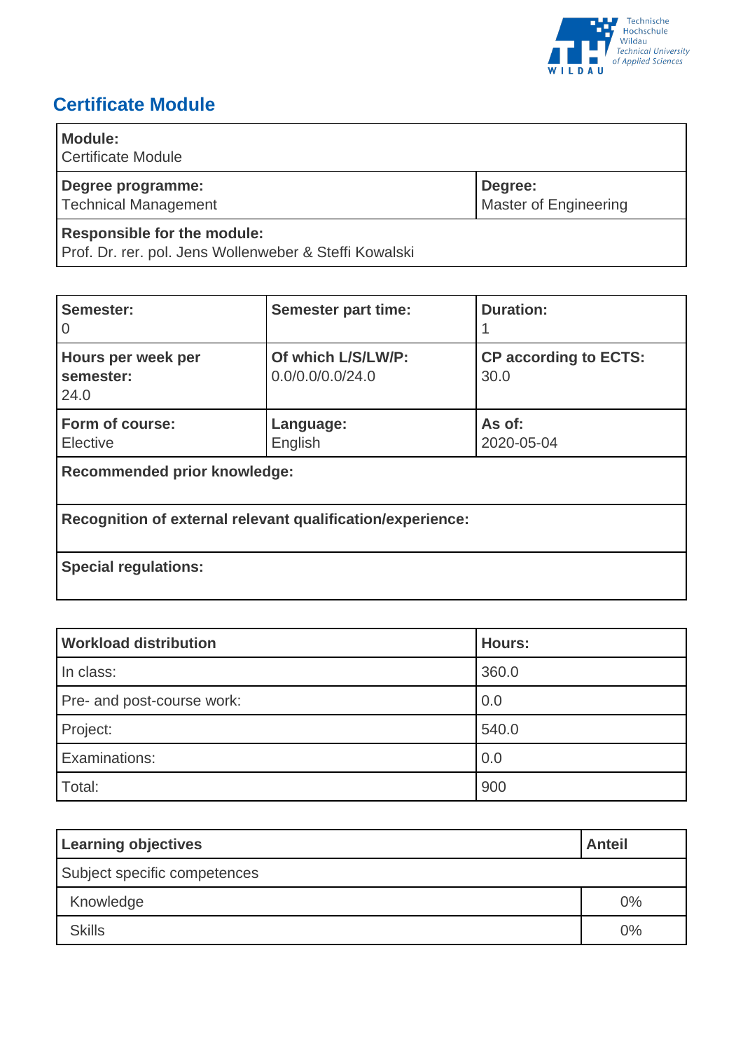# Certificate Module

| **Module:**<br>Certificate Module | |
|---|---|
| **Degree programme:**<br>Technical Management | **Degree:**<br>Master of Engineering |
| **Responsible for the module:**<br>Prof. Dr. rer. pol. Jens Wollenweber & Steffi Kowalski | |

| **Semester:**<br>0 | **Semester part time:** | **Duration:**<br>1 |
|---|---|---|
| **Hours per week per semester:**<br>24.0 | **Of which L/S/LW/P:**<br>0.0/0.0/0.0/24.0 | **CP according to ECTS:**<br>30.0 |
| **Form of course:**<br>Elective | **Language:**<br>English | **As of:**<br>2020-05-04 |
| **Recommended prior knowledge:** | | |
| **Recognition of external relevant qualification/experience:** | | |
| **Special regulations:** | | |

| **Workload distribution** | **Hours:** |
|---|---|
| In class: | 360.0 |
| Pre- and post-course work: | 0.0 |
| Project: | 540.0 |
| Examinations: | 0.0 |
| Total: | 900 |

| **Learning objectives** | **Anteil** |
|---|---|
| Subject specific competences | |
| Knowledge | 0% |
| Skills | 0% |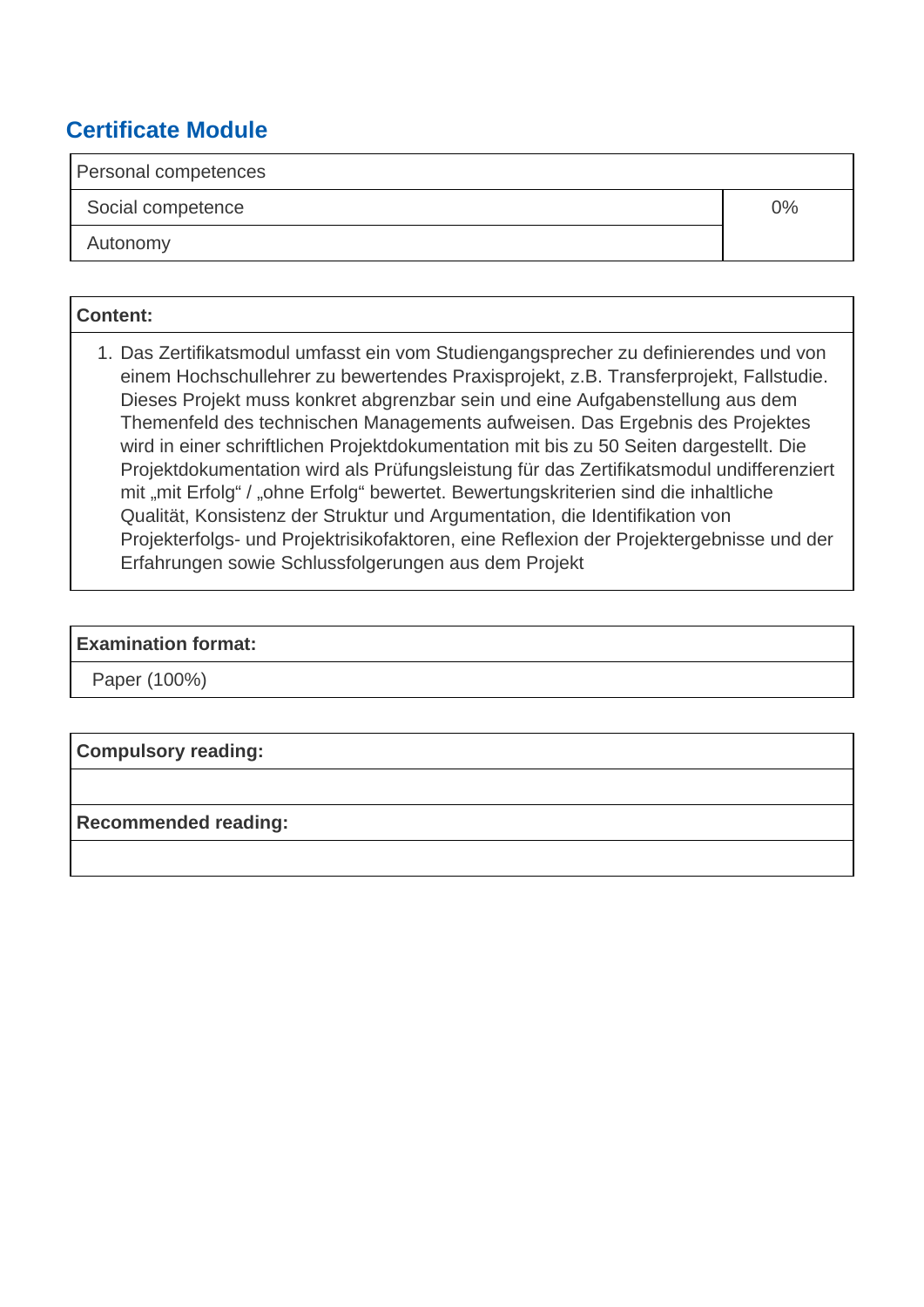## Certificate Module

| Personal competences | |
|---|---|
| Social competence | 0% |
| Autonomy | |

| Content: |
|---|
| 1. Das Zertifikatsmodul umfasst ein vom Studiengangsprecher zu definierendes und von einem Hochschullehrer zu bewertendes Praxisprojekt, z.B. Transferprojekt, Fallstudie. Dieses Projekt muss konkret abgrenzbar sein und eine Aufgabenstellung aus dem Themenfeld des technischen Managements aufweisen. Das Ergebnis des Projektes wird in einer schriftlichen Projektdokumentation mit bis zu 50 Seiten dargestellt. Die Projektdokumentation wird als Prüfungsleistung für das Zertifikatsmodul undifferenziert mit „mit Erfolg“ / „ohne Erfolg“ bewertet. Bewertungskriterien sind die inhaltliche Qualität, Konsistenz der Struktur und Argumentation, die Identifikation von Projekterfolgs- und Projektrisikofaktoren, eine Reflexion der Projektergebnisse und der Erfahrungen sowie Schlussfolgerungen aus dem Projekt |

| Examination format: |
|---|
| Paper (100%) |

| Compulsory reading: |
|---|
| |
| **Recommended reading:** |
| |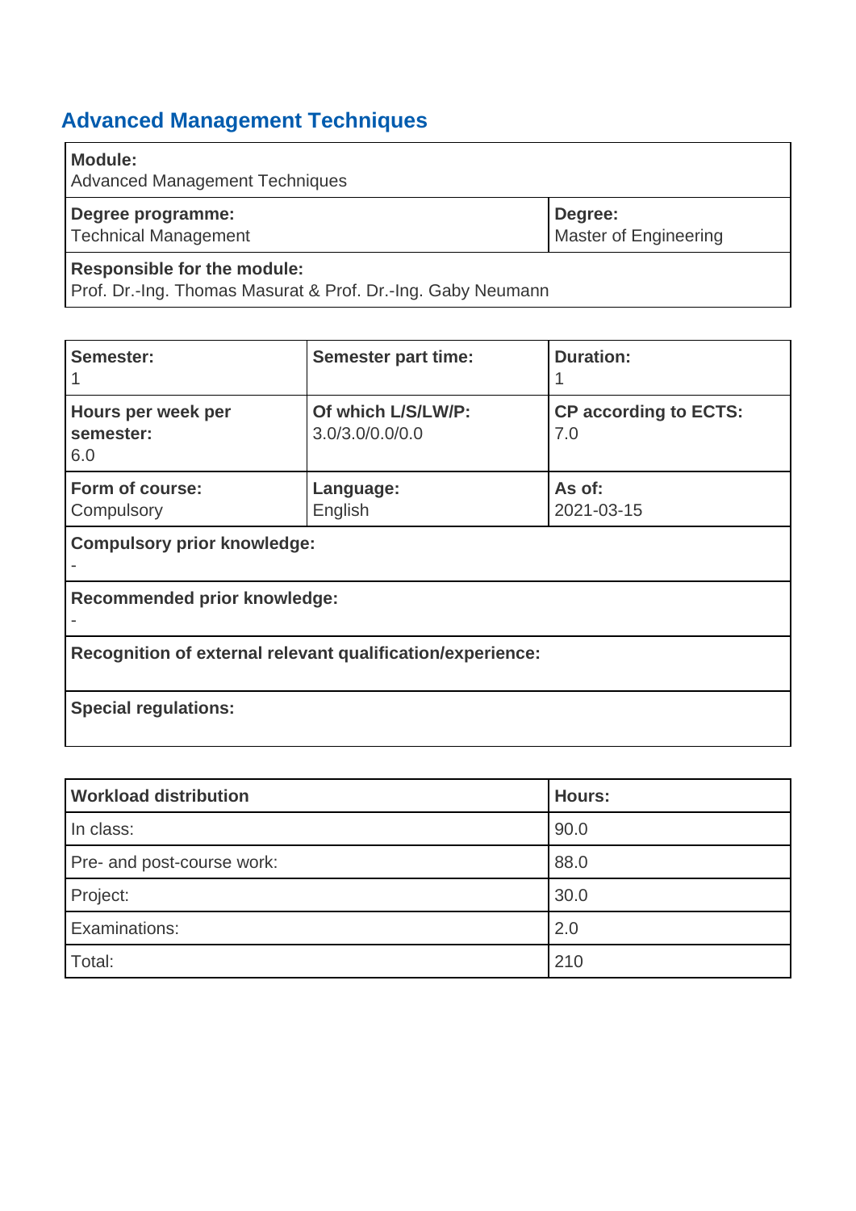## Advanced Management Techniques

| **Module:** Advanced Management Techniques | |
|---|---|
| **Degree programme:** Technical Management | **Degree:** Master of Engineering |
| **Responsible for the module:** Prof. Dr.-Ing. Thomas Masurat & Prof. Dr.-Ing. Gaby Neumann | |

| **Semester:** 1 | **Semester part time:** | **Duration:** 1 |
|---|---|---|
| **Hours per week per semester:** 6.0 | **Of which L/S/LW/P:** 3.0/3.0/0.0/0.0 | **CP according to ECTS:** 7.0 |
| **Form of course:** Compulsory | **Language:** English | **As of:** 2021-03-15 |
| **Compulsory prior knowledge:** - | | |
| **Recommended prior knowledge:** - | | |
| **Recognition of external relevant qualification/experience:** | | |
| **Special regulations:** | | |

| Workload distribution | Hours: |
|---|---|
| In class: | 90.0 |
| Pre- and post-course work: | 88.0 |
| Project: | 30.0 |
| Examinations: | 2.0 |
| Total: | 210 |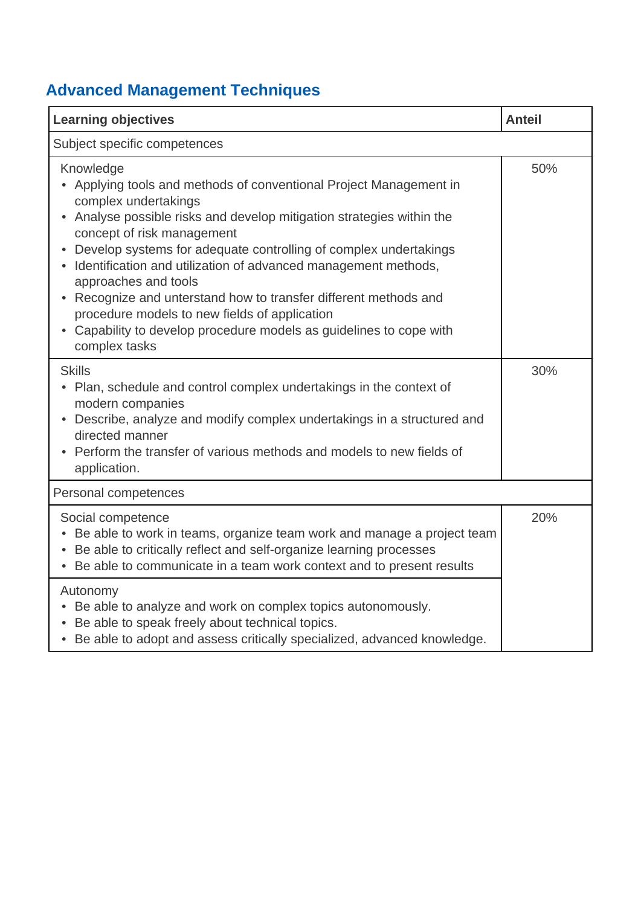## Advanced Management Techniques

| Learning objectives | Anteil |
|---|---|
| Subject specific competences | |
| Knowledge<br>• Applying tools and methods of conventional Project Management in complex undertakings<br>• Analyse possible risks and develop mitigation strategies within the concept of risk management<br>• Develop systems for adequate controlling of complex undertakings<br>• Identification and utilization of advanced management methods, approaches and tools<br>• Recognize and unterstand how to transfer different methods and procedure models to new fields of application<br>• Capability to develop procedure models as guidelines to cope with complex tasks | 50% |
| Skills<br>• Plan, schedule and control complex undertakings in the context of modern companies<br>• Describe, analyze and modify complex undertakings in a structured and directed manner<br>• Perform the transfer of various methods and models to new fields of application. | 30% |
| Personal competences | |
| Social competence<br>• Be able to work in teams, organize team work and manage a project team<br>• Be able to critically reflect and self-organize learning processes<br>• Be able to communicate in a team work context and to present results | 20% |
| Autonomy<br>• Be able to analyze and work on complex topics autonomously.<br>• Be able to speak freely about technical topics.<br>• Be able to adopt and assess critically specialized, advanced knowledge. | |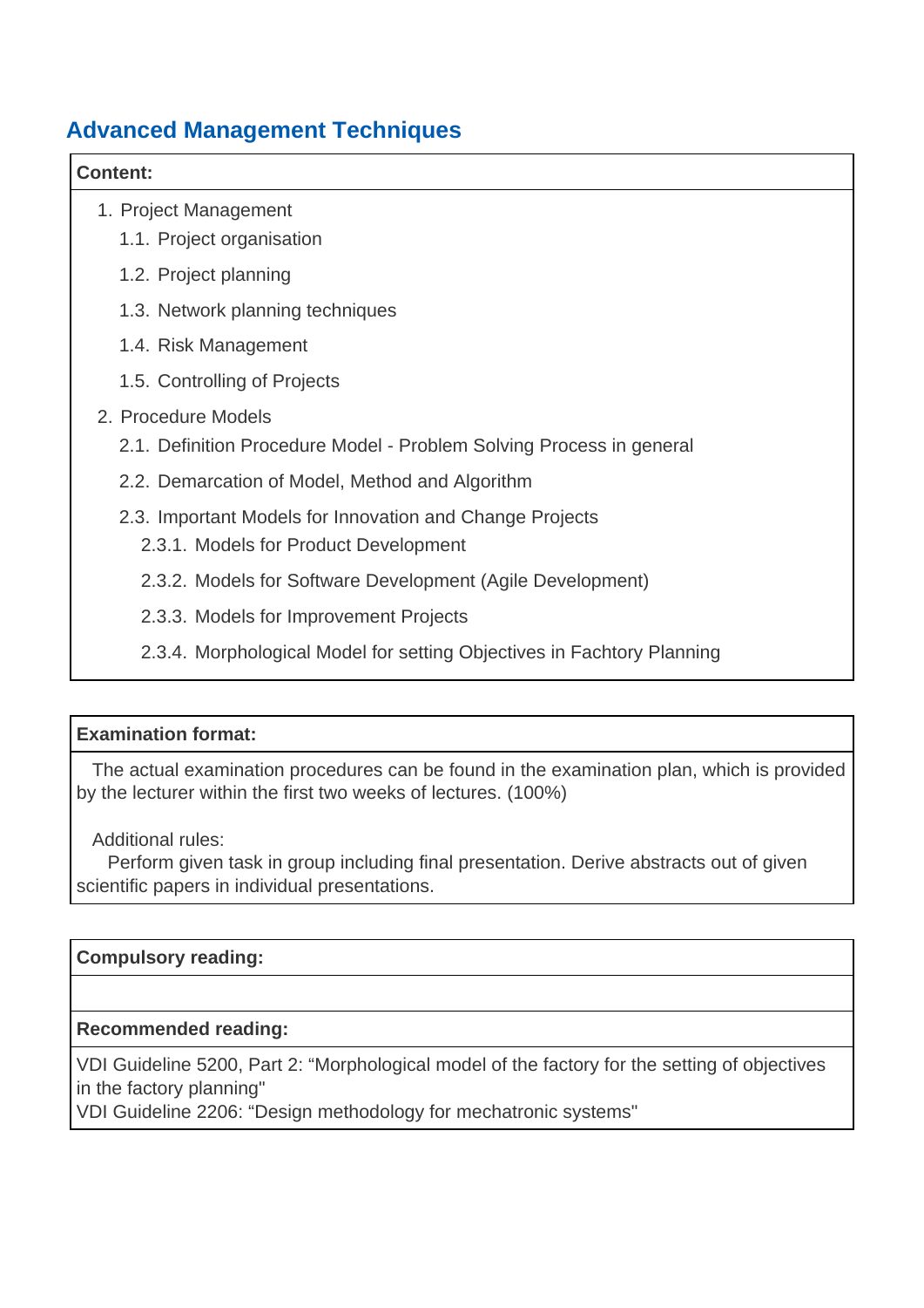## Advanced Management Techniques

**Content:**

1. Project Management
   1.1. Project organisation
   1.2. Project planning
   1.3. Network planning techniques
   1.4. Risk Management
   1.5. Controlling of Projects
2. Procedure Models
   2.1. Definition Procedure Model - Problem Solving Process in general
   2.2. Demarcation of Model, Method and Algorithm
   2.3. Important Models for Innovation and Change Projects
      2.3.1. Models for Product Development
      2.3.2. Models for Software Development (Agile Development)
      2.3.3. Models for Improvement Projects
      2.3.4. Morphological Model for setting Objectives in Fachtory Planning

**Examination format:**

The actual examination procedures can be found in the examination plan, which is provided by the lecturer within the first two weeks of lectures. (100%)

Additional rules:
Perform given task in group including final presentation. Derive abstracts out of given scientific papers in individual presentations.

**Compulsory reading:**

**Recommended reading:**

VDI Guideline 5200, Part 2: “Morphological model of the factory for the setting of objectives in the factory planning"
VDI Guideline 2206: “Design methodology for mechatronic systems"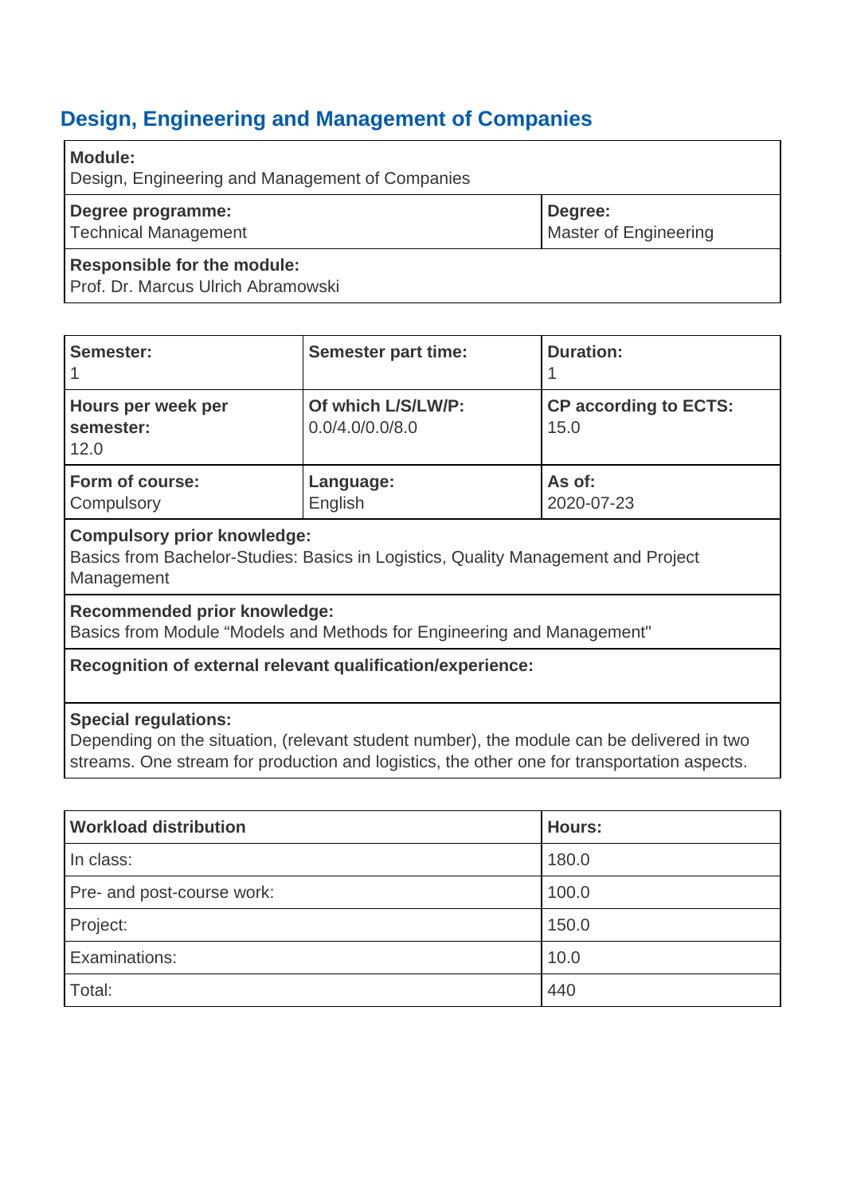## Design, Engineering and Management of Companies

| **Module:**<br>Design, Engineering and Management of Companies | |
|---|---|
| **Degree programme:**<br>Technical Management | **Degree:**<br>Master of Engineering |
| **Responsible for the module:**<br>Prof. Dr. Marcus Ulrich Abramowski | |

| **Semester:**<br>1 | **Semester part time:** | **Duration:**<br>1 |
|---|---|---|
| **Hours per week per semester:**<br>12.0 | **Of which L/S/LW/P:**<br>0.0/4.0/0.0/8.0 | **CP according to ECTS:**<br>15.0 |
| **Form of course:**<br>Compulsory | **Language:**<br>English | **As of:**<br>2020-07-23 |

**Compulsory prior knowledge:**
Basics from Bachelor-Studies: Basics in Logistics, Quality Management and Project Management

**Recommended prior knowledge:**
Basics from Module “Models and Methods for Engineering and Management"

**Recognition of external relevant qualification/experience:**

**Special regulations:**
Depending on the situation, (relevant student number), the module can be delivered in two streams. One stream for production and logistics, the other one for transportation aspects.

| Workload distribution | Hours: |
|---|---|
| In class: | 180.0 |
| Pre- and post-course work: | 100.0 |
| Project: | 150.0 |
| Examinations: | 10.0 |
| Total: | 440 |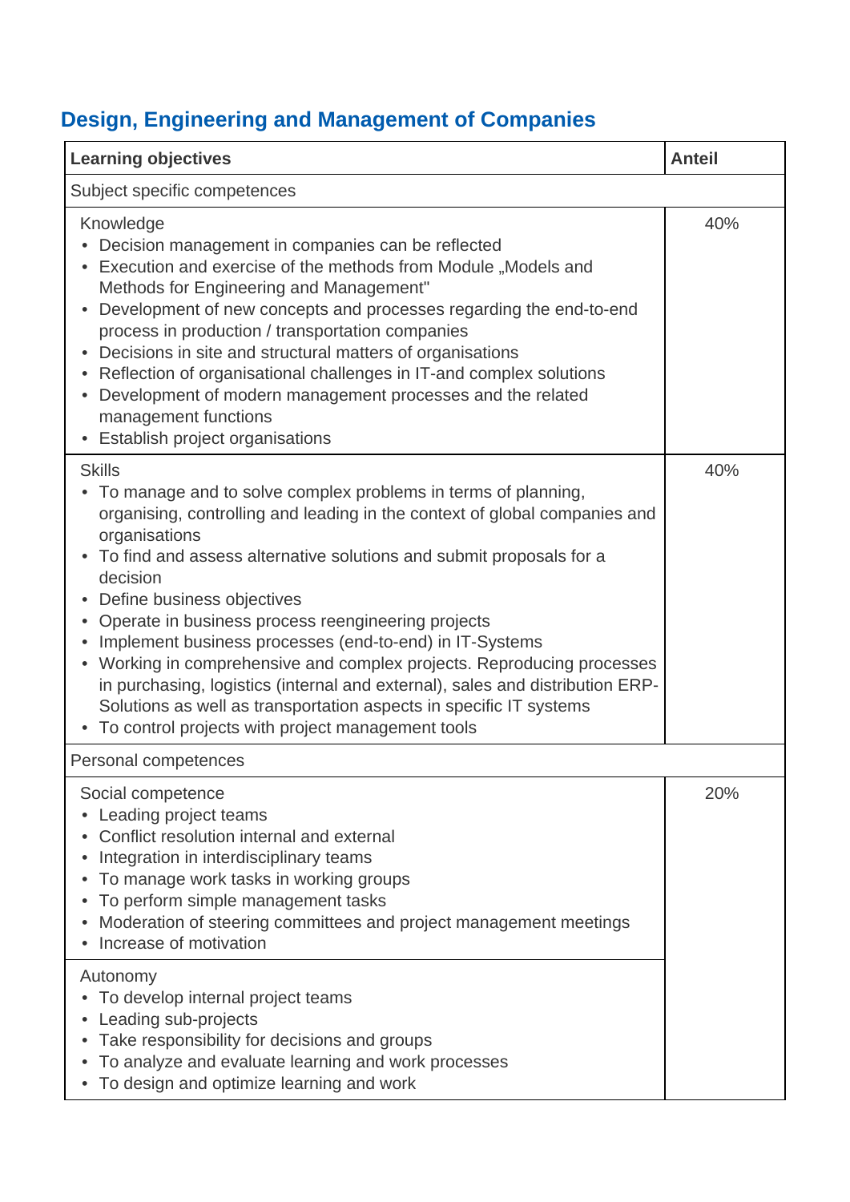## Design, Engineering and Management of Companies

| Learning objectives | Anteil |
|---|---|
| Subject specific competences | |
| Knowledge<br>• Decision management in companies can be reflected<br>• Execution and exercise of the methods from Module „Models and Methods for Engineering and Management"<br>• Development of new concepts and processes regarding the end-to-end process in production / transportation companies<br>• Decisions in site and structural matters of organisations<br>• Reflection of organisational challenges in IT-and complex solutions<br>• Development of modern management processes and the related management functions<br>• Establish project organisations | 40% |
| Skills<br>• To manage and to solve complex problems in terms of planning, organising, controlling and leading in the context of global companies and organisations<br>• To find and assess alternative solutions and submit proposals for a decision<br>• Define business objectives<br>• Operate in business process reengineering projects<br>• Implement business processes (end-to-end) in IT-Systems<br>• Working in comprehensive and complex projects. Reproducing processes in purchasing, logistics (internal and external), sales and distribution ERP-Solutions as well as transportation aspects in specific IT systems<br>• To control projects with project management tools | 40% |
| Personal competences | |
| Social competence<br>• Leading project teams<br>• Conflict resolution internal and external<br>• Integration in interdisciplinary teams<br>• To manage work tasks in working groups<br>• To perform simple management tasks<br>• Moderation of steering committees and project management meetings<br>• Increase of motivation | 20% |
| Autonomy<br>• To develop internal project teams<br>• Leading sub-projects<br>• Take responsibility for decisions and groups<br>• To analyze and evaluate learning and work processes<br>• To design and optimize learning and work | |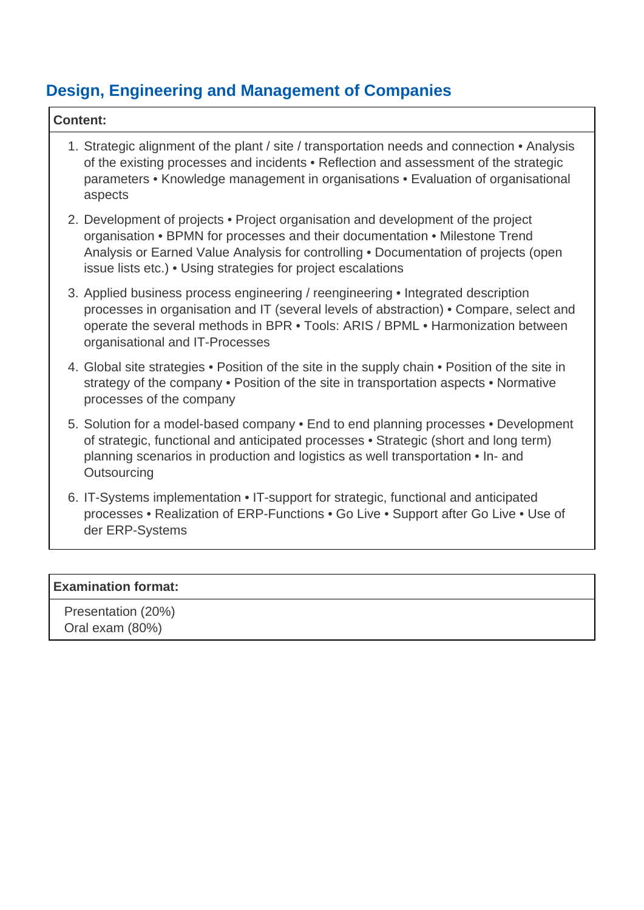## Design, Engineering and Management of Companies

**Content:**

1. Strategic alignment of the plant / site / transportation needs and connection • Analysis of the existing processes and incidents • Reflection and assessment of the strategic parameters • Knowledge management in organisations • Evaluation of organisational aspects
2. Development of projects • Project organisation and development of the project organisation • BPMN for processes and their documentation • Milestone Trend Analysis or Earned Value Analysis for controlling • Documentation of projects (open issue lists etc.) • Using strategies for project escalations
3. Applied business process engineering / reengineering • Integrated description processes in organisation and IT (several levels of abstraction) • Compare, select and operate the several methods in BPR • Tools: ARIS / BPML • Harmonization between organisational and IT-Processes
4. Global site strategies • Position of the site in the supply chain • Position of the site in strategy of the company • Position of the site in transportation aspects • Normative processes of the company
5. Solution for a model-based company • End to end planning processes • Development of strategic, functional and anticipated processes • Strategic (short and long term) planning scenarios in production and logistics as well transportation • In- and Outsourcing
6. IT-Systems implementation • IT-support for strategic, functional and anticipated processes • Realization of ERP-Functions • Go Live • Support after Go Live • Use of der ERP-Systems

**Examination format:**

Presentation (20%)
Oral exam (80%)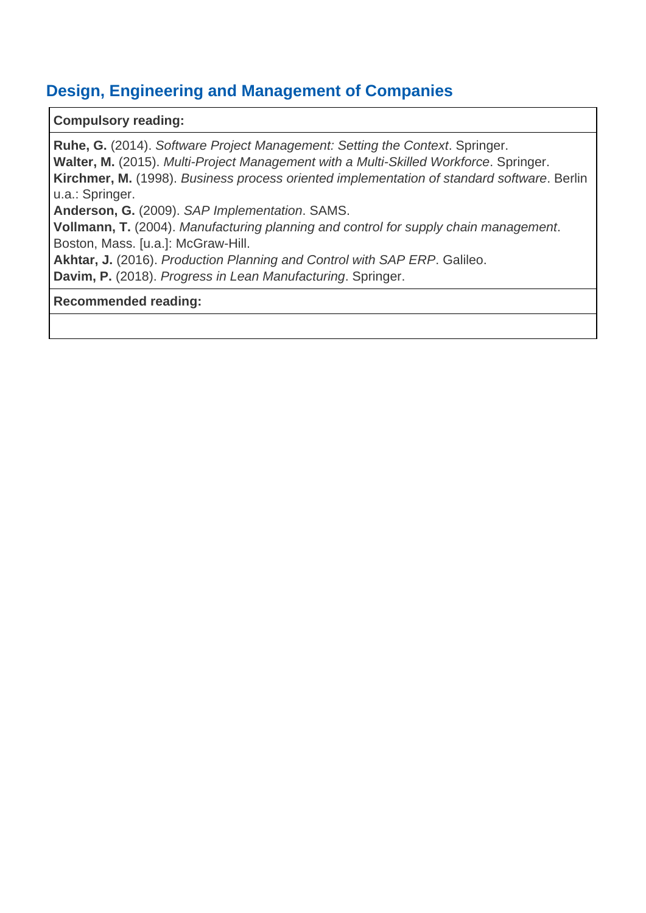## Design, Engineering and Management of Companies

| **Compulsory reading:** |
| --- |
| **Ruhe, G.** (2014). *Software Project Management: Setting the Context*. Springer.<br>**Walter, M.** (2015). *Multi-Project Management with a Multi-Skilled Workforce*. Springer.<br>**Kirchmer, M.** (1998). *Business process oriented implementation of standard software*. Berlin u.a.: Springer.<br>**Anderson, G.** (2009). *SAP Implementation*. SAMS.<br>**Vollmann, T.** (2004). *Manufacturing planning and control for supply chain management*. Boston, Mass. [u.a.]: McGraw-Hill.<br>**Akhtar, J.** (2016). *Production Planning and Control with SAP ERP*. Galileo.<br>**Davim, P.** (2018). *Progress in Lean Manufacturing*. Springer. |
| **Recommended reading:** |
| |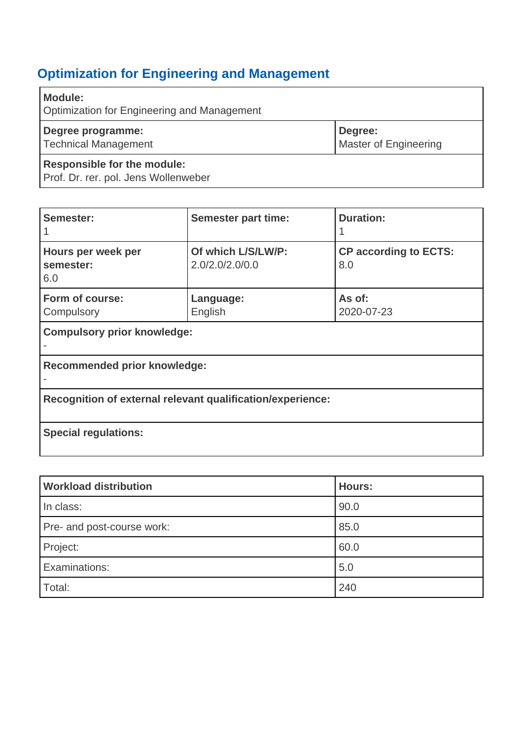## Optimization for Engineering and Management

| **Module:**<br>Optimization for Engineering and Management | |
|---|---|
| **Degree programme:**<br>Technical Management | **Degree:**<br>Master of Engineering |
| **Responsible for the module:**<br>Prof. Dr. rer. pol. Jens Wollenweber | |

| **Semester:**<br>1 | **Semester part time:** | **Duration:**<br>1 |
|---|---|---|
| **Hours per week per semester:**<br>6.0 | **Of which L/S/LW/P:**<br>2.0/2.0/2.0/0.0 | **CP according to ECTS:**<br>8.0 |
| **Form of course:**<br>Compulsory | **Language:**<br>English | **As of:**<br>2020-07-23 |
| **Compulsory prior knowledge:**<br>- | | |
| **Recommended prior knowledge:**<br>- | | |
| **Recognition of external relevant qualification/experience:** | | |
| **Special regulations:** | | |

| Workload distribution | Hours: |
|---|---|
| In class: | 90.0 |
| Pre- and post-course work: | 85.0 |
| Project: | 60.0 |
| Examinations: | 5.0 |
| Total: | 240 |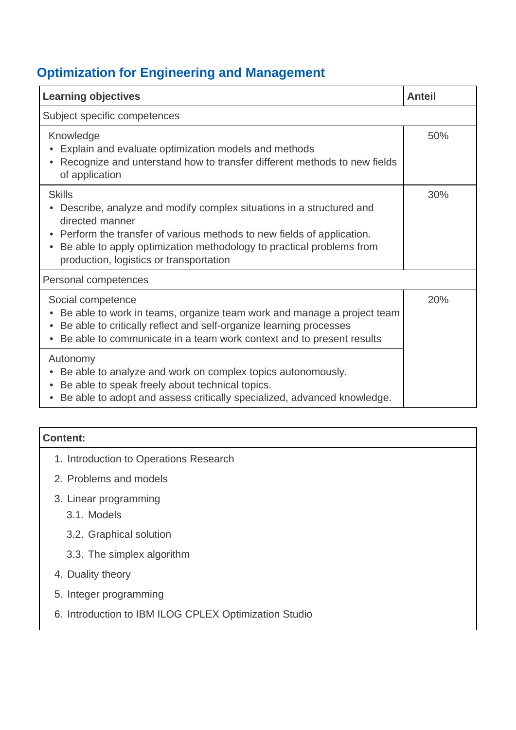## Optimization for Engineering and Management

| Learning objectives | Anteil |
|---|---|
| Subject specific competences | |
| Knowledge<br>• Explain and evaluate optimization models and methods<br>• Recognize and unterstand how to transfer different methods to new fields of application | 50% |
| Skills<br>• Describe, analyze and modify complex situations in a structured and directed manner<br>• Perform the transfer of various methods to new fields of application.<br>• Be able to apply optimization methodology to practical problems from production, logistics or transportation | 30% |
| Personal competences | |
| Social competence<br>• Be able to work in teams, organize team work and manage a project team<br>• Be able to critically reflect and self-organize learning processes<br>• Be able to communicate in a team work context and to present results | 20% |
| Autonomy<br>• Be able to analyze and work on complex topics autonomously.<br>• Be able to speak freely about technical topics.<br>• Be able to adopt and assess critically specialized, advanced knowledge. | |

**Content:**

1. Introduction to Operations Research
2. Problems and models
3. Linear programming
   - 3.1. Models
   - 3.2. Graphical solution
   - 3.3. The simplex algorithm
4. Duality theory
5. Integer programming
6. Introduction to IBM ILOG CPLEX Optimization Studio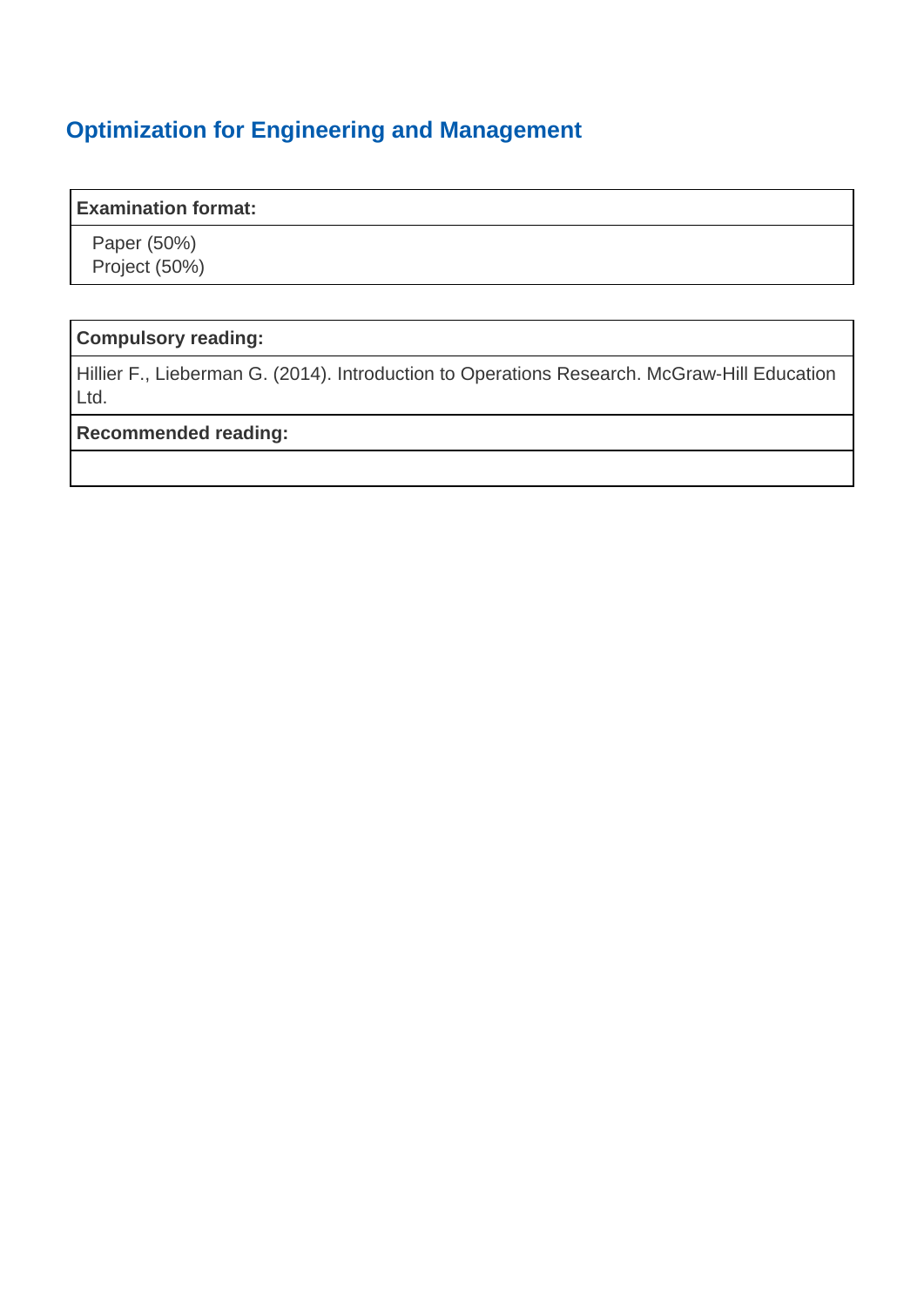## Optimization for Engineering and Management

| **Examination format:** |
| --- |
| Paper (50%)<br>Project (50%) |

| **Compulsory reading:** |
| --- |
| Hillier F., Lieberman G. (2014). Introduction to Operations Research. McGraw-Hill Education Ltd. |
| **Recommended reading:** |
| |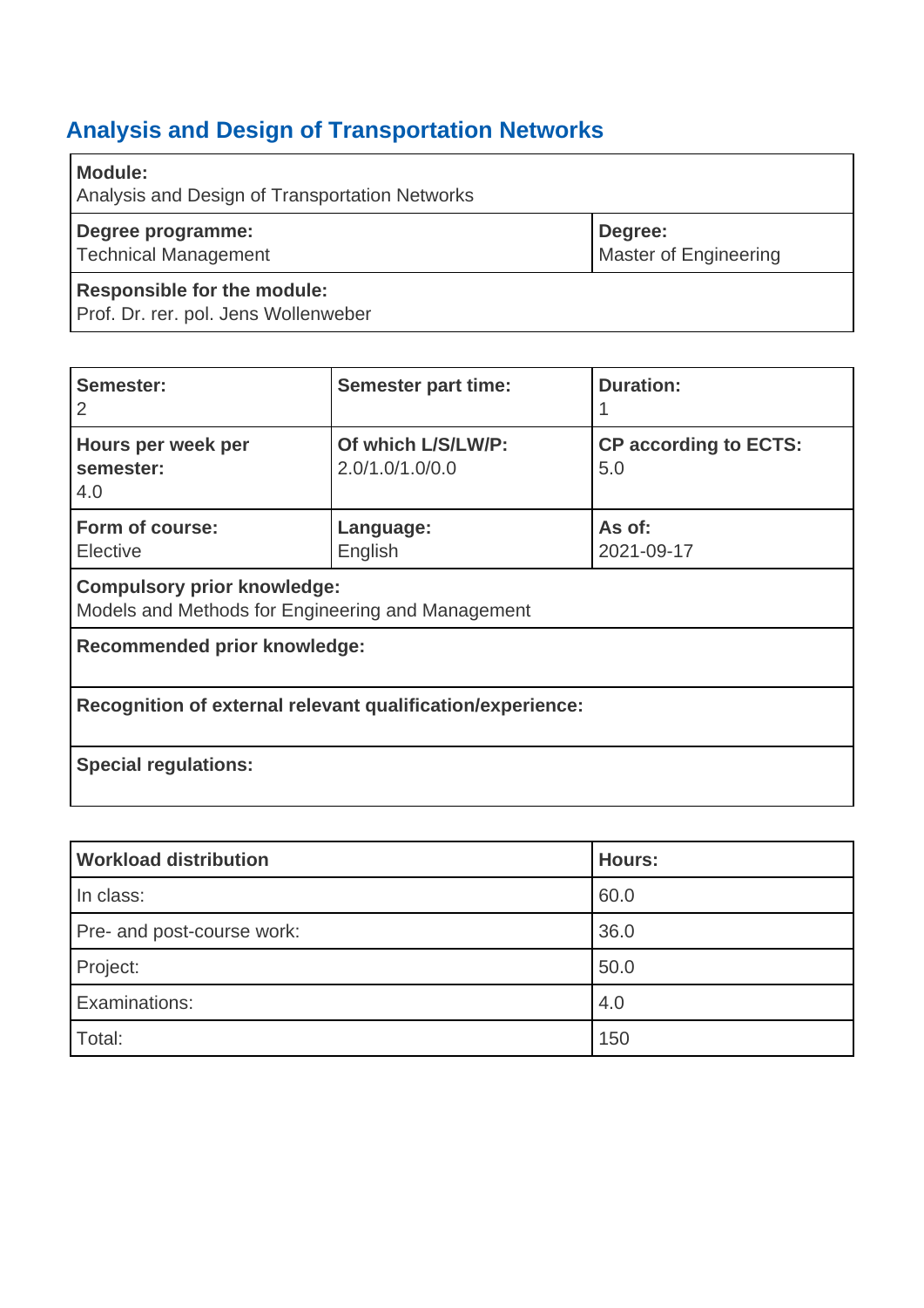## Analysis and Design of Transportation Networks

| **Module:** Analysis and Design of Transportation Networks | |
|---|---|
| **Degree programme:** Technical Management | **Degree:** Master of Engineering |
| **Responsible for the module:** Prof. Dr. rer. pol. Jens Wollenweber | |

| **Semester:** 2 | **Semester part time:** | **Duration:** 1 |
|---|---|---|
| **Hours per week per semester:** 4.0 | **Of which L/S/LW/P:** 2.0/1.0/1.0/0.0 | **CP according to ECTS:** 5.0 |
| **Form of course:** Elective | **Language:** English | **As of:** 2021-09-17 |
| **Compulsory prior knowledge:** Models and Methods for Engineering and Management | | |
| **Recommended prior knowledge:** | | |
| **Recognition of external relevant qualification/experience:** | | |
| **Special regulations:** | | |

| **Workload distribution** | **Hours:** |
|---|---|
| In class: | 60.0 |
| Pre- and post-course work: | 36.0 |
| Project: | 50.0 |
| Examinations: | 4.0 |
| Total: | 150 |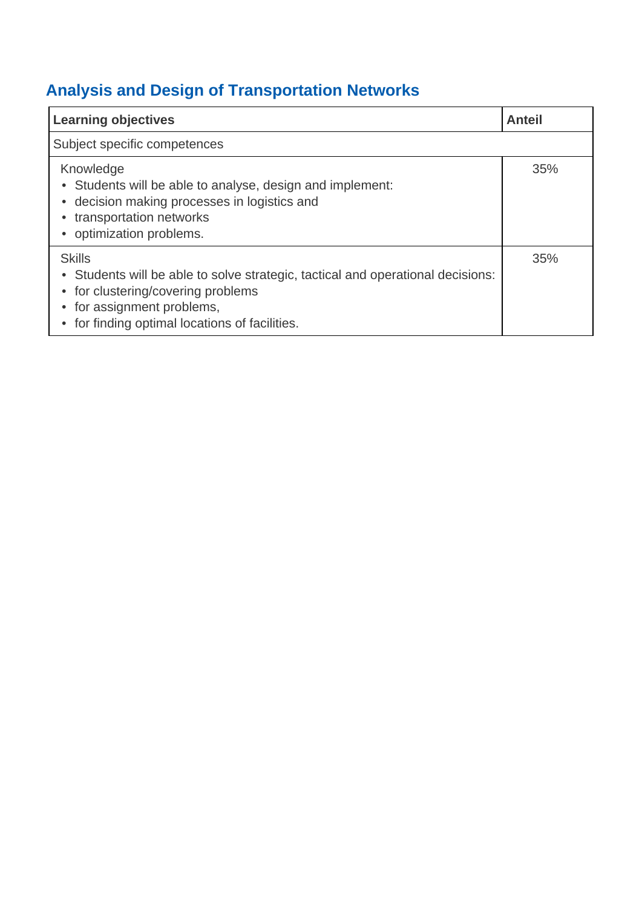## Analysis and Design of Transportation Networks

| Learning objectives | Anteil |
|---|---|
| Subject specific competences | |
| Knowledge<br>• Students will be able to analyse, design and implement:<br>• decision making processes in logistics and<br>• transportation networks<br>• optimization problems. | 35% |
| Skills<br>• Students will be able to solve strategic, tactical and operational decisions:<br>• for clustering/covering problems<br>• for assignment problems,<br>• for finding optimal locations of facilities. | 35% |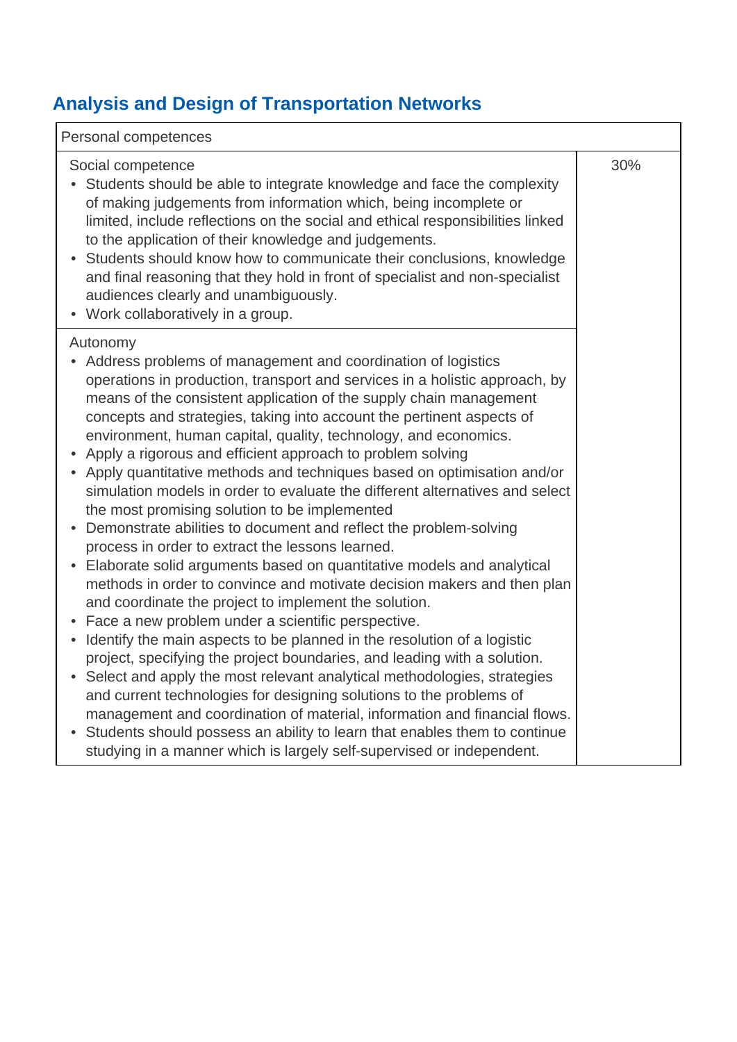## Analysis and Design of Transportation Networks

| Personal competences | |
|---|---|
| Social competence<br>• Students should be able to integrate knowledge and face the complexity of making judgements from information which, being incomplete or limited, include reflections on the social and ethical responsibilities linked to the application of their knowledge and judgements.<br>• Students should know how to communicate their conclusions, knowledge and final reasoning that they hold in front of specialist and non-specialist audiences clearly and unambiguously.<br>• Work collaboratively in a group. | 30% |
| Autonomy<br>• Address problems of management and coordination of logistics operations in production, transport and services in a holistic approach, by means of the consistent application of the supply chain management concepts and strategies, taking into account the pertinent aspects of environment, human capital, quality, technology, and economics.<br>• Apply a rigorous and efficient approach to problem solving<br>• Apply quantitative methods and techniques based on optimisation and/or simulation models in order to evaluate the different alternatives and select the most promising solution to be implemented<br>• Demonstrate abilities to document and reflect the problem-solving process in order to extract the lessons learned.<br>• Elaborate solid arguments based on quantitative models and analytical methods in order to convince and motivate decision makers and then plan and coordinate the project to implement the solution.<br>• Face a new problem under a scientific perspective.<br>• Identify the main aspects to be planned in the resolution of a logistic project, specifying the project boundaries, and leading with a solution.<br>• Select and apply the most relevant analytical methodologies, strategies and current technologies for designing solutions to the problems of management and coordination of material, information and financial flows.<br>• Students should possess an ability to learn that enables them to continue studying in a manner which is largely self-supervised or independent. | |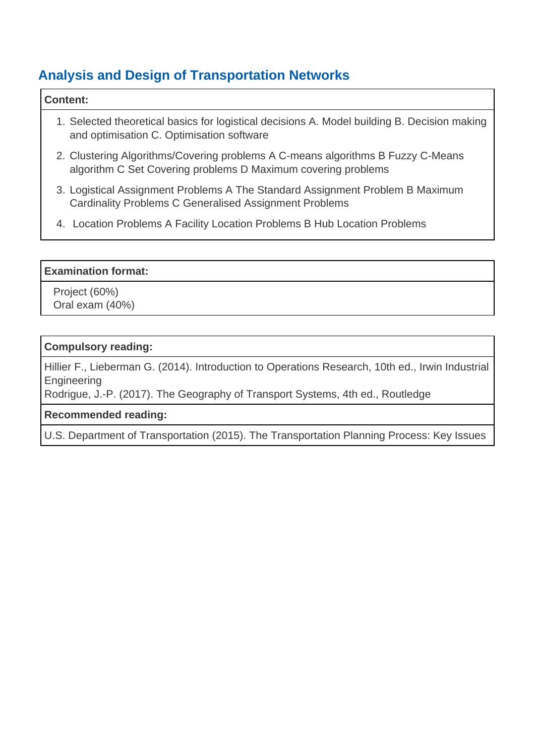## Analysis and Design of Transportation Networks

**Content:**

1. Selected theoretical basics for logistical decisions A. Model building B. Decision making and optimisation C. Optimisation software
2. Clustering Algorithms/Covering problems A C-means algorithms B Fuzzy C-Means algorithm C Set Covering problems D Maximum covering problems
3. Logistical Assignment Problems A The Standard Assignment Problem B Maximum Cardinality Problems C Generalised Assignment Problems
4. Location Problems A Facility Location Problems B Hub Location Problems

**Examination format:**

Project (60%)
Oral exam (40%)

**Compulsory reading:**

Hillier F., Lieberman G. (2014). Introduction to Operations Research, 10th ed., Irwin Industrial Engineering
Rodrigue, J.-P. (2017). The Geography of Transport Systems, 4th ed., Routledge

**Recommended reading:**

U.S. Department of Transportation (2015). The Transportation Planning Process: Key Issues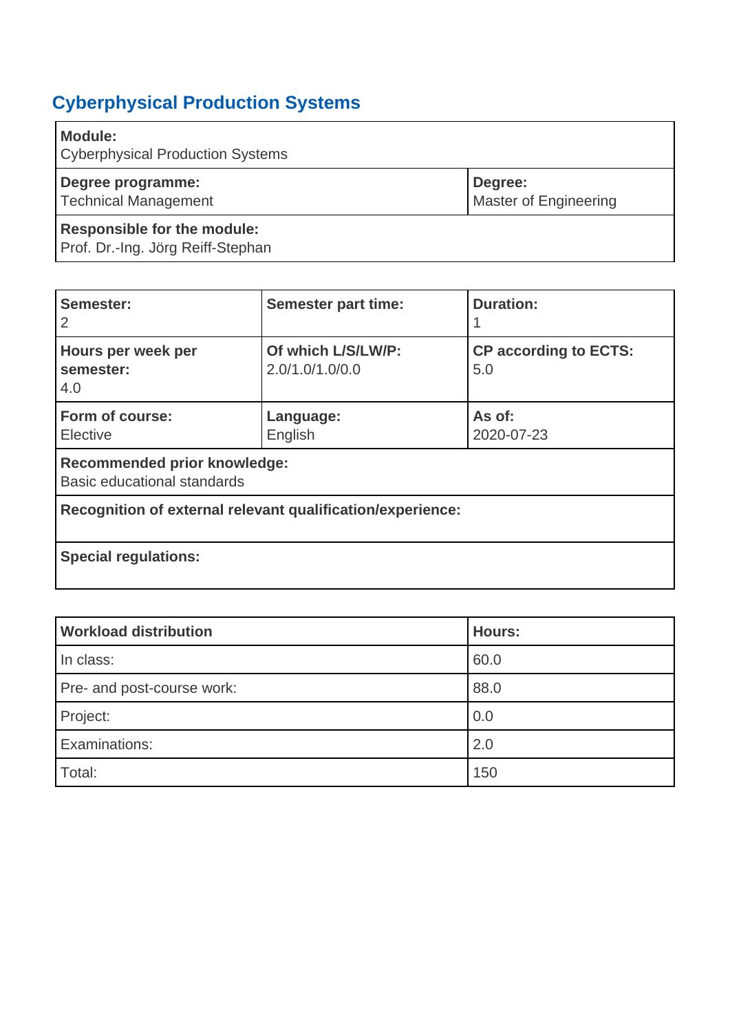## Cyberphysical Production Systems

| **Module:**<br>Cyberphysical Production Systems | |
|---|---|
| **Degree programme:**<br>Technical Management | **Degree:**<br>Master of Engineering |
| **Responsible for the module:**<br>Prof. Dr.-Ing. Jörg Reiff-Stephan | |

| **Semester:**<br>2 | **Semester part time:** | **Duration:**<br>1 |
|---|---|---|
| **Hours per week per semester:**<br>4.0 | **Of which L/S/LW/P:**<br>2.0/1.0/1.0/0.0 | **CP according to ECTS:**<br>5.0 |
| **Form of course:**<br>Elective | **Language:**<br>English | **As of:**<br>2020-07-23 |
| **Recommended prior knowledge:**<br>Basic educational standards | | |
| **Recognition of external relevant qualification/experience:** | | |
| **Special regulations:** | | |

| **Workload distribution** | **Hours:** |
|---|---|
| In class: | 60.0 |
| Pre- and post-course work: | 88.0 |
| Project: | 0.0 |
| Examinations: | 2.0 |
| Total: | 150 |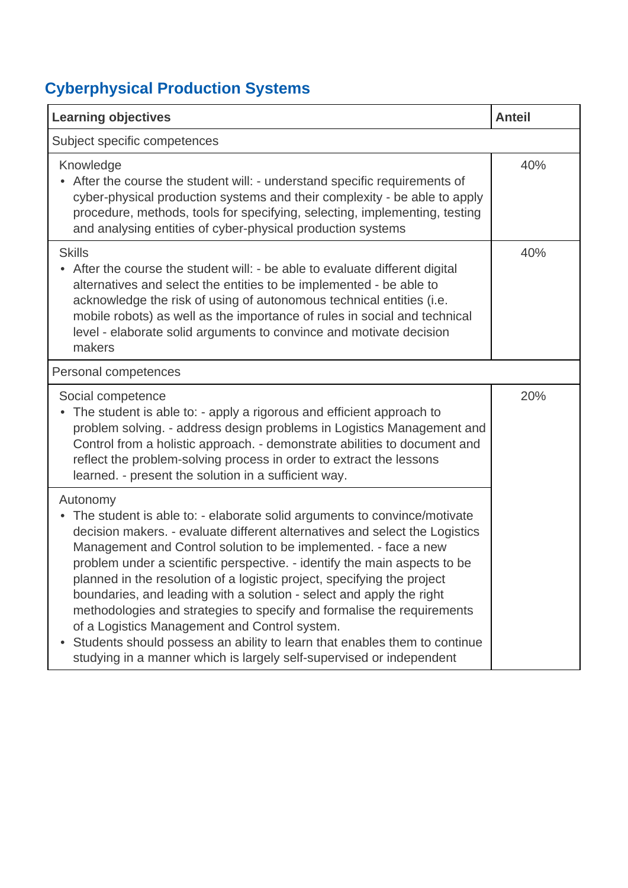## Cyberphysical Production Systems

| Learning objectives | Anteil |
|---|---|
| Subject specific competences | |
| Knowledge<br>• After the course the student will: - understand specific requirements of cyber-physical production systems and their complexity - be able to apply procedure, methods, tools for specifying, selecting, implementing, testing and analysing entities of cyber-physical production systems | 40% |
| Skills<br>• After the course the student will: - be able to evaluate different digital alternatives and select the entities to be implemented - be able to acknowledge the risk of using of autonomous technical entities (i.e. mobile robots) as well as the importance of rules in social and technical level - elaborate solid arguments to convince and motivate decision makers | 40% |
| Personal competences | |
| Social competence<br>• The student is able to: - apply a rigorous and efficient approach to problem solving. - address design problems in Logistics Management and Control from a holistic approach. - demonstrate abilities to document and reflect the problem-solving process in order to extract the lessons learned. - present the solution in a sufficient way. | 20% |
| Autonomy<br>• The student is able to: - elaborate solid arguments to convince/motivate decision makers. - evaluate different alternatives and select the Logistics Management and Control solution to be implemented. - face a new problem under a scientific perspective. - identify the main aspects to be planned in the resolution of a logistic project, specifying the project boundaries, and leading with a solution - select and apply the right methodologies and strategies to specify and formalise the requirements of a Logistics Management and Control system.<br>• Students should possess an ability to learn that enables them to continue studying in a manner which is largely self-supervised or independent | |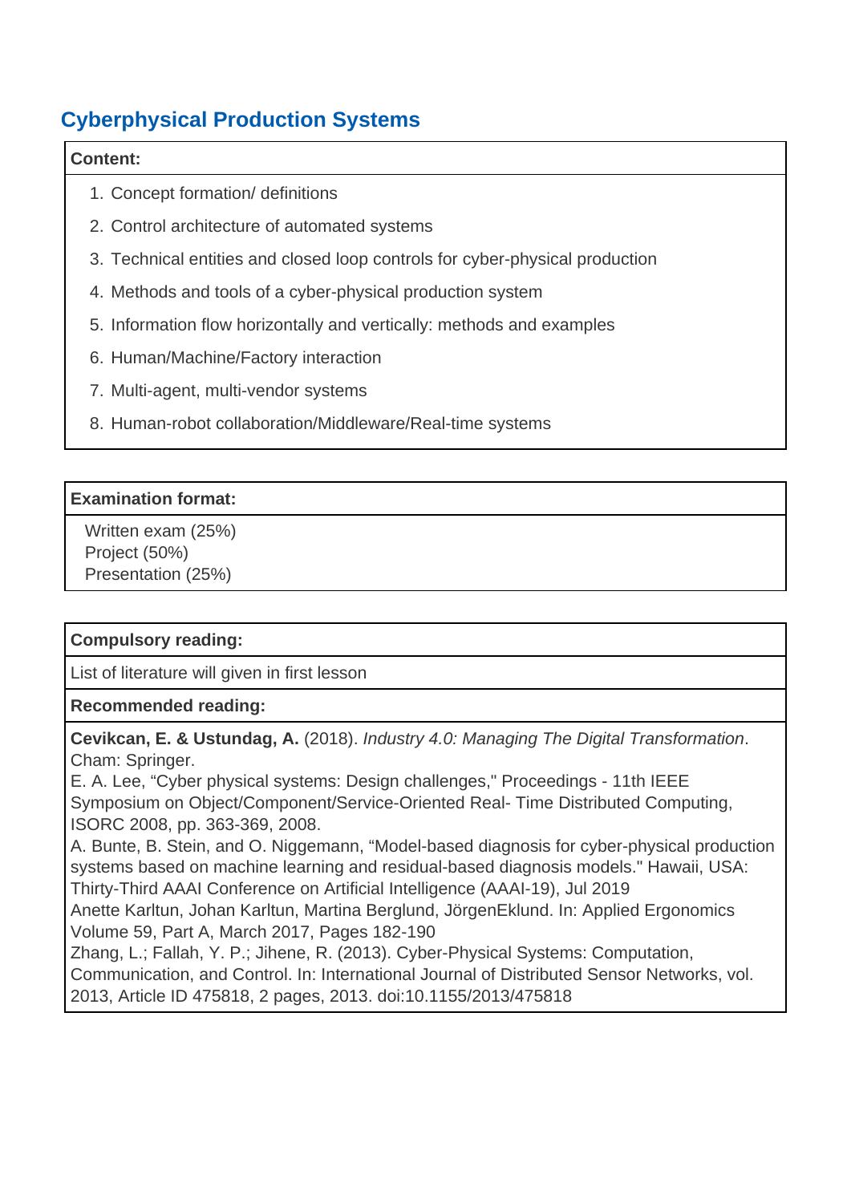## Cyberphysical Production Systems

**Content:**

1. Concept formation/ definitions
2. Control architecture of automated systems
3. Technical entities and closed loop controls for cyber-physical production
4. Methods and tools of a cyber-physical production system
5. Information flow horizontally and vertically: methods and examples
6. Human/Machine/Factory interaction
7. Multi-agent, multi-vendor systems
8. Human-robot collaboration/Middleware/Real-time systems

**Examination format:**

Written exam (25%)
Project (50%)
Presentation (25%)

**Compulsory reading:**

List of literature will given in first lesson

**Recommended reading:**

**Cevikcan, E. & Ustundag, A.** (2018). *Industry 4.0: Managing The Digital Transformation*. Cham: Springer.
E. A. Lee, "Cyber physical systems: Design challenges," Proceedings - 11th IEEE Symposium on Object/Component/Service-Oriented Real- Time Distributed Computing, ISORC 2008, pp. 363-369, 2008.
A. Bunte, B. Stein, and O. Niggemann, "Model-based diagnosis for cyber-physical production systems based on machine learning and residual-based diagnosis models." Hawaii, USA: Thirty-Third AAAI Conference on Artificial Intelligence (AAAI-19), Jul 2019
Anette Karltun, Johan Karltun, Martina Berglund, JörgenEklund. In: Applied Ergonomics Volume 59, Part A, March 2017, Pages 182-190
Zhang, L.; Fallah, Y. P.; Jihene, R. (2013). Cyber-Physical Systems: Computation, Communication, and Control. In: International Journal of Distributed Sensor Networks, vol. 2013, Article ID 475818, 2 pages, 2013. doi:10.1155/2013/475818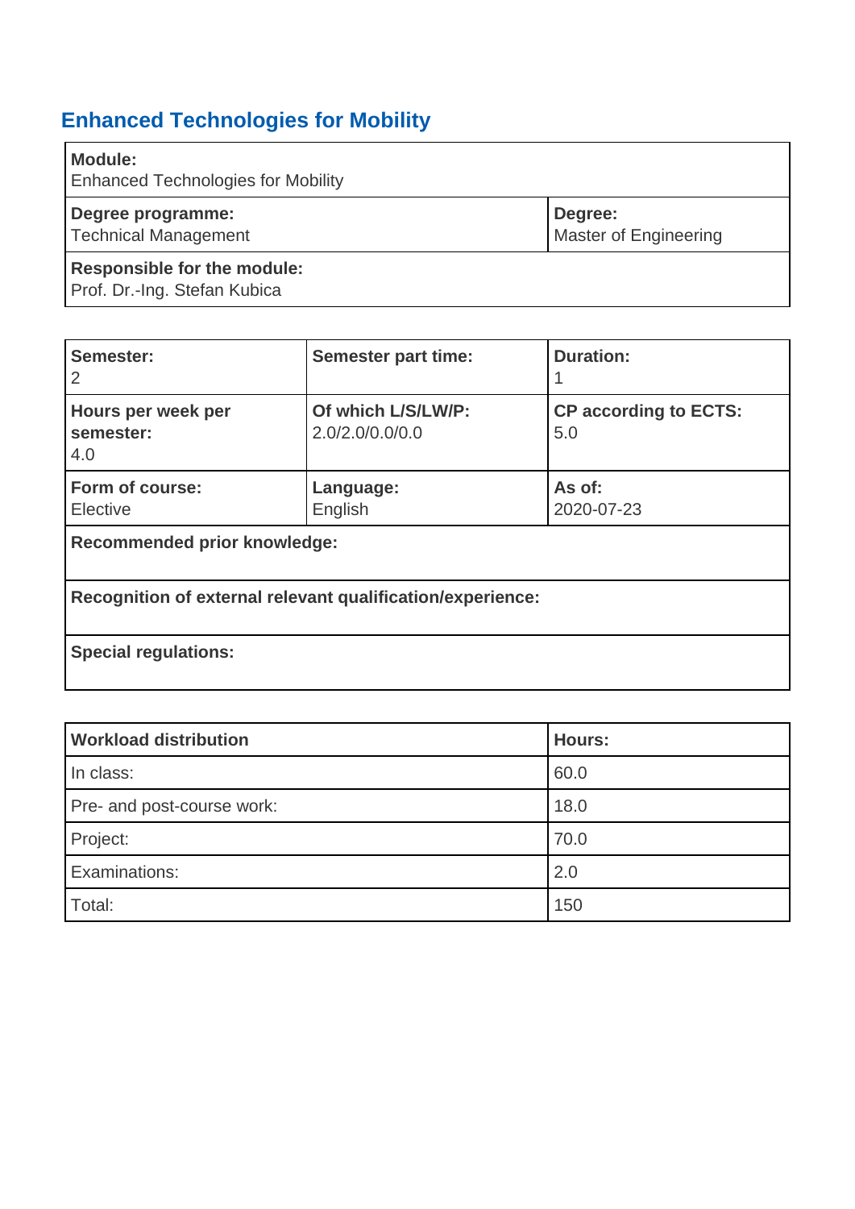## Enhanced Technologies for Mobility

| **Module:**<br>Enhanced Technologies for Mobility | |
|---|---|
| **Degree programme:**<br>Technical Management | **Degree:**<br>Master of Engineering |
| **Responsible for the module:**<br>Prof. Dr.-Ing. Stefan Kubica | |

| **Semester:**<br>2 | **Semester part time:** | **Duration:**<br>1 |
|---|---|---|
| **Hours per week per semester:**<br>4.0 | **Of which L/S/LW/P:**<br>2.0/2.0/0.0/0.0 | **CP according to ECTS:**<br>5.0 |
| **Form of course:**<br>Elective | **Language:**<br>English | **As of:**<br>2020-07-23 |
| **Recommended prior knowledge:** | | |
| **Recognition of external relevant qualification/experience:** | | |
| **Special regulations:** | | |

| **Workload distribution** | **Hours:** |
|---|---|
| In class: | 60.0 |
| Pre- and post-course work: | 18.0 |
| Project: | 70.0 |
| Examinations: | 2.0 |
| Total: | 150 |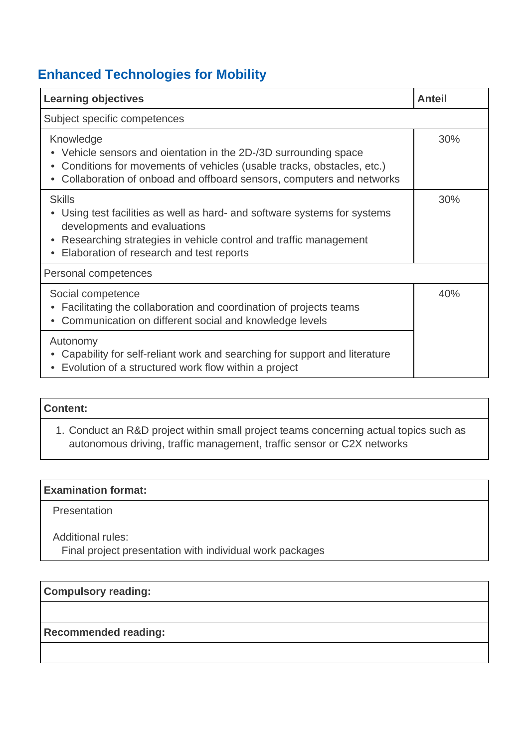## Enhanced Technologies for Mobility

| Learning objectives | Anteil |
|---|---|
| Subject specific competences | |
| Knowledge<br>• Vehicle sensors and oientation in the 2D-/3D surrounding space<br>• Conditions for movements of vehicles (usable tracks, obstacles, etc.)<br>• Collaboration of onboad and offboard sensors, computers and networks | 30% |
| Skills<br>• Using test facilities as well as hard- and software systems for systems developments and evaluations<br>• Researching strategies in vehicle control and traffic management<br>• Elaboration of research and test reports | 30% |
| Personal competences | |
| Social competence<br>• Facilitating the collaboration and coordination of projects teams<br>• Communication on different social and knowledge levels | 40% |
| Autonomy<br>• Capability for self-reliant work and searching for support and literature<br>• Evolution of a structured work flow within a project | |

**Content:**

1. Conduct an R&D project within small project teams concerning actual topics such as autonomous driving, traffic management, traffic sensor or C2X networks

**Examination format:**

Presentation

Additional rules:
Final project presentation with individual work packages

**Compulsory reading:**

**Recommended reading:**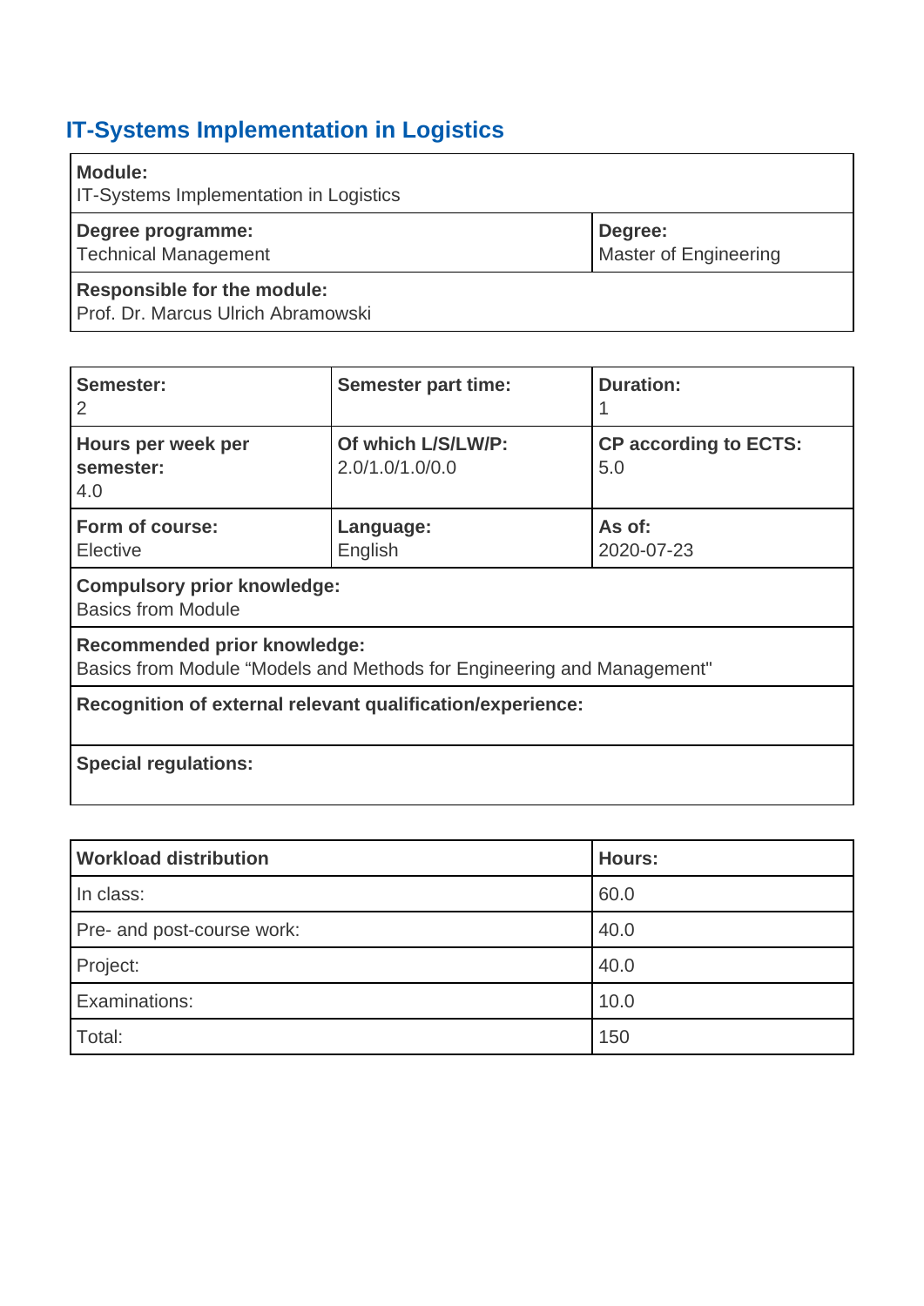## IT-Systems Implementation in Logistics

| **Module:** IT-Systems Implementation in Logistics | |
|---|---|
| **Degree programme:** Technical Management | **Degree:** Master of Engineering |
| **Responsible for the module:** Prof. Dr. Marcus Ulrich Abramowski | |

| **Semester:** 2 | **Semester part time:** | **Duration:** 1 |
|---|---|---|
| **Hours per week per semester:** 4.0 | **Of which L/S/LW/P:** 2.0/1.0/1.0/0.0 | **CP according to ECTS:** 5.0 |
| **Form of course:** Elective | **Language:** English | **As of:** 2020-07-23 |
| **Compulsory prior knowledge:** Basics from Module | | |
| **Recommended prior knowledge:** Basics from Module “Models and Methods for Engineering and Management" | | |
| **Recognition of external relevant qualification/experience:** | | |
| **Special regulations:** | | |

| **Workload distribution** | **Hours:** |
|---|---|
| In class: | 60.0 |
| Pre- and post-course work: | 40.0 |
| Project: | 40.0 |
| Examinations: | 10.0 |
| Total: | 150 |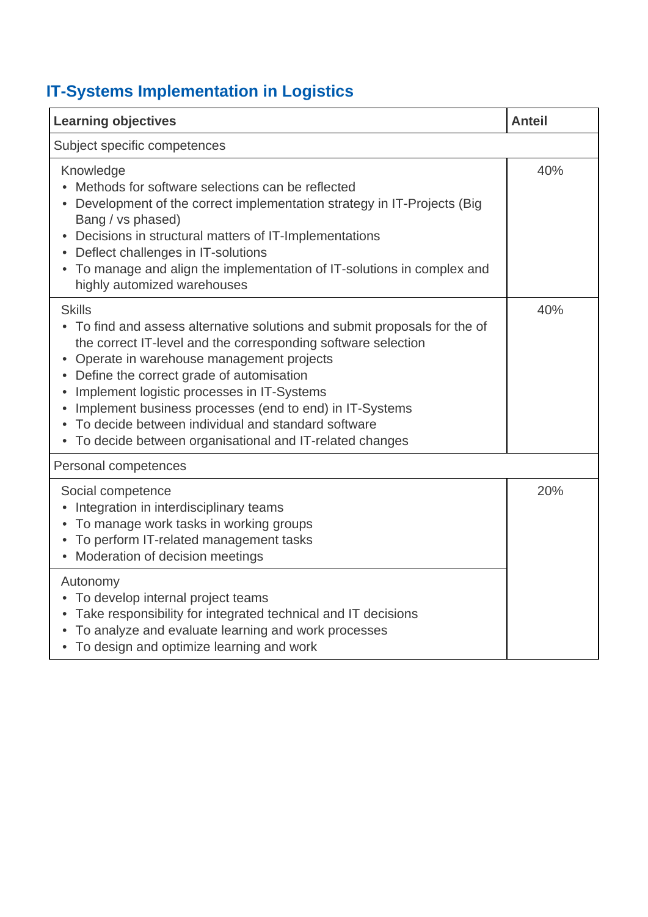## IT-Systems Implementation in Logistics

| Learning objectives | Anteil |
|---|---|
| Subject specific competences | |
| Knowledge<br>• Methods for software selections can be reflected<br>• Development of the correct implementation strategy in IT-Projects (Big Bang / vs phased)<br>• Decisions in structural matters of IT-Implementations<br>• Deflect challenges in IT-solutions<br>• To manage and align the implementation of IT-solutions in complex and highly automized warehouses | 40% |
| Skills<br>• To find and assess alternative solutions and submit proposals for the of the correct IT-level and the corresponding software selection<br>• Operate in warehouse management projects<br>• Define the correct grade of automisation<br>• Implement logistic processes in IT-Systems<br>• Implement business processes (end to end) in IT-Systems<br>• To decide between individual and standard software<br>• To decide between organisational and IT-related changes | 40% |
| Personal competences | |
| Social competence<br>• Integration in interdisciplinary teams<br>• To manage work tasks in working groups<br>• To perform IT-related management tasks<br>• Moderation of decision meetings | 20% |
| Autonomy<br>• To develop internal project teams<br>• Take responsibility for integrated technical and IT decisions<br>• To analyze and evaluate learning and work processes<br>• To design and optimize learning and work | |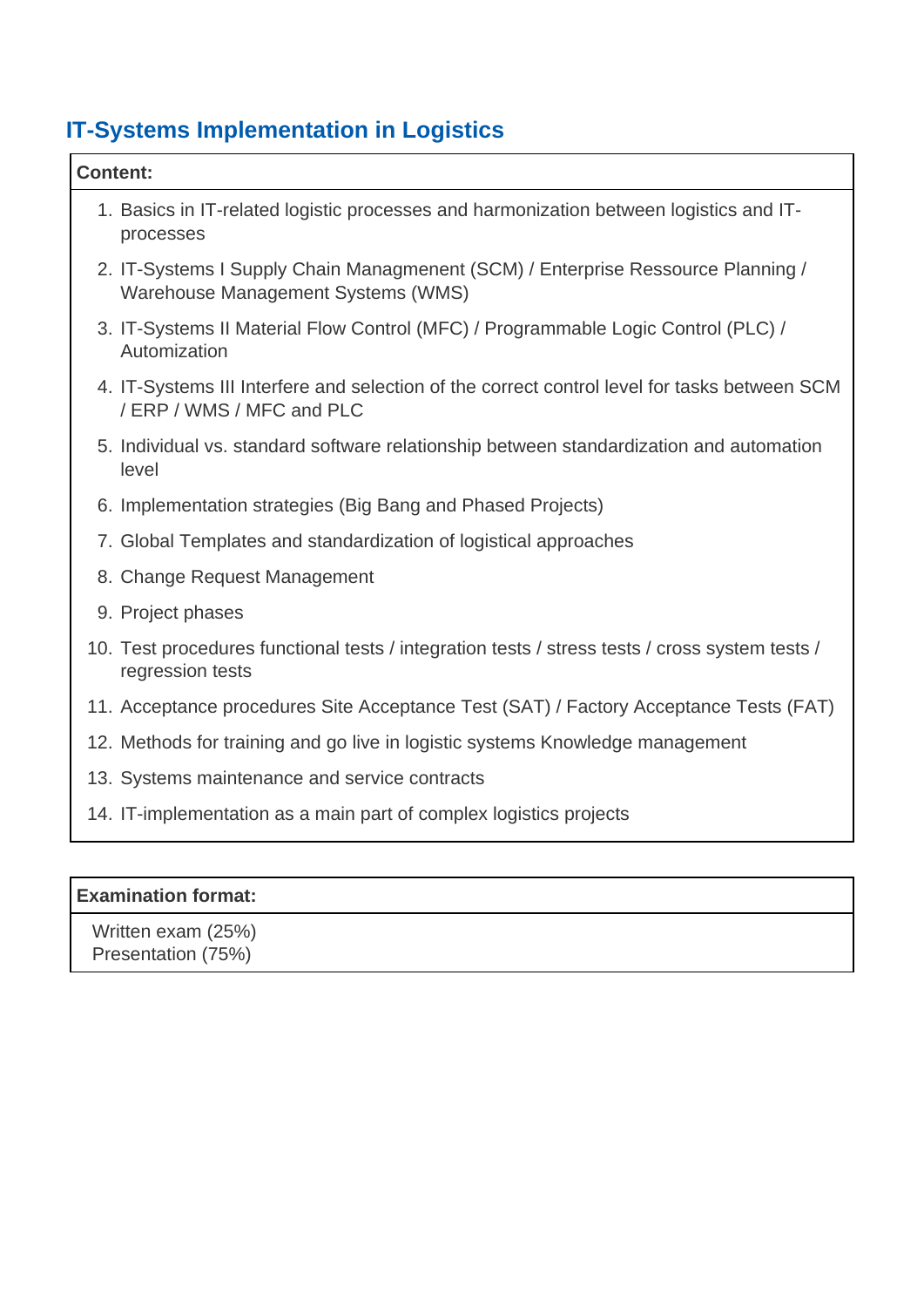## IT-Systems Implementation in Logistics

| Content: |
|---|
| 1. Basics in IT-related logistic processes and harmonization between logistics and IT-processes<br>2. IT-Systems I Supply Chain Managmenent (SCM) / Enterprise Ressource Planning / Warehouse Management Systems (WMS)<br>3. IT-Systems II Material Flow Control (MFC) / Programmable Logic Control (PLC) / Automization<br>4. IT-Systems III Interfere and selection of the correct control level for tasks between SCM / ERP / WMS / MFC and PLC<br>5. Individual vs. standard software relationship between standardization and automation level<br>6. Implementation strategies (Big Bang and Phased Projects)<br>7. Global Templates and standardization of logistical approaches<br>8. Change Request Management<br>9. Project phases<br>10. Test procedures functional tests / integration tests / stress tests / cross system tests / regression tests<br>11. Acceptance procedures Site Acceptance Test (SAT) / Factory Acceptance Tests (FAT)<br>12. Methods for training and go live in logistic systems Knowledge management<br>13. Systems maintenance and service contracts<br>14. IT-implementation as a main part of complex logistics projects |

| Examination format: |
|---|
| Written exam (25%)<br>Presentation (75%) |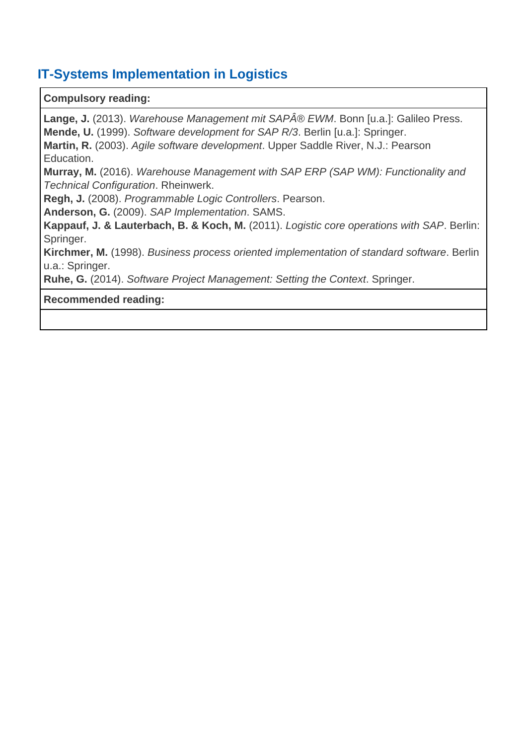## IT-Systems Implementation in Logistics

| **Compulsory reading:** |
|---|
| **Lange, J.** (2013). *Warehouse Management mit SAPÂ® EWM*. Bonn [u.a.]: Galileo Press.<br>**Mende, U.** (1999). *Software development for SAP R/3*. Berlin [u.a.]: Springer.<br>**Martin, R.** (2003). *Agile software development*. Upper Saddle River, N.J.: Pearson Education.<br>**Murray, M.** (2016). *Warehouse Management with SAP ERP (SAP WM): Functionality and Technical Configuration*. Rheinwerk.<br>**Regh, J.** (2008). *Programmable Logic Controllers*. Pearson.<br>**Anderson, G.** (2009). *SAP Implementation*. SAMS.<br>**Kappauf, J. & Lauterbach, B. & Koch, M.** (2011). *Logistic core operations with SAP*. Berlin: Springer.<br>**Kirchmer, M.** (1998). *Business process oriented implementation of standard software*. Berlin u.a.: Springer.<br>**Ruhe, G.** (2014). *Software Project Management: Setting the Context*. Springer. |
| **Recommended reading:** |
| |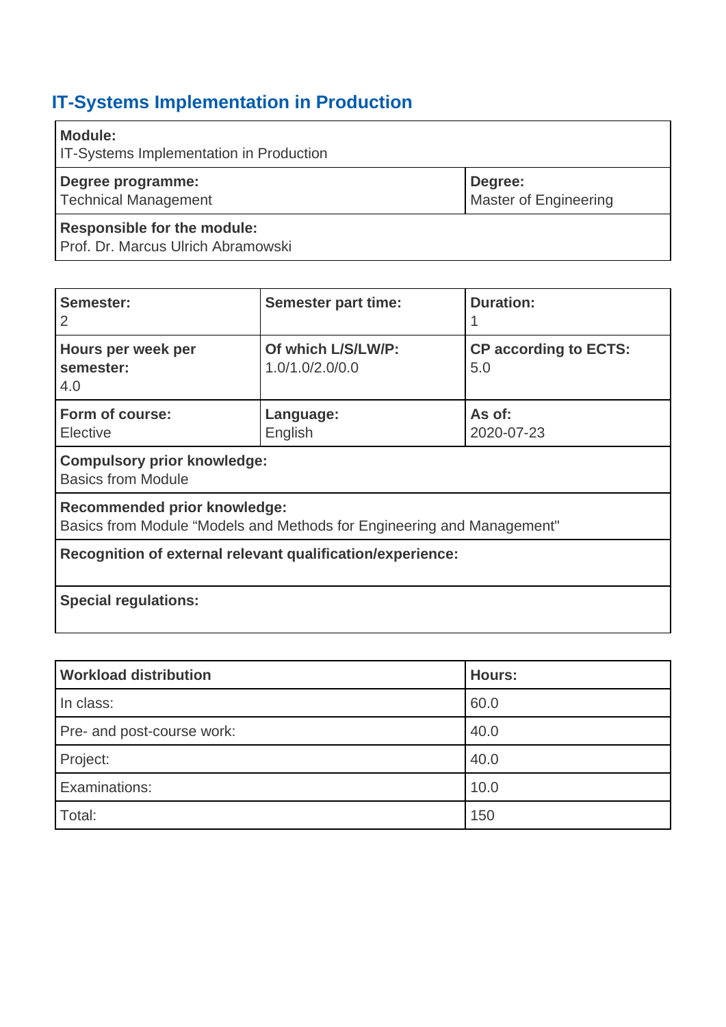## IT-Systems Implementation in Production

| **Module:**<br>IT-Systems Implementation in Production | |
|---|---|
| **Degree programme:**<br>Technical Management | **Degree:**<br>Master of Engineering |
| **Responsible for the module:**<br>Prof. Dr. Marcus Ulrich Abramowski | |

| **Semester:**<br>2 | **Semester part time:** | **Duration:**<br>1 |
|---|---|---|
| **Hours per week per semester:**<br>4.0 | **Of which L/S/LW/P:**<br>1.0/1.0/2.0/0.0 | **CP according to ECTS:**<br>5.0 |
| **Form of course:**<br>Elective | **Language:**<br>English | **As of:**<br>2020-07-23 |
| **Compulsory prior knowledge:**<br>Basics from Module | | |
| **Recommended prior knowledge:**<br>Basics from Module “Models and Methods for Engineering and Management" | | |
| **Recognition of external relevant qualification/experience:** | | |
| **Special regulations:** | | |

| **Workload distribution** | **Hours:** |
|---|---|
| In class: | 60.0 |
| Pre- and post-course work: | 40.0 |
| Project: | 40.0 |
| Examinations: | 10.0 |
| Total: | 150 |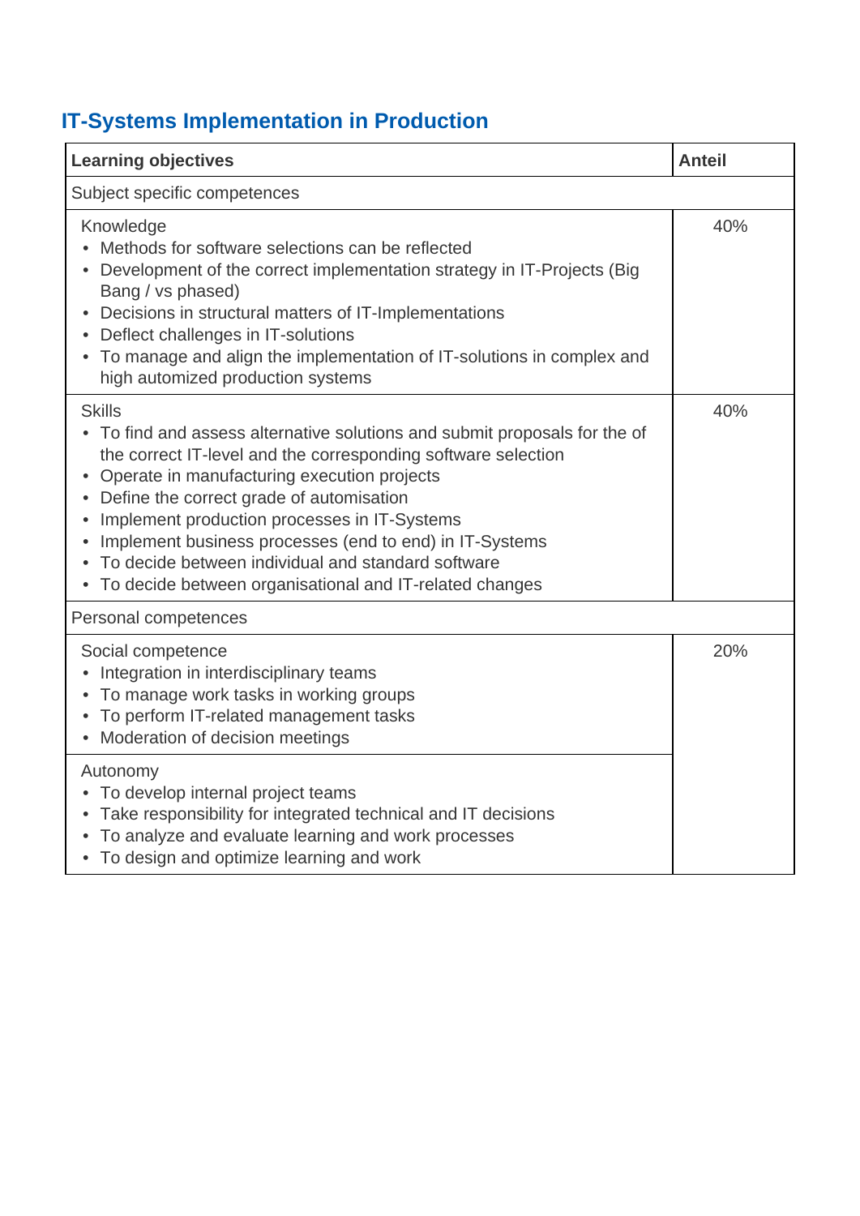## IT-Systems Implementation in Production

| **Learning objectives** | **Anteil** |
|---|---|
| Subject specific competences | |
| Knowledge<br>• Methods for software selections can be reflected<br>• Development of the correct implementation strategy in IT-Projects (Big Bang / vs phased)<br>• Decisions in structural matters of IT-Implementations<br>• Deflect challenges in IT-solutions<br>• To manage and align the implementation of IT-solutions in complex and high automized production systems | 40% |
| Skills<br>• To find and assess alternative solutions and submit proposals for the of the correct IT-level and the corresponding software selection<br>• Operate in manufacturing execution projects<br>• Define the correct grade of automisation<br>• Implement production processes in IT-Systems<br>• Implement business processes (end to end) in IT-Systems<br>• To decide between individual and standard software<br>• To decide between organisational and IT-related changes | 40% |
| Personal competences | |
| Social competence<br>• Integration in interdisciplinary teams<br>• To manage work tasks in working groups<br>• To perform IT-related management tasks<br>• Moderation of decision meetings | 20% |
| Autonomy<br>• To develop internal project teams<br>• Take responsibility for integrated technical and IT decisions<br>• To analyze and evaluate learning and work processes<br>• To design and optimize learning and work | |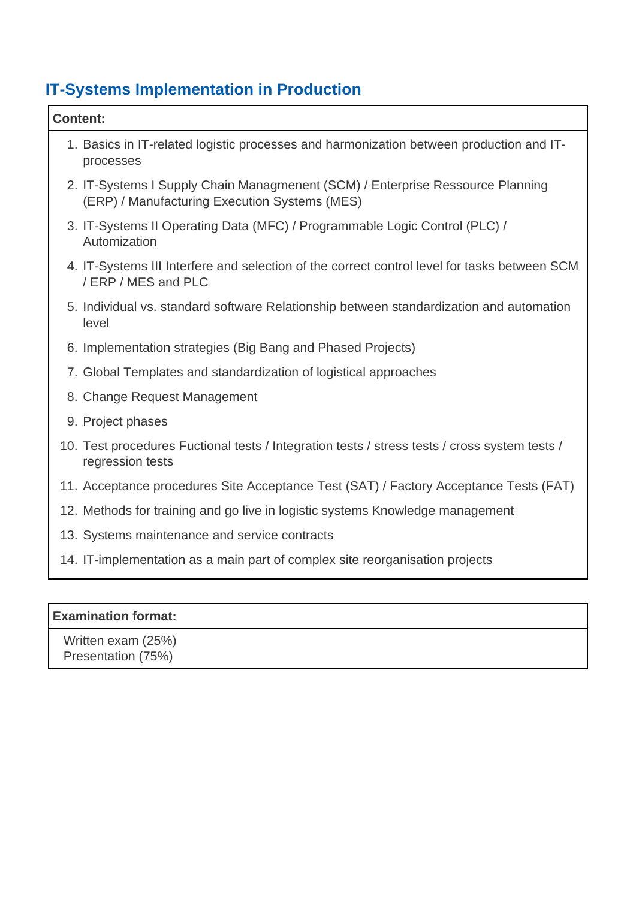## IT-Systems Implementation in Production

| Content: |
|---|
| 1. Basics in IT-related logistic processes and harmonization between production and IT-processes<br>2. IT-Systems I Supply Chain Managmenent (SCM) / Enterprise Ressource Planning (ERP) / Manufacturing Execution Systems (MES)<br>3. IT-Systems II Operating Data (MFC) / Programmable Logic Control (PLC) / Automization<br>4. IT-Systems III Interfere and selection of the correct control level for tasks between SCM / ERP / MES and PLC<br>5. Individual vs. standard software Relationship between standardization and automation level<br>6. Implementation strategies (Big Bang and Phased Projects)<br>7. Global Templates and standardization of logistical approaches<br>8. Change Request Management<br>9. Project phases<br>10. Test procedures Fuctional tests / Integration tests / stress tests / cross system tests / regression tests<br>11. Acceptance procedures Site Acceptance Test (SAT) / Factory Acceptance Tests (FAT)<br>12. Methods for training and go live in logistic systems Knowledge management<br>13. Systems maintenance and service contracts<br>14. IT-implementation as a main part of complex site reorganisation projects |

| Examination format: |
|---|
| Written exam (25%)<br>Presentation (75%) |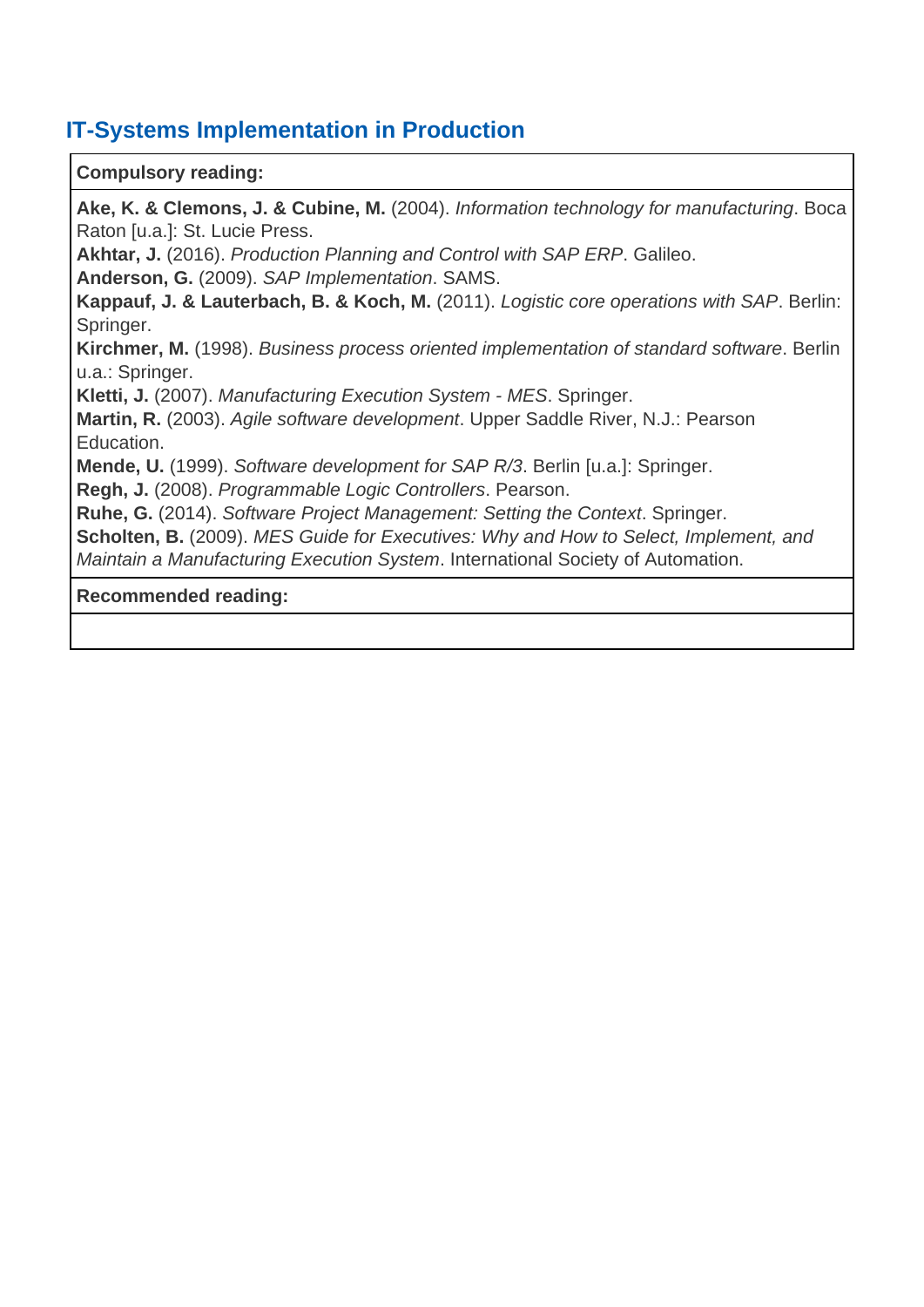## IT-Systems Implementation in Production

| **Compulsory reading:** |
| --- |
| **Ake, K. & Clemons, J. & Cubine, M.** (2004). *Information technology for manufacturing*. Boca Raton [u.a.]: St. Lucie Press.<br>**Akhtar, J.** (2016). *Production Planning and Control with SAP ERP*. Galileo.<br>**Anderson, G.** (2009). *SAP Implementation*. SAMS.<br>**Kappauf, J. & Lauterbach, B. & Koch, M.** (2011). *Logistic core operations with SAP*. Berlin: Springer.<br>**Kirchmer, M.** (1998). *Business process oriented implementation of standard software*. Berlin u.a.: Springer.<br>**Kletti, J.** (2007). *Manufacturing Execution System - MES*. Springer.<br>**Martin, R.** (2003). *Agile software development*. Upper Saddle River, N.J.: Pearson Education.<br>**Mende, U.** (1999). *Software development for SAP R/3*. Berlin [u.a.]: Springer.<br>**Regh, J.** (2008). *Programmable Logic Controllers*. Pearson.<br>**Ruhe, G.** (2014). *Software Project Management: Setting the Context*. Springer.<br>**Scholten, B.** (2009). *MES Guide for Executives: Why and How to Select, Implement, and Maintain a Manufacturing Execution System*. International Society of Automation. |
| **Recommended reading:** |
| |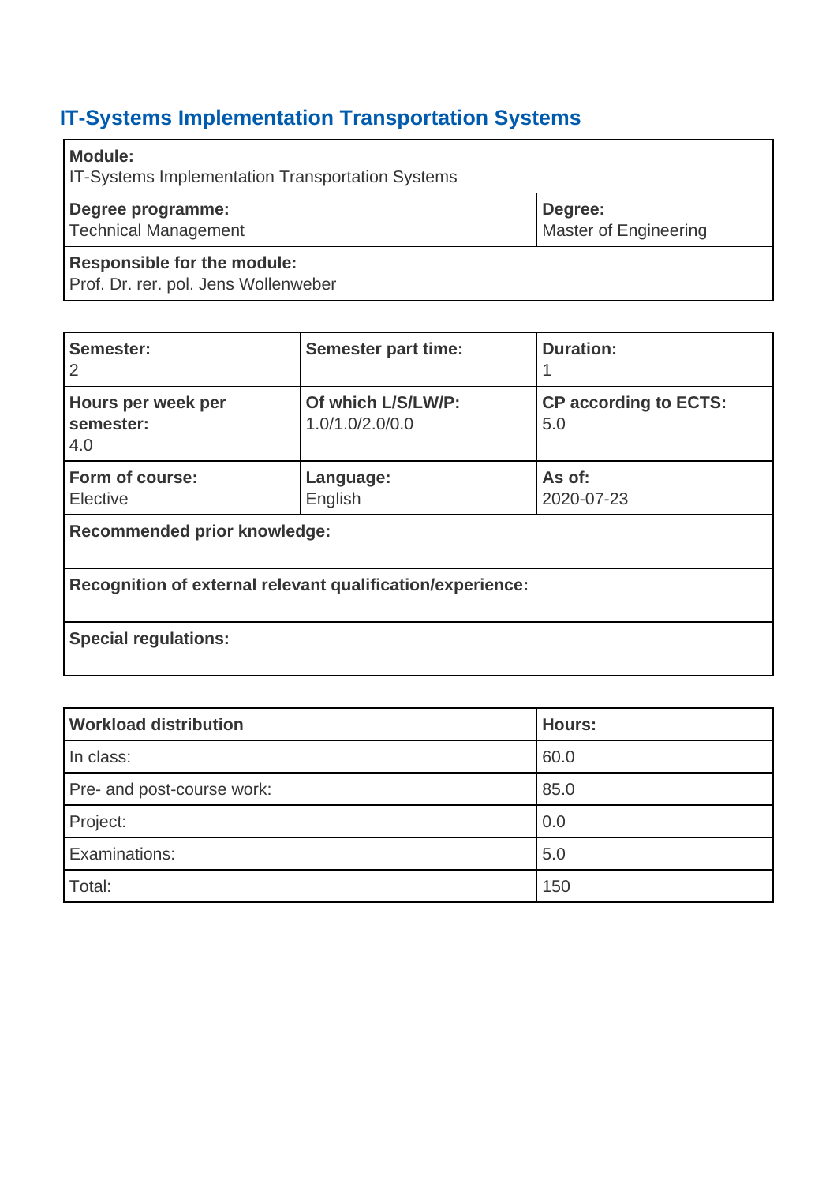## IT-Systems Implementation Transportation Systems

| **Module:**<br>IT-Systems Implementation Transportation Systems | |
|---|---|
| **Degree programme:**<br>Technical Management | **Degree:**<br>Master of Engineering |
| **Responsible for the module:**<br>Prof. Dr. rer. pol. Jens Wollenweber | |

| **Semester:**<br>2 | **Semester part time:** | **Duration:**<br>1 |
|---|---|---|
| **Hours per week per semester:**<br>4.0 | **Of which L/S/LW/P:**<br>1.0/1.0/2.0/0.0 | **CP according to ECTS:**<br>5.0 |
| **Form of course:**<br>Elective | **Language:**<br>English | **As of:**<br>2020-07-23 |
| **Recommended prior knowledge:** | | |
| **Recognition of external relevant qualification/experience:** | | |
| **Special regulations:** | | |

| **Workload distribution** | **Hours:** |
|---|---|
| In class: | 60.0 |
| Pre- and post-course work: | 85.0 |
| Project: | 0.0 |
| Examinations: | 5.0 |
| Total: | 150 |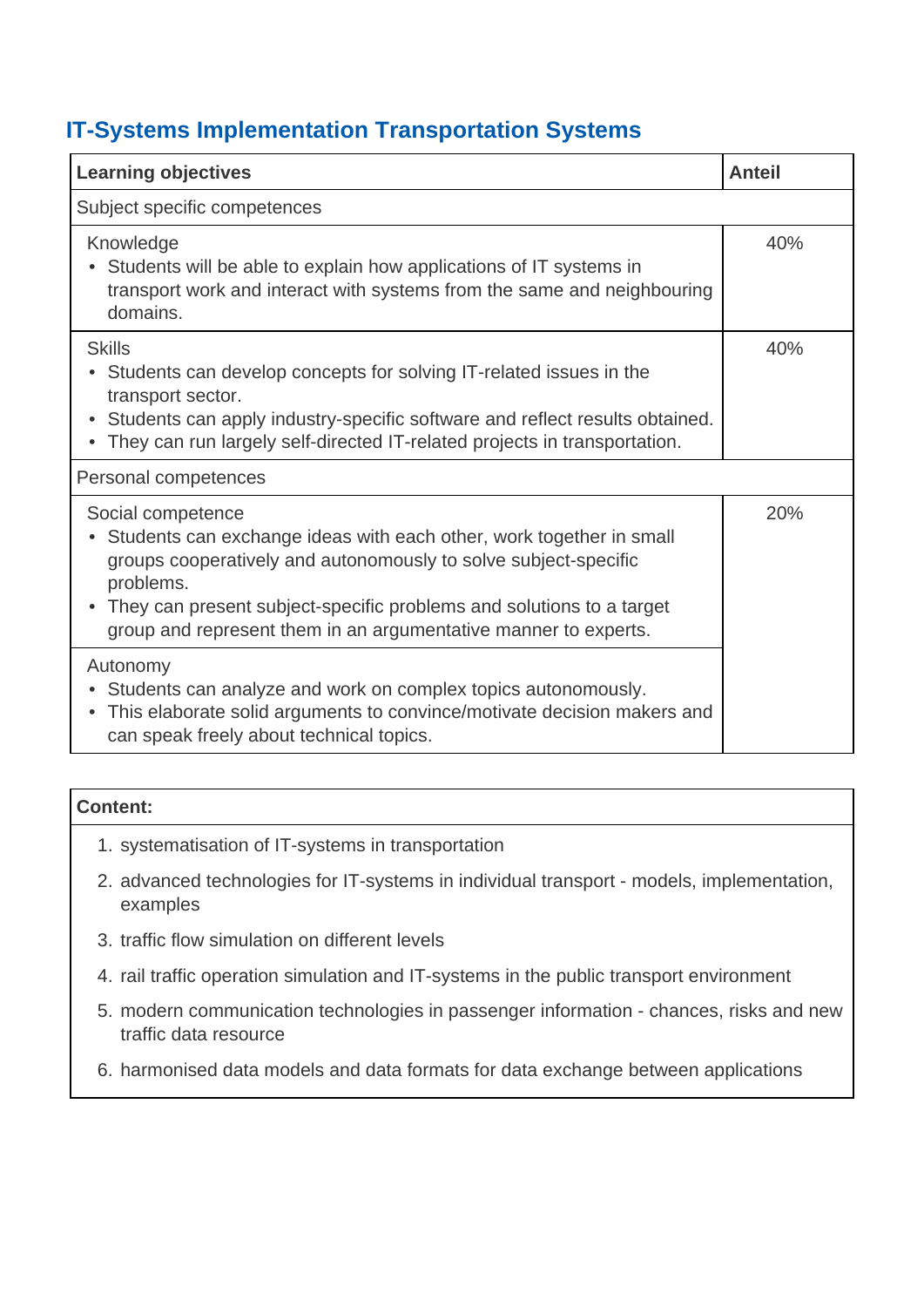## IT-Systems Implementation Transportation Systems

| Learning objectives | Anteil |
|---|---|
| Subject specific competences | |
| Knowledge<br>• Students will be able to explain how applications of IT systems in transport work and interact with systems from the same and neighbouring domains. | 40% |
| Skills<br>• Students can develop concepts for solving IT-related issues in the transport sector.<br>• Students can apply industry-specific software and reflect results obtained.<br>• They can run largely self-directed IT-related projects in transportation. | 40% |
| Personal competences | |
| Social competence<br>• Students can exchange ideas with each other, work together in small groups cooperatively and autonomously to solve subject-specific problems.<br>• They can present subject-specific problems and solutions to a target group and represent them in an argumentative manner to experts. | 20% |
| Autonomy<br>• Students can analyze and work on complex topics autonomously.<br>• This elaborate solid arguments to convince/motivate decision makers and can speak freely about technical topics. | |

**Content:**

1. systematisation of IT-systems in transportation
2. advanced technologies for IT-systems in individual transport - models, implementation, examples
3. traffic flow simulation on different levels
4. rail traffic operation simulation and IT-systems in the public transport environment
5. modern communication technologies in passenger information - chances, risks and new traffic data resource
6. harmonised data models and data formats for data exchange between applications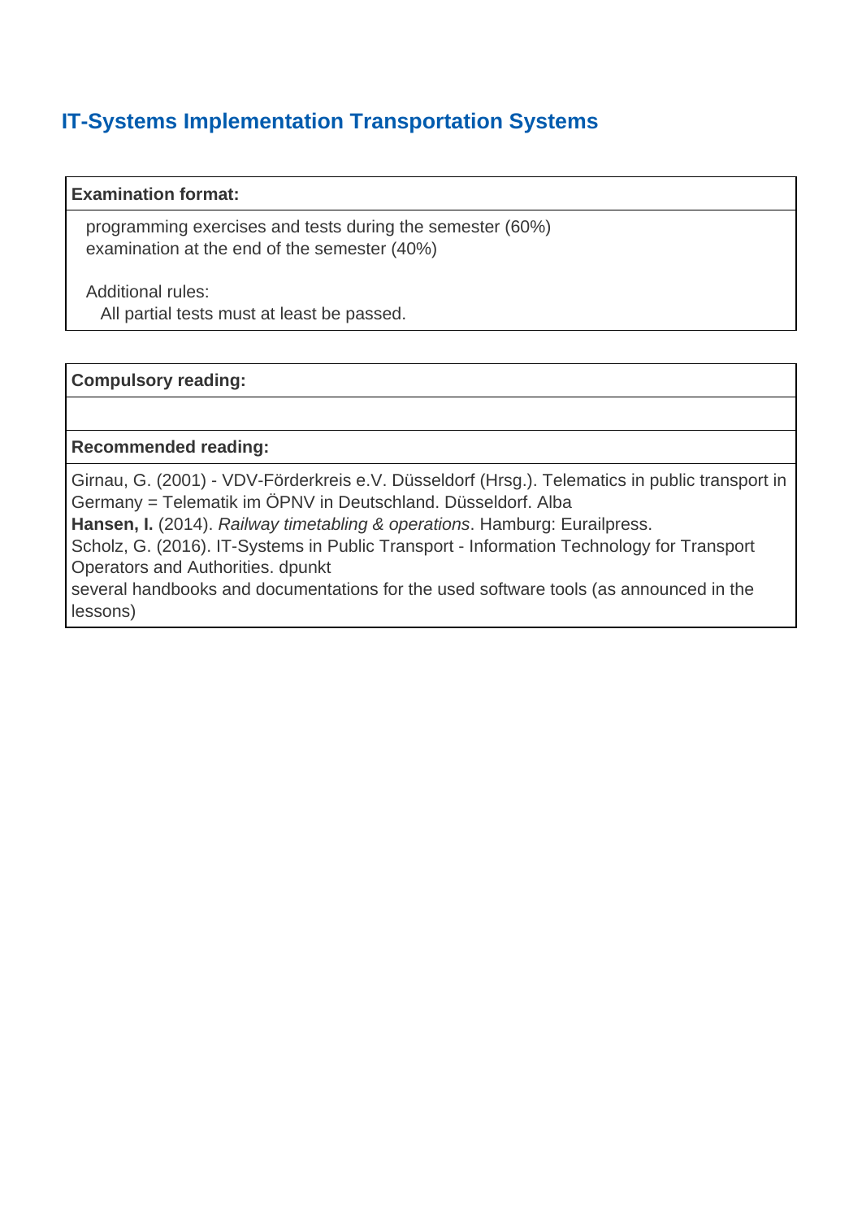## IT-Systems Implementation Transportation Systems

**Examination format:**

programming exercises and tests during the semester (60%)
examination at the end of the semester (40%)

Additional rules:
All partial tests must at least be passed.

**Compulsory reading:**

**Recommended reading:**

Girnau, G. (2001) - VDV-Förderkreis e.V. Düsseldorf (Hrsg.). Telematics in public transport in Germany = Telematik im ÖPNV in Deutschland. Düsseldorf. Alba
**Hansen, I.** (2014). *Railway timetabling & operations*. Hamburg: Eurailpress.
Scholz, G. (2016). IT-Systems in Public Transport - Information Technology for Transport Operators and Authorities. dpunkt
several handbooks and documentations for the used software tools (as announced in the lessons)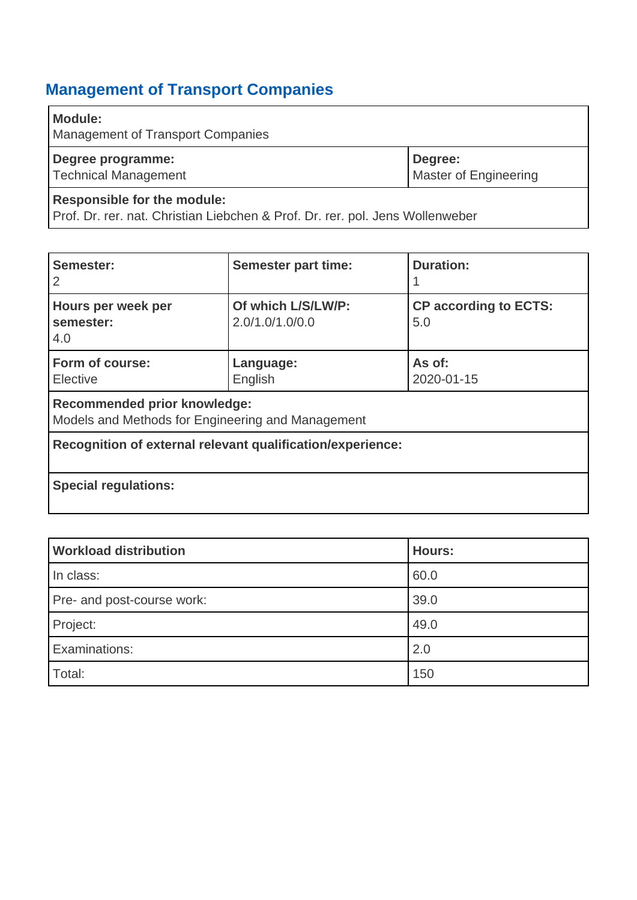## Management of Transport Companies

| **Module:** | |
|---|---|
| Management of Transport Companies | |
| **Degree programme:** Technical Management | **Degree:** Master of Engineering |
| **Responsible for the module:** Prof. Dr. rer. nat. Christian Liebchen & Prof. Dr. rer. pol. Jens Wollenweber | |

| **Semester:** | **Semester part time:** | **Duration:** |
|---|---|---|
| 2 | | 1 |
| **Hours per week per semester:** 4.0 | **Of which L/S/LW/P:** 2.0/1.0/1.0/0.0 | **CP according to ECTS:** 5.0 |
| **Form of course:** Elective | **Language:** English | **As of:** 2020-01-15 |
| **Recommended prior knowledge:** Models and Methods for Engineering and Management | | |
| **Recognition of external relevant qualification/experience:** | | |
| **Special regulations:** | | |

| Workload distribution | Hours: |
|---|---|
| In class: | 60.0 |
| Pre- and post-course work: | 39.0 |
| Project: | 49.0 |
| Examinations: | 2.0 |
| Total: | 150 |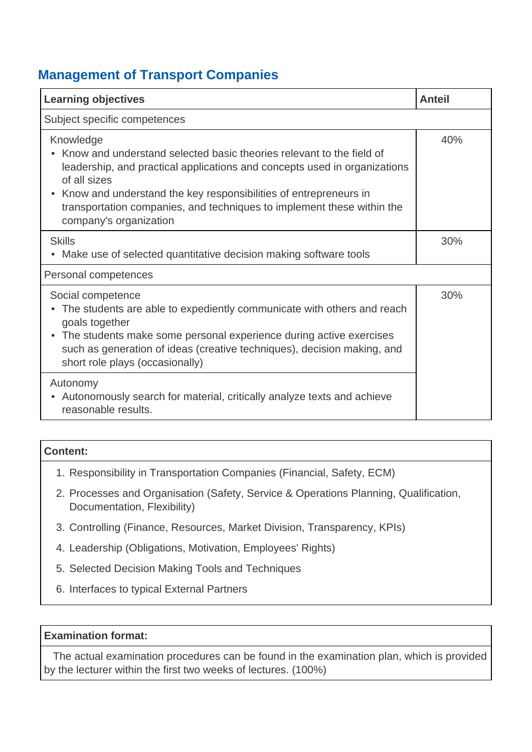## Management of Transport Companies

| Learning objectives | Anteil |
|---|---|
| Subject specific competences | |
| Knowledge<br>• Know and understand selected basic theories relevant to the field of leadership, and practical applications and concepts used in organizations of all sizes<br>• Know and understand the key responsibilities of entrepreneurs in transportation companies, and techniques to implement these within the company's organization | 40% |
| Skills<br>• Make use of selected quantitative decision making software tools | 30% |
| Personal competences | |
| Social competence<br>• The students are able to expediently communicate with others and reach goals together<br>• The students make some personal experience during active exercises such as generation of ideas (creative techniques), decision making, and short role plays (occasionally) | 30% |
| Autonomy<br>• Autonomously search for material, critically analyze texts and achieve reasonable results. | |

**Content:**

1. Responsibility in Transportation Companies (Financial, Safety, ECM)
2. Processes and Organisation (Safety, Service & Operations Planning, Qualification, Documentation, Flexibility)
3. Controlling (Finance, Resources, Market Division, Transparency, KPIs)
4. Leadership (Obligations, Motivation, Employees' Rights)
5. Selected Decision Making Tools and Techniques
6. Interfaces to typical External Partners

**Examination format:**

The actual examination procedures can be found in the examination plan, which is provided by the lecturer within the first two weeks of lectures. (100%)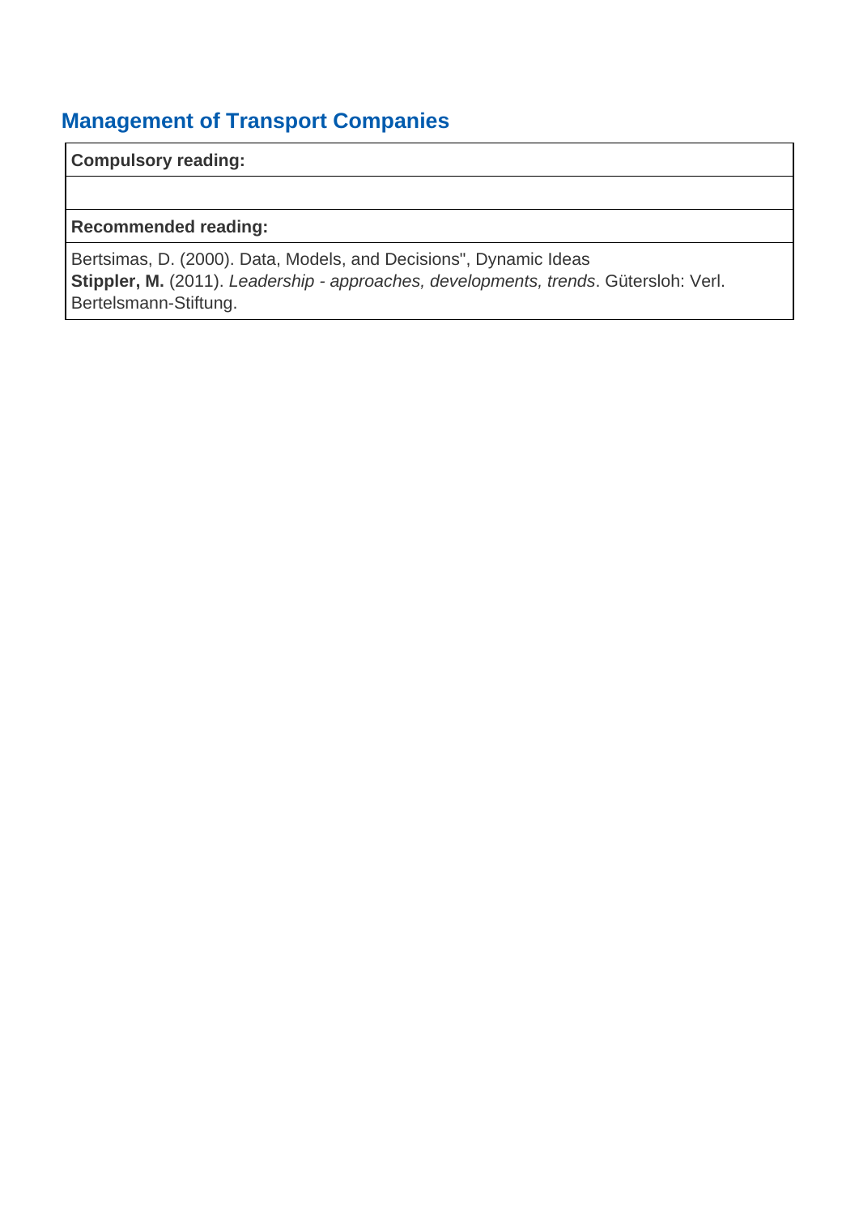## Management of Transport Companies

| **Compulsory reading:** |
|---|
| |
| **Recommended reading:** |
| Bertsimas, D. (2000). Data, Models, and Decisions", Dynamic Ideas<br>**Stippler, M.** (2011). *Leadership - approaches, developments, trends*. Gütersloh: Verl. Bertelsmann-Stiftung. |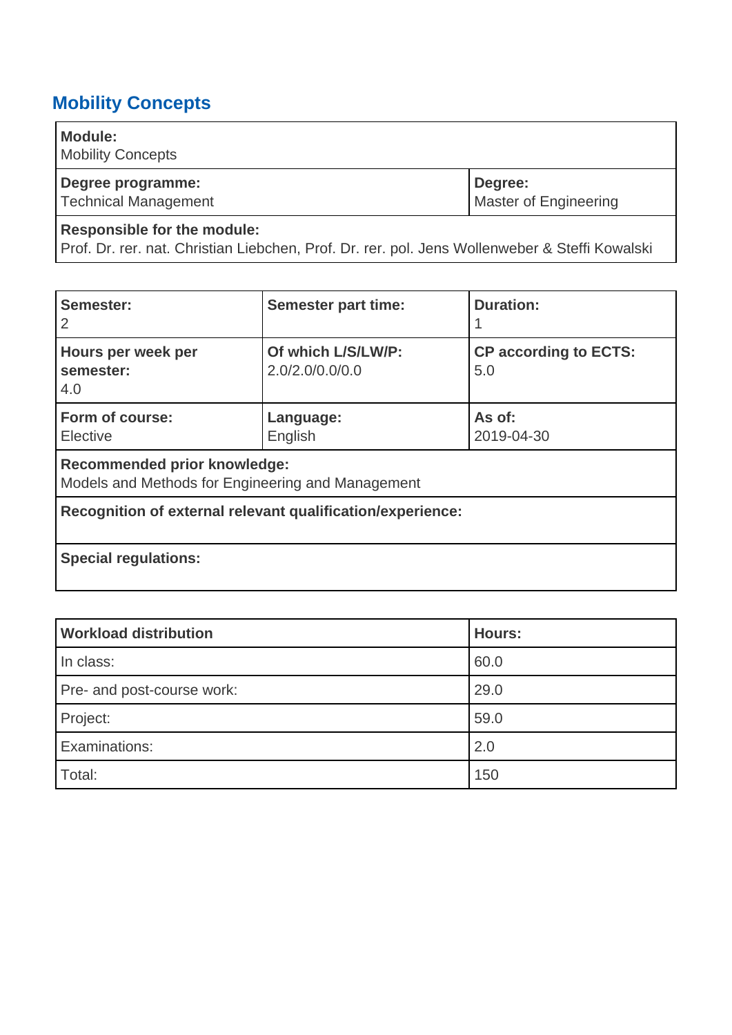## Mobility Concepts

| **Module:**<br>Mobility Concepts | |
|---|---|
| **Degree programme:**<br>Technical Management | **Degree:**<br>Master of Engineering |
| **Responsible for the module:**<br>Prof. Dr. rer. nat. Christian Liebchen, Prof. Dr. rer. pol. Jens Wollenweber & Steffi Kowalski | |

| **Semester:**<br>2 | **Semester part time:** | **Duration:**<br>1 |
|---|---|---|
| **Hours per week per semester:**<br>4.0 | **Of which L/S/LW/P:**<br>2.0/2.0/0.0/0.0 | **CP according to ECTS:**<br>5.0 |
| **Form of course:**<br>Elective | **Language:**<br>English | **As of:**<br>2019-04-30 |
| **Recommended prior knowledge:**<br>Models and Methods for Engineering and Management | | |
| **Recognition of external relevant qualification/experience:** | | |
| **Special regulations:** | | |

| **Workload distribution** | **Hours:** |
|---|---|
| In class: | 60.0 |
| Pre- and post-course work: | 29.0 |
| Project: | 59.0 |
| Examinations: | 2.0 |
| Total: | 150 |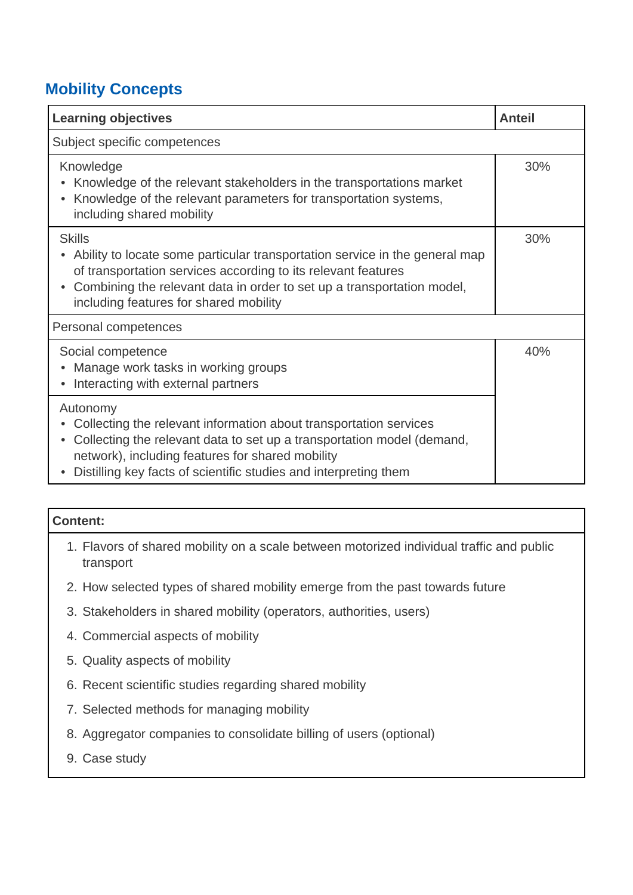## Mobility Concepts

| Learning objectives | Anteil |
|---|---|
| Subject specific competences | |
| Knowledge<br>• Knowledge of the relevant stakeholders in the transportations market<br>• Knowledge of the relevant parameters for transportation systems, including shared mobility | 30% |
| Skills<br>• Ability to locate some particular transportation service in the general map of transportation services according to its relevant features<br>• Combining the relevant data in order to set up a transportation model, including features for shared mobility | 30% |
| Personal competences | |
| Social competence<br>• Manage work tasks in working groups<br>• Interacting with external partners | 40% |
| Autonomy<br>• Collecting the relevant information about transportation services<br>• Collecting the relevant data to set up a transportation model (demand, network), including features for shared mobility<br>• Distilling key facts of scientific studies and interpreting them | |

| Content: |
|---|
| 1. Flavors of shared mobility on a scale between motorized individual traffic and public transport<br>2. How selected types of shared mobility emerge from the past towards future<br>3. Stakeholders in shared mobility (operators, authorities, users)<br>4. Commercial aspects of mobility<br>5. Quality aspects of mobility<br>6. Recent scientific studies regarding shared mobility<br>7. Selected methods for managing mobility<br>8. Aggregator companies to consolidate billing of users (optional)<br>9. Case study |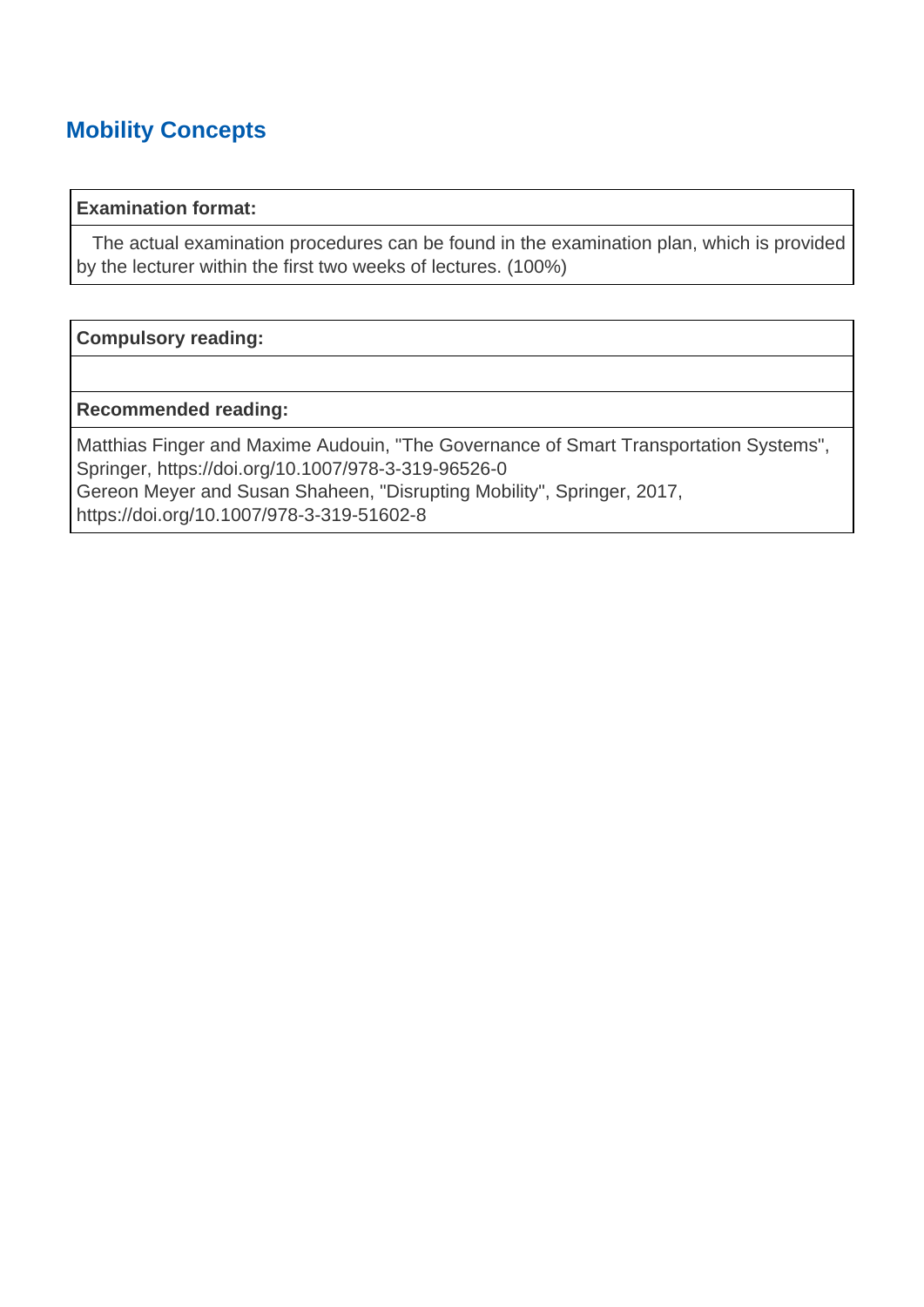## Mobility Concepts

| **Examination format:** |
| --- |
| The actual examination procedures can be found in the examination plan, which is provided by the lecturer within the first two weeks of lectures. (100%) |

| **Compulsory reading:** |
| --- |
| |
| **Recommended reading:** |
| Matthias Finger and Maxime Audouin, "The Governance of Smart Transportation Systems", Springer, https://doi.org/10.1007/978-3-319-96526-0<br>Gereon Meyer and Susan Shaheen, "Disrupting Mobility", Springer, 2017, https://doi.org/10.1007/978-3-319-51602-8 |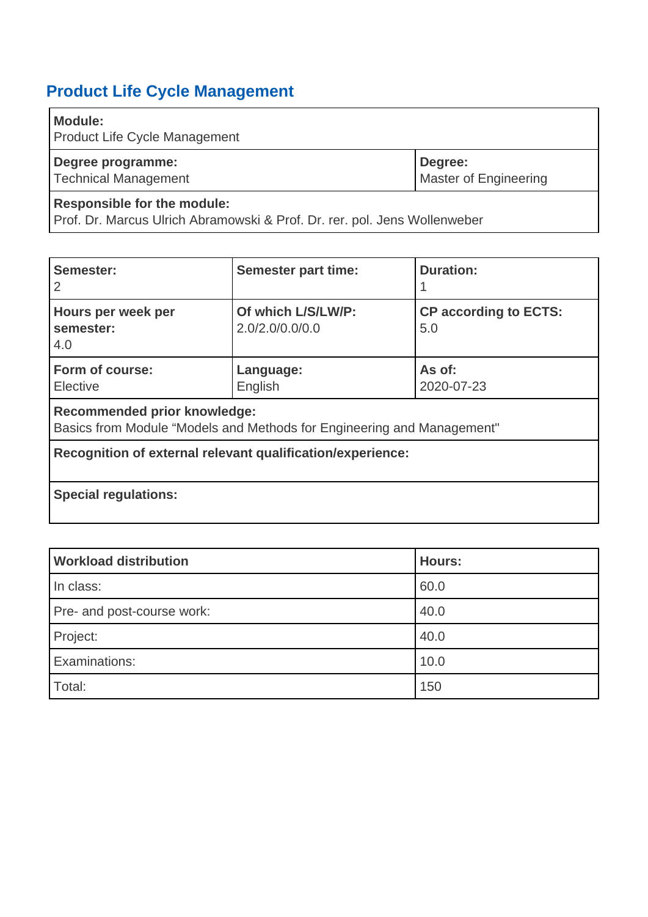## Product Life Cycle Management

| **Module:**<br>Product Life Cycle Management | |
|---|---|
| **Degree programme:**<br>Technical Management | **Degree:**<br>Master of Engineering |
| **Responsible for the module:**<br>Prof. Dr. Marcus Ulrich Abramowski & Prof. Dr. rer. pol. Jens Wollenweber | |

| **Semester:**<br>2 | **Semester part time:** | **Duration:**<br>1 |
|---|---|---|
| **Hours per week per semester:**<br>4.0 | **Of which L/S/LW/P:**<br>2.0/2.0/0.0/0.0 | **CP according to ECTS:**<br>5.0 |
| **Form of course:**<br>Elective | **Language:**<br>English | **As of:**<br>2020-07-23 |
| **Recommended prior knowledge:**<br>Basics from Module "Models and Methods for Engineering and Management" | | |
| **Recognition of external relevant qualification/experience:** | | |
| **Special regulations:** | | |

| **Workload distribution** | **Hours:** |
|---|---|
| In class: | 60.0 |
| Pre- and post-course work: | 40.0 |
| Project: | 40.0 |
| Examinations: | 10.0 |
| Total: | 150 |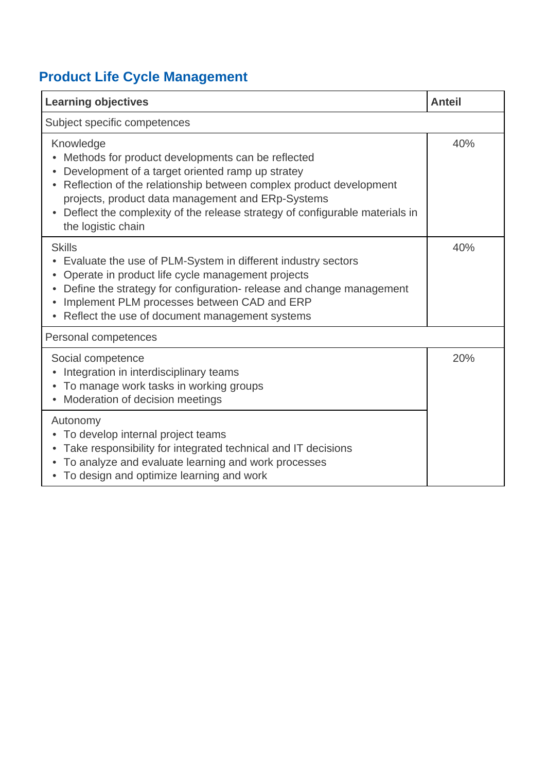## Product Life Cycle Management

| Learning objectives | Anteil |
|---|---|
| Subject specific competences | |
| Knowledge<br>• Methods for product developments can be reflected<br>• Development of a target oriented ramp up strategy<br>• Reflection of the relationship between complex product development projects, product data management and ERp-Systems<br>• Deflect the complexity of the release strategy of configurable materials in the logistic chain | 40% |
| Skills<br>• Evaluate the use of PLM-System in different industry sectors<br>• Operate in product life cycle management projects<br>• Define the strategy for configuration- release and change management<br>• Implement PLM processes between CAD and ERP<br>• Reflect the use of document management systems | 40% |
| Personal competences | |
| Social competence<br>• Integration in interdisciplinary teams<br>• To manage work tasks in working groups<br>• Moderation of decision meetings | 20% |
| Autonomy<br>• To develop internal project teams<br>• Take responsibility for integrated technical and IT decisions<br>• To analyze and evaluate learning and work processes<br>• To design and optimize learning and work | |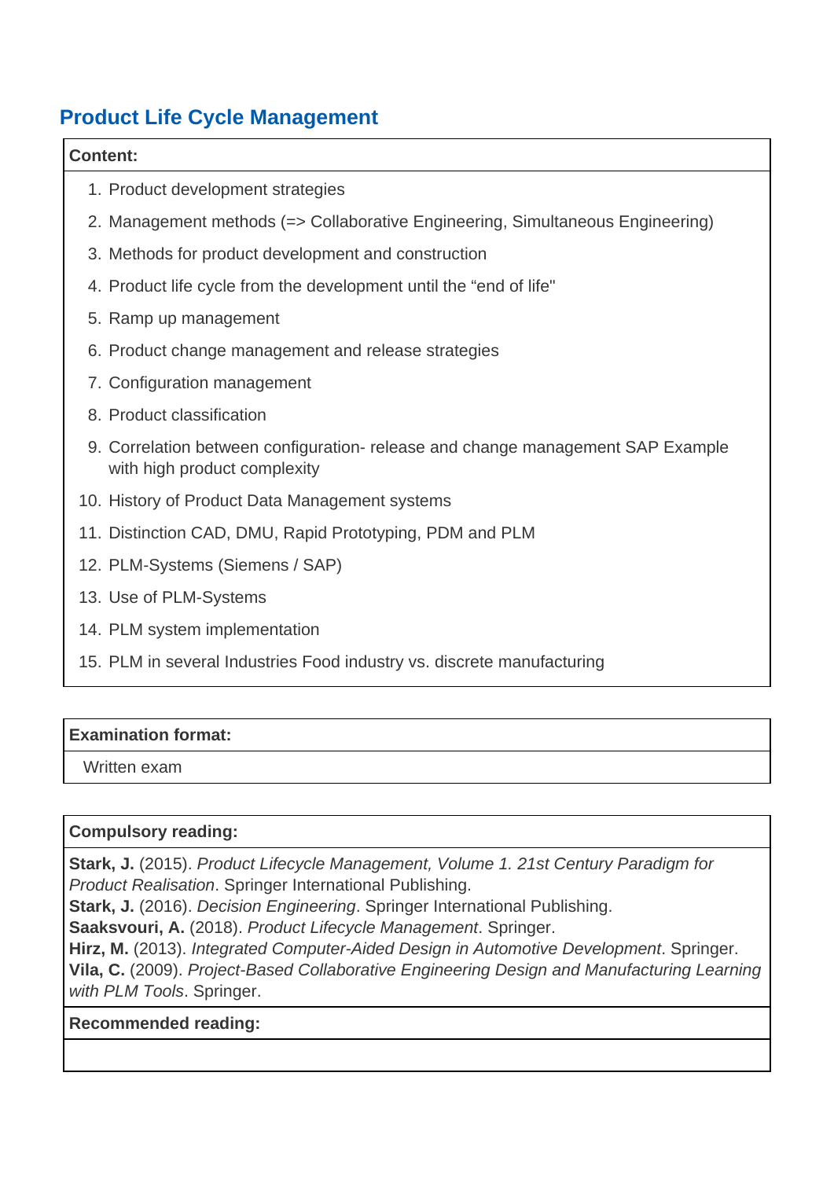## Product Life Cycle Management

**Content:**

1. Product development strategies
2. Management methods (=> Collaborative Engineering, Simultaneous Engineering)
3. Methods for product development and construction
4. Product life cycle from the development until the “end of life"
5. Ramp up management
6. Product change management and release strategies
7. Configuration management
8. Product classification
9. Correlation between configuration- release and change management SAP Example with high product complexity
10. History of Product Data Management systems
11. Distinction CAD, DMU, Rapid Prototyping, PDM and PLM
12. PLM-Systems (Siemens / SAP)
13. Use of PLM-Systems
14. PLM system implementation
15. PLM in several Industries Food industry vs. discrete manufacturing

**Examination format:**

Written exam

**Compulsory reading:**

**Stark, J.** (2015). *Product Lifecycle Management, Volume 1. 21st Century Paradigm for Product Realisation*. Springer International Publishing.
**Stark, J.** (2016). *Decision Engineering*. Springer International Publishing.
**Saaksvouri, A.** (2018). *Product Lifecycle Management*. Springer.
**Hirz, M.** (2013). *Integrated Computer-Aided Design in Automotive Development*. Springer.
**Vila, C.** (2009). *Project-Based Collaborative Engineering Design and Manufacturing Learning with PLM Tools*. Springer.

**Recommended reading:**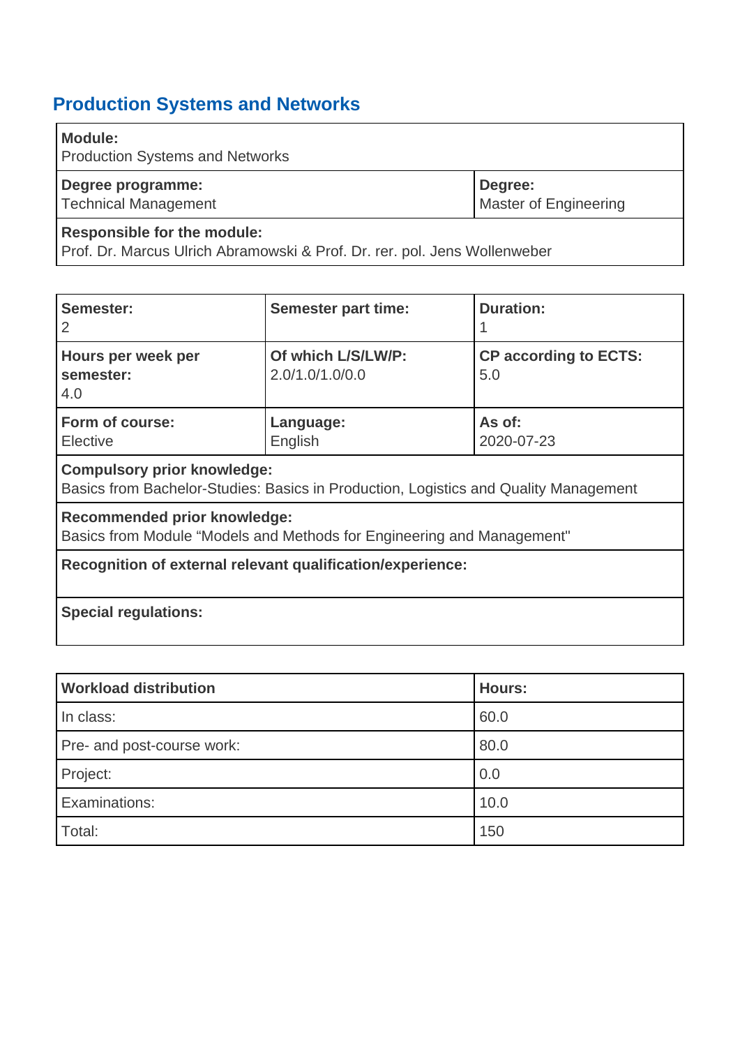## Production Systems and Networks

| Module: Production Systems and Networks | |
|---|---|
| **Degree programme:** Technical Management | **Degree:** Master of Engineering |
| **Responsible for the module:** Prof. Dr. Marcus Ulrich Abramowski & Prof. Dr. rer. pol. Jens Wollenweber | |

| **Semester:** 2 | **Semester part time:** | **Duration:** 1 |
|---|---|---|
| **Hours per week per semester:** 4.0 | **Of which L/S/LW/P:** 2.0/1.0/1.0/0.0 | **CP according to ECTS:** 5.0 |
| **Form of course:** Elective | **Language:** English | **As of:** 2020-07-23 |
| **Compulsory prior knowledge:** Basics from Bachelor-Studies: Basics in Production, Logistics and Quality Management | | |
| **Recommended prior knowledge:** Basics from Module “Models and Methods for Engineering and Management" | | |
| **Recognition of external relevant qualification/experience:** | | |
| **Special regulations:** | | |

| Workload distribution | Hours: |
|---|---|
| In class: | 60.0 |
| Pre- and post-course work: | 80.0 |
| Project: | 0.0 |
| Examinations: | 10.0 |
| Total: | 150 |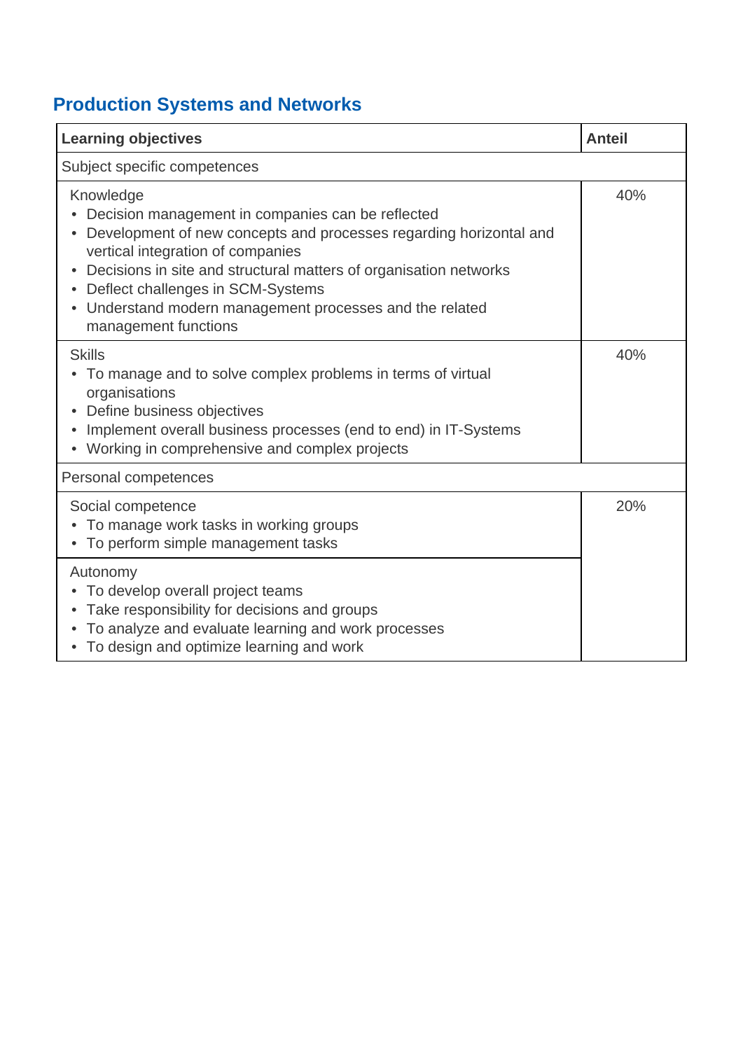## Production Systems and Networks

| Learning objectives | Anteil |
|---|---|
| Subject specific competences | |
| Knowledge<br>• Decision management in companies can be reflected<br>• Development of new concepts and processes regarding horizontal and vertical integration of companies<br>• Decisions in site and structural matters of organisation networks<br>• Deflect challenges in SCM-Systems<br>• Understand modern management processes and the related management functions | 40% |
| Skills<br>• To manage and to solve complex problems in terms of virtual organisations<br>• Define business objectives<br>• Implement overall business processes (end to end) in IT-Systems<br>• Working in comprehensive and complex projects | 40% |
| Personal competences | |
| Social competence<br>• To manage work tasks in working groups<br>• To perform simple management tasks | 20% |
| Autonomy<br>• To develop overall project teams<br>• Take responsibility for decisions and groups<br>• To analyze and evaluate learning and work processes<br>• To design and optimize learning and work | |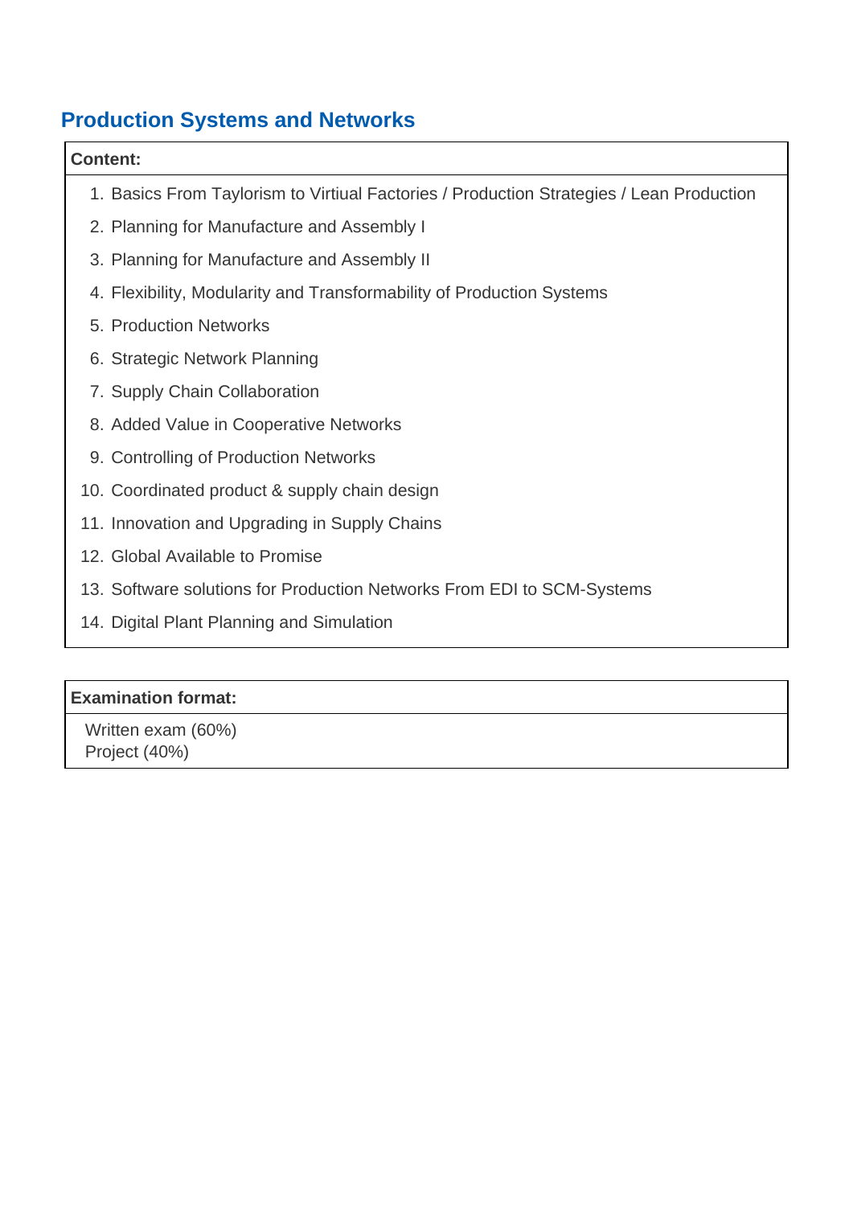## Production Systems and Networks

**Content:**

1. Basics From Taylorism to Virtiual Factories / Production Strategies / Lean Production
2. Planning for Manufacture and Assembly I
3. Planning for Manufacture and Assembly II
4. Flexibility, Modularity and Transformability of Production Systems
5. Production Networks
6. Strategic Network Planning
7. Supply Chain Collaboration
8. Added Value in Cooperative Networks
9. Controlling of Production Networks
10. Coordinated product & supply chain design
11. Innovation and Upgrading in Supply Chains
12. Global Available to Promise
13. Software solutions for Production Networks From EDI to SCM-Systems
14. Digital Plant Planning and Simulation

**Examination format:**

Written exam (60%)
Project (40%)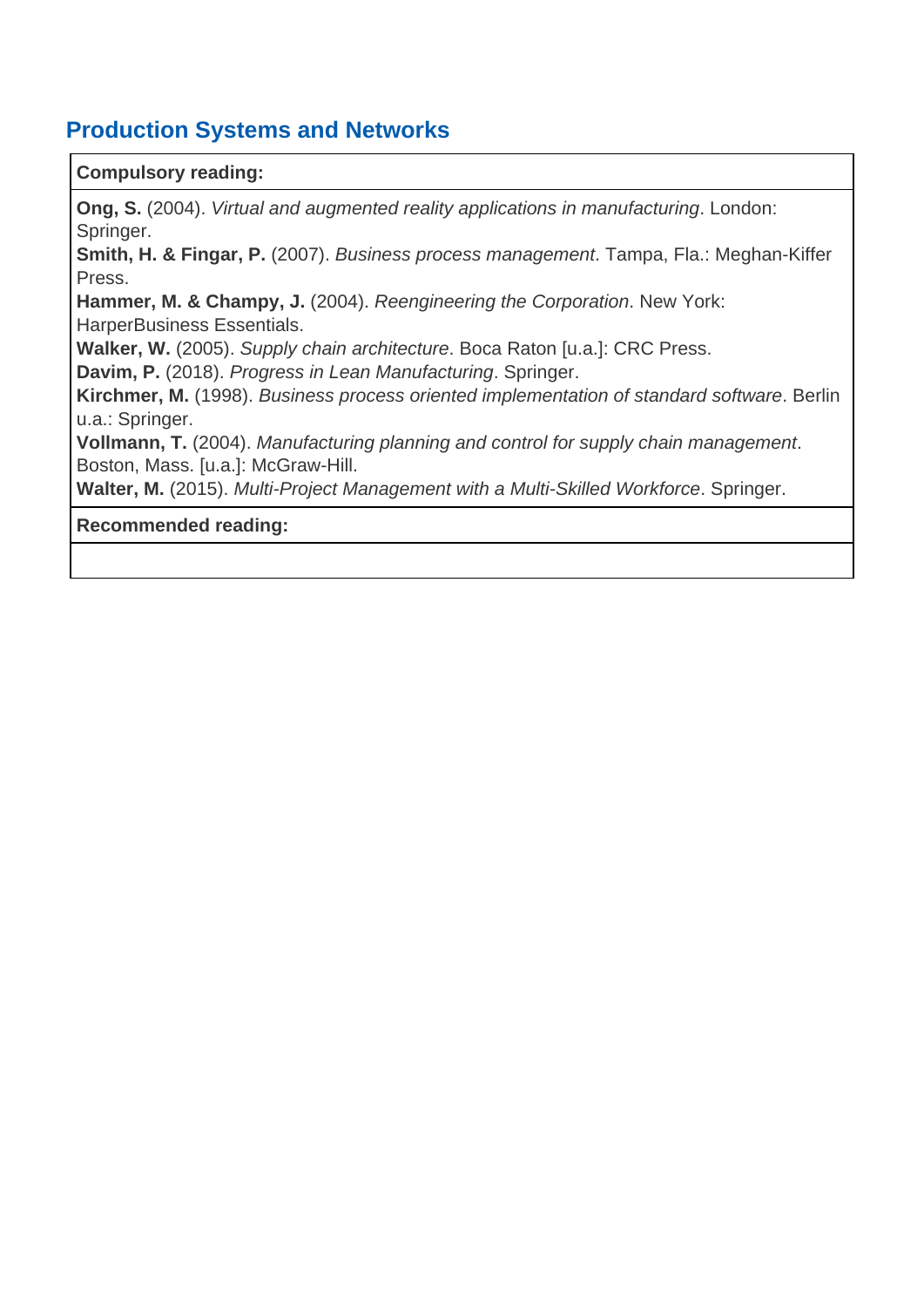## Production Systems and Networks

| **Compulsory reading:** |
| --- |
| **Ong, S.** (2004). *Virtual and augmented reality applications in manufacturing*. London: Springer.<br>**Smith, H. & Fingar, P.** (2007). *Business process management*. Tampa, Fla.: Meghan-Kiffer Press.<br>**Hammer, M. & Champy, J.** (2004). *Reengineering the Corporation*. New York: HarperBusiness Essentials.<br>**Walker, W.** (2005). *Supply chain architecture*. Boca Raton [u.a.]: CRC Press.<br>**Davim, P.** (2018). *Progress in Lean Manufacturing*. Springer.<br>**Kirchmer, M.** (1998). *Business process oriented implementation of standard software*. Berlin u.a.: Springer.<br>**Vollmann, T.** (2004). *Manufacturing planning and control for supply chain management*. Boston, Mass. [u.a.]: McGraw-Hill.<br>**Walter, M.** (2015). *Multi-Project Management with a Multi-Skilled Workforce*. Springer. |
| **Recommended reading:** |
| |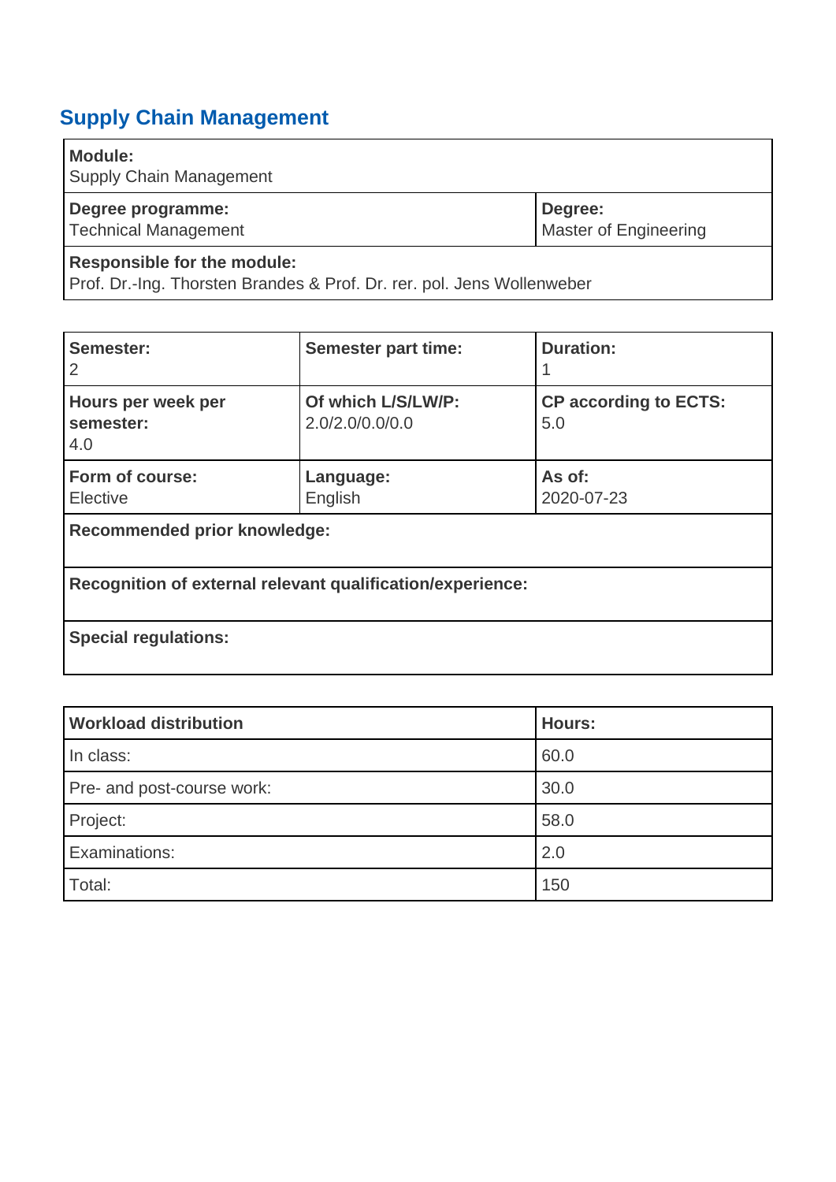## Supply Chain Management

| **Module:**<br>Supply Chain Management | |
|---|---|
| **Degree programme:**<br>Technical Management | **Degree:**<br>Master of Engineering |
| **Responsible for the module:**<br>Prof. Dr.-Ing. Thorsten Brandes & Prof. Dr. rer. pol. Jens Wollenweber | |

| **Semester:**<br>2 | **Semester part time:** | **Duration:**<br>1 |
|---|---|---|
| **Hours per week per semester:**<br>4.0 | **Of which L/S/LW/P:**<br>2.0/2.0/0.0/0.0 | **CP according to ECTS:**<br>5.0 |
| **Form of course:**<br>Elective | **Language:**<br>English | **As of:**<br>2020-07-23 |
| **Recommended prior knowledge:** | | |
| **Recognition of external relevant qualification/experience:** | | |
| **Special regulations:** | | |

| **Workload distribution** | **Hours:** |
|---|---|
| In class: | 60.0 |
| Pre- and post-course work: | 30.0 |
| Project: | 58.0 |
| Examinations: | 2.0 |
| Total: | 150 |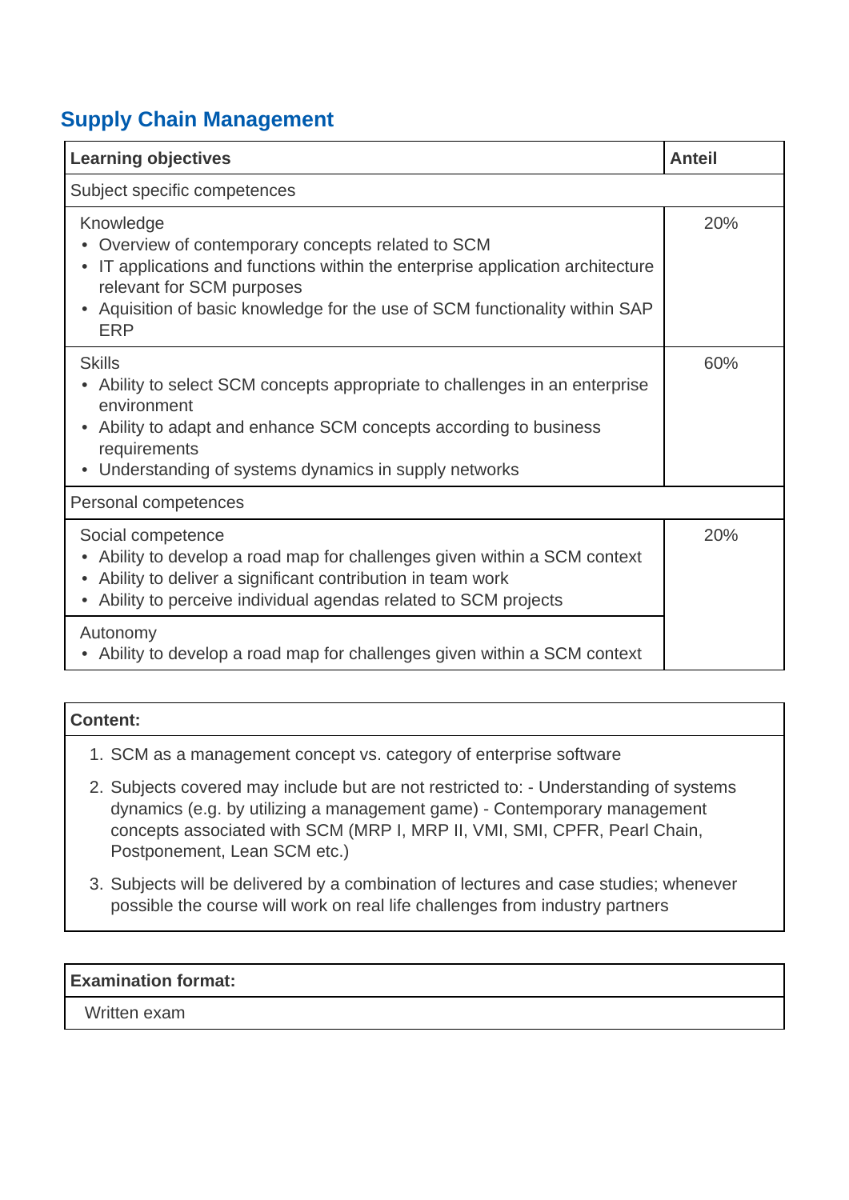## Supply Chain Management

| Learning objectives | Anteil |
|---|---|
| Subject specific competences | |
| Knowledge<br>• Overview of contemporary concepts related to SCM<br>• IT applications and functions within the enterprise application architecture relevant for SCM purposes<br>• Aquisition of basic knowledge for the use of SCM functionality within SAP ERP | 20% |
| Skills<br>• Ability to select SCM concepts appropriate to challenges in an enterprise environment<br>• Ability to adapt and enhance SCM concepts according to business requirements<br>• Understanding of systems dynamics in supply networks | 60% |
| Personal competences | |
| Social competence<br>• Ability to develop a road map for challenges given within a SCM context<br>• Ability to deliver a significant contribution in team work<br>• Ability to perceive individual agendas related to SCM projects | 20% |
| Autonomy<br>• Ability to develop a road map for challenges given within a SCM context | |

| Content: |
|---|
| 1. SCM as a management concept vs. category of enterprise software<br>2. Subjects covered may include but are not restricted to: - Understanding of systems dynamics (e.g. by utilizing a management game) - Contemporary management concepts associated with SCM (MRP I, MRP II, VMI, SMI, CPFR, Pearl Chain, Postponement, Lean SCM etc.)<br>3. Subjects will be delivered by a combination of lectures and case studies; whenever possible the course will work on real life challenges from industry partners |

| Examination format: |
|---|
| Written exam |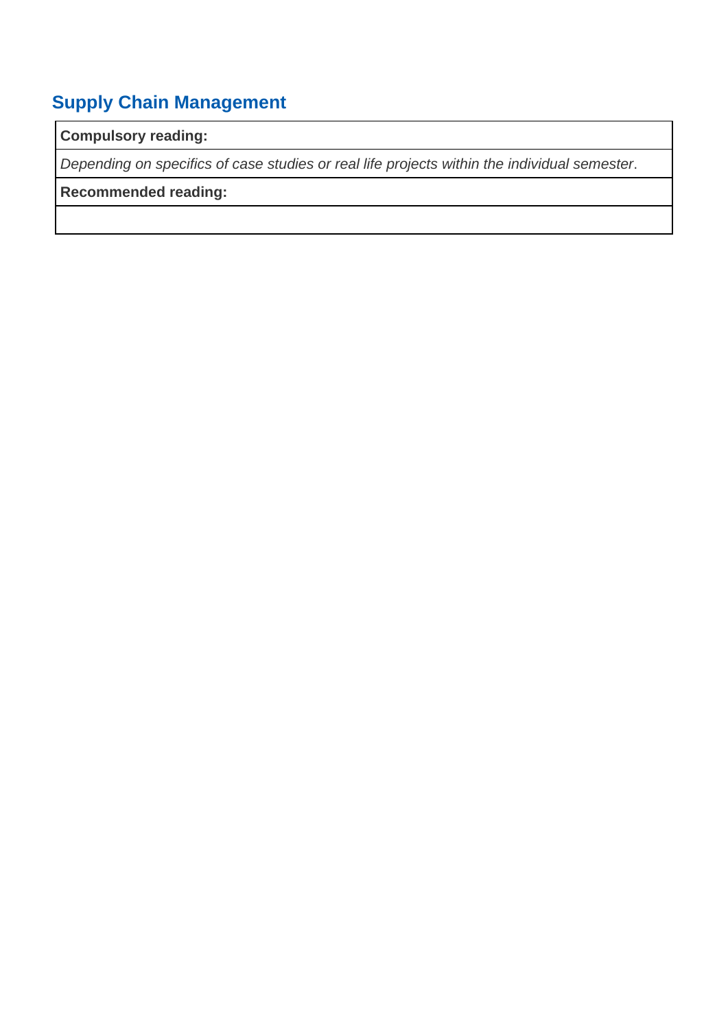## Supply Chain Management

| **Compulsory reading:** |
|---|
| *Depending on specifics of case studies or real life projects within the individual semester*. |
| **Recommended reading:** |
| |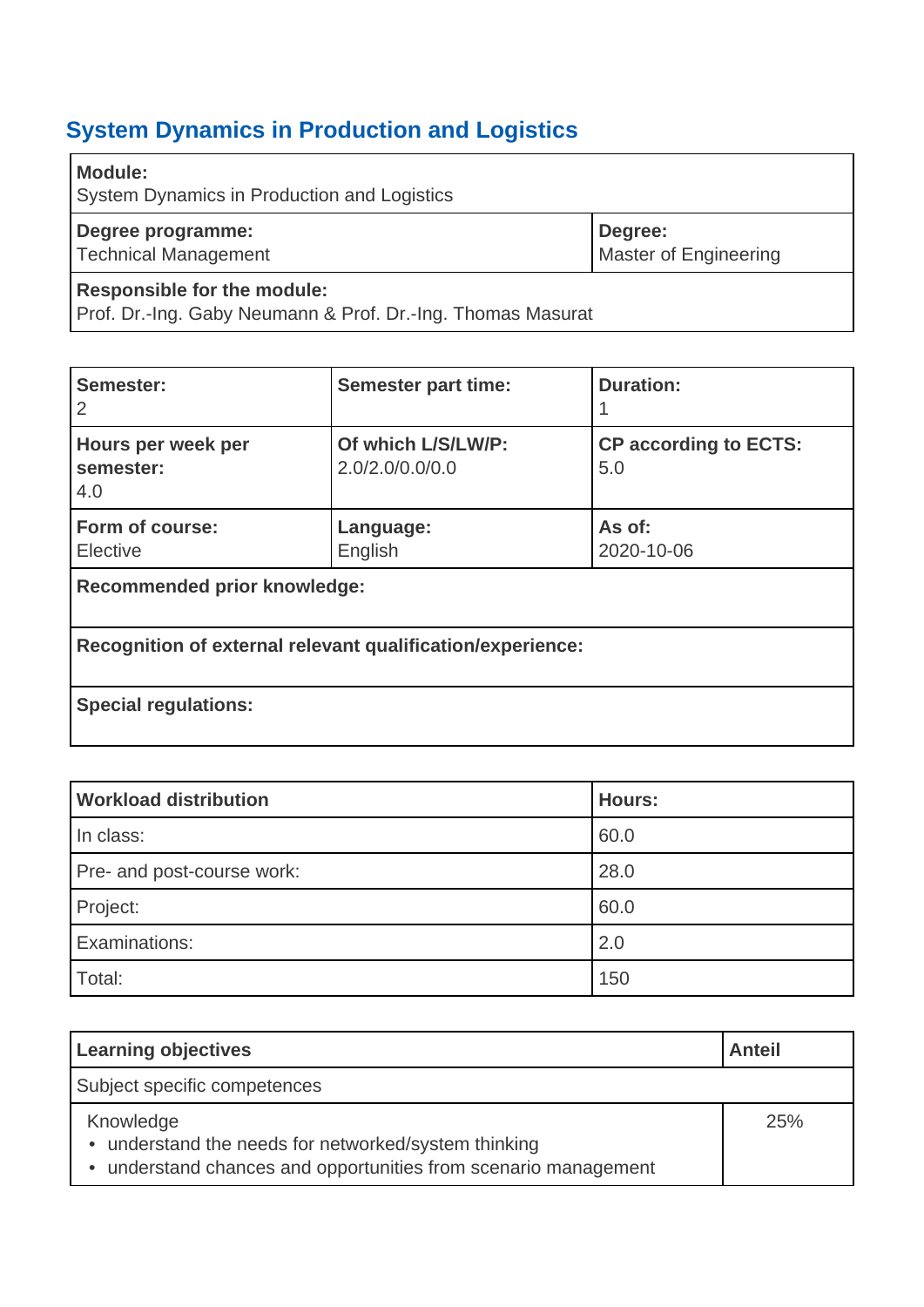## System Dynamics in Production and Logistics

| **Module:** System Dynamics in Production and Logistics | |
|---|---|
| **Degree programme:** Technical Management | **Degree:** Master of Engineering |
| **Responsible for the module:** Prof. Dr.-Ing. Gaby Neumann & Prof. Dr.-Ing. Thomas Masurat | |

| **Semester:** 2 | **Semester part time:** | **Duration:** 1 |
|---|---|---|
| **Hours per week per semester:** 4.0 | **Of which L/S/LW/P:** 2.0/2.0/0.0/0.0 | **CP according to ECTS:** 5.0 |
| **Form of course:** Elective | **Language:** English | **As of:** 2020-10-06 |
| **Recommended prior knowledge:** | | |
| **Recognition of external relevant qualification/experience:** | | |
| **Special regulations:** | | |

| **Workload distribution** | **Hours:** |
|---|---|
| In class: | 60.0 |
| Pre- and post-course work: | 28.0 |
| Project: | 60.0 |
| Examinations: | 2.0 |
| Total: | 150 |

| **Learning objectives** | **Anteil** |
|---|---|
| Subject specific competences | |
| Knowledge<br>• understand the needs for networked/system thinking<br>• understand chances and opportunities from scenario management | 25% |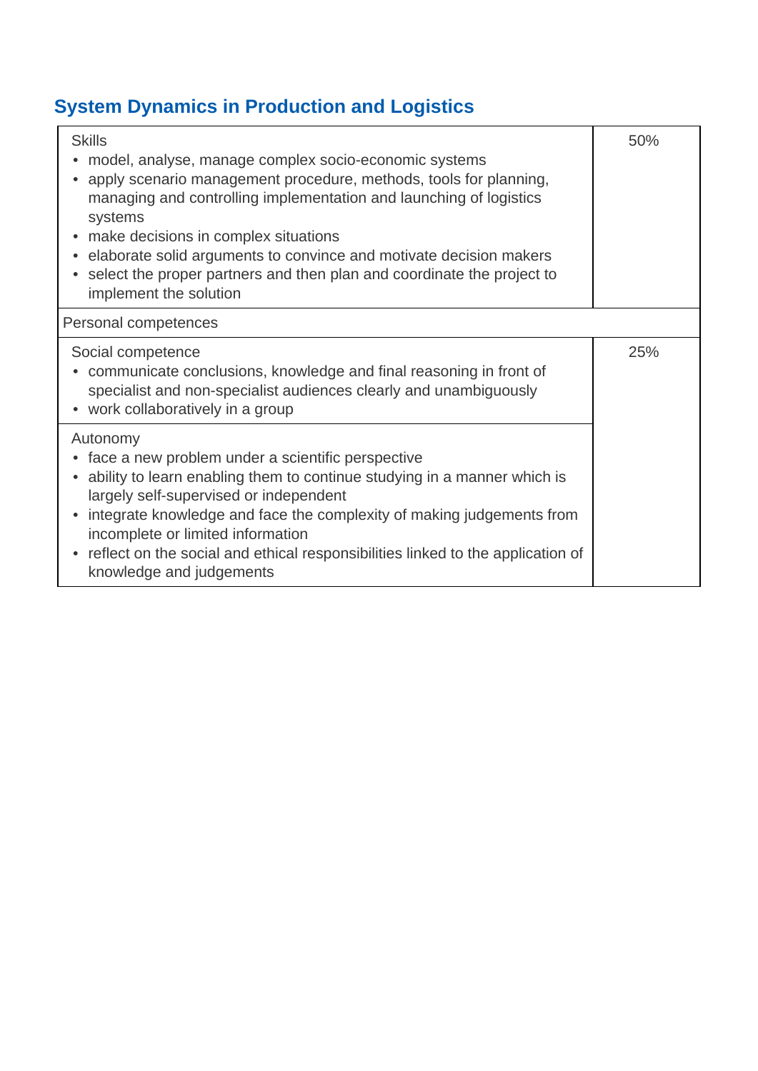## System Dynamics in Production and Logistics

| | |
|---|---|
| Skills<br>• model, analyse, manage complex socio-economic systems<br>• apply scenario management procedure, methods, tools for planning, managing and controlling implementation and launching of logistics systems<br>• make decisions in complex situations<br>• elaborate solid arguments to convince and motivate decision makers<br>• select the proper partners and then plan and coordinate the project to implement the solution | 50% |
| Personal competences | |
| Social competence<br>• communicate conclusions, knowledge and final reasoning in front of specialist and non-specialist audiences clearly and unambiguously<br>• work collaboratively in a group | 25% |
| Autonomy<br>• face a new problem under a scientific perspective<br>• ability to learn enabling them to continue studying in a manner which is largely self-supervised or independent<br>• integrate knowledge and face the complexity of making judgements from incomplete or limited information<br>• reflect on the social and ethical responsibilities linked to the application of knowledge and judgements | |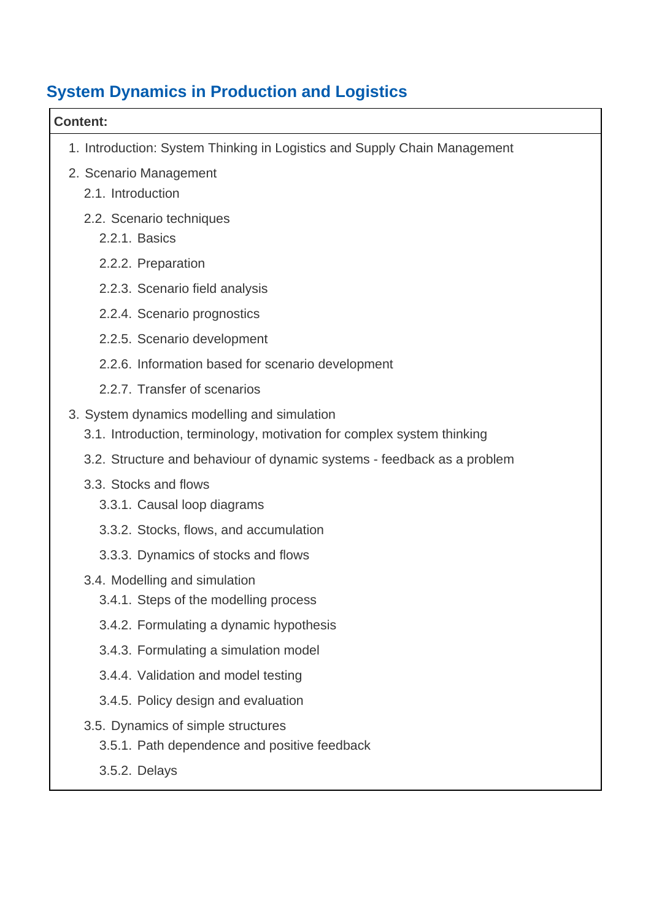## System Dynamics in Production and Logistics

**Content:**

1. Introduction: System Thinking in Logistics and Supply Chain Management
2. Scenario Management
   - 2.1. Introduction
   - 2.2. Scenario techniques
     - 2.2.1. Basics
     - 2.2.2. Preparation
     - 2.2.3. Scenario field analysis
     - 2.2.4. Scenario prognostics
     - 2.2.5. Scenario development
     - 2.2.6. Information based for scenario development
     - 2.2.7. Transfer of scenarios
3. System dynamics modelling and simulation
   - 3.1. Introduction, terminology, motivation for complex system thinking
   - 3.2. Structure and behaviour of dynamic systems - feedback as a problem
   - 3.3. Stocks and flows
     - 3.3.1. Causal loop diagrams
     - 3.3.2. Stocks, flows, and accumulation
     - 3.3.3. Dynamics of stocks and flows
   - 3.4. Modelling and simulation
     - 3.4.1. Steps of the modelling process
     - 3.4.2. Formulating a dynamic hypothesis
     - 3.4.3. Formulating a simulation model
     - 3.4.4. Validation and model testing
     - 3.4.5. Policy design and evaluation
   - 3.5. Dynamics of simple structures
     - 3.5.1. Path dependence and positive feedback
     - 3.5.2. Delays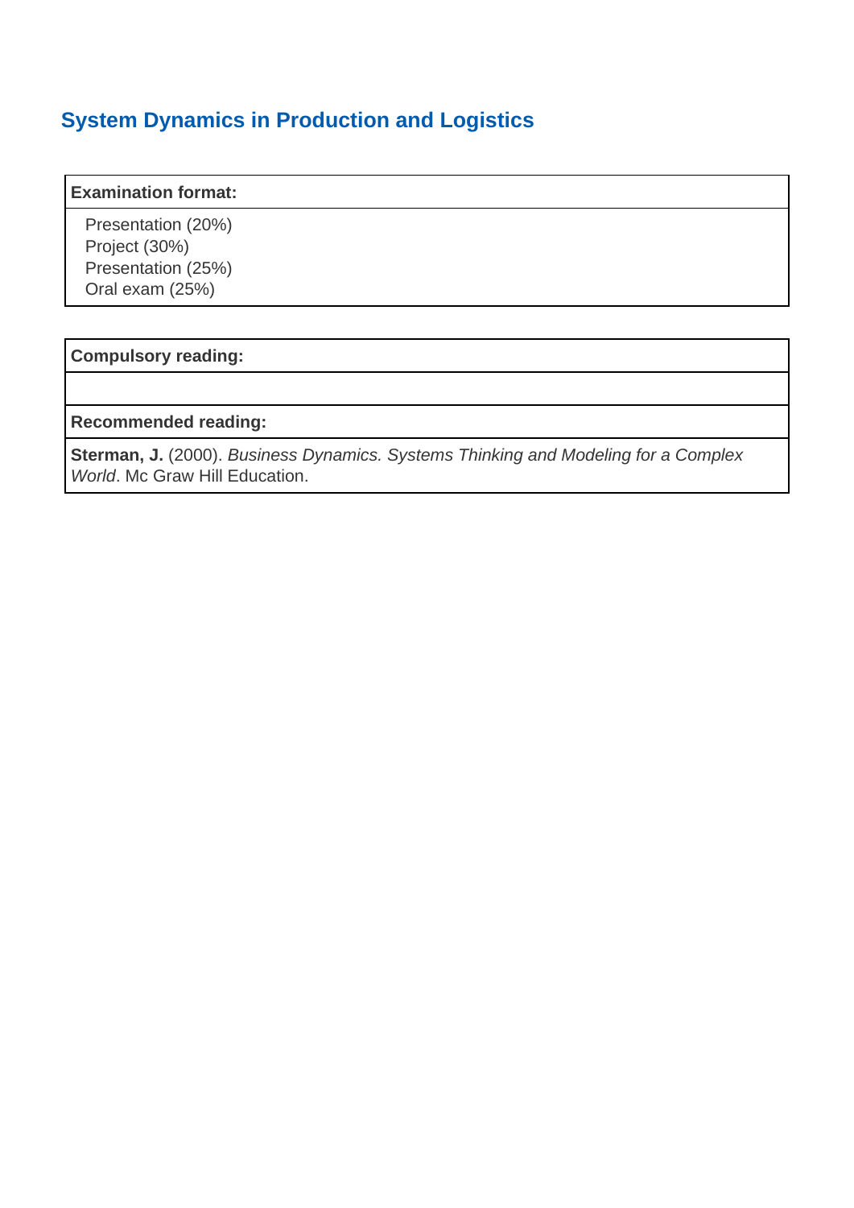## System Dynamics in Production and Logistics

| **Examination format:** |
| --- |
| Presentation (20%)<br>Project (30%)<br>Presentation (25%)<br>Oral exam (25%) |

| **Compulsory reading:** |
| --- |
| |
| **Recommended reading:** |
| **Sterman, J.** (2000). *Business Dynamics. Systems Thinking and Modeling for a Complex World*. Mc Graw Hill Education. |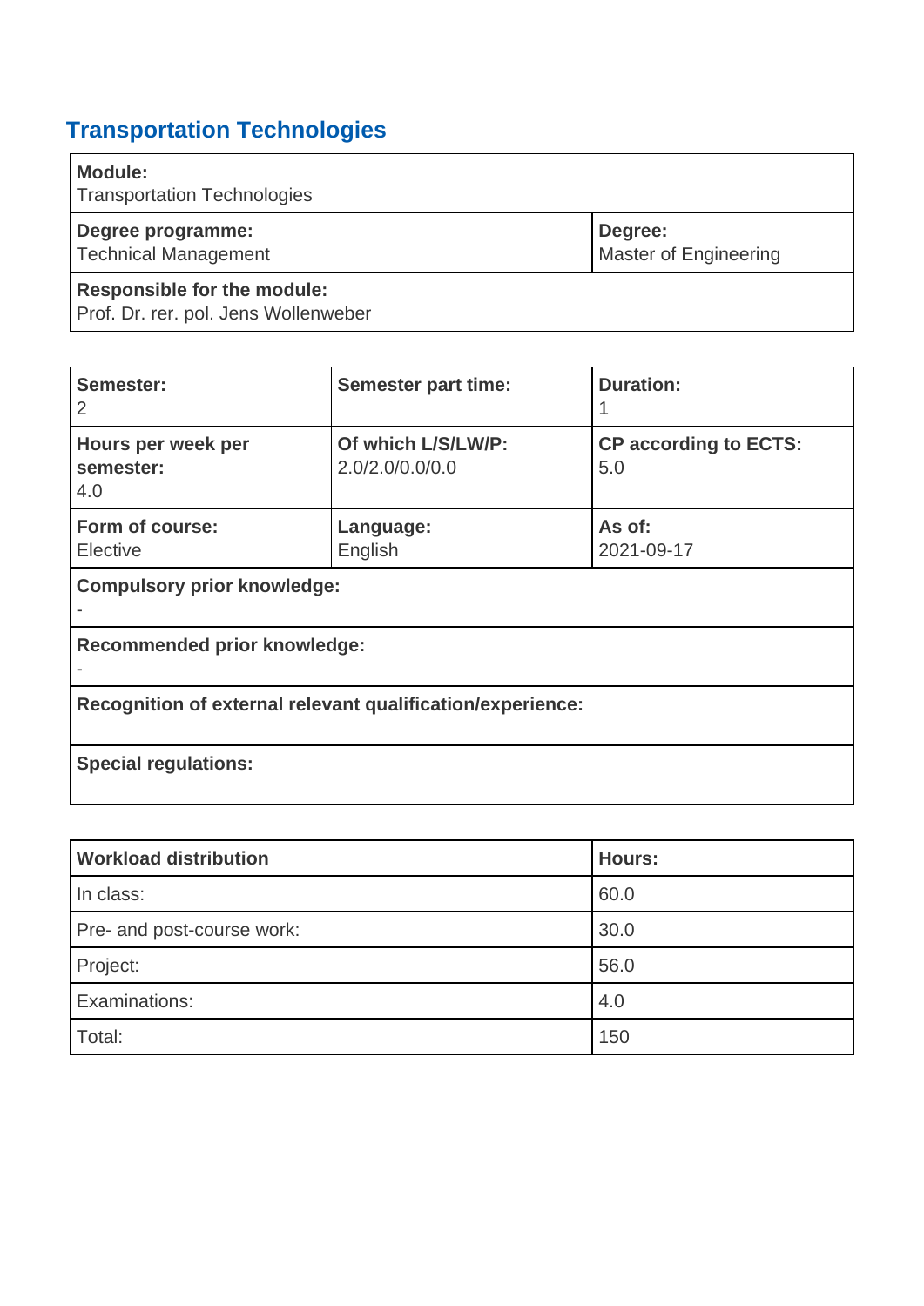## Transportation Technologies

| **Module:**<br>Transportation Technologies | |
|---|---|
| **Degree programme:**<br>Technical Management | **Degree:**<br>Master of Engineering |
| **Responsible for the module:**<br>Prof. Dr. rer. pol. Jens Wollenweber | |

| **Semester:**<br>2 | **Semester part time:** | **Duration:**<br>1 |
|---|---|---|
| **Hours per week per semester:**<br>4.0 | **Of which L/S/LW/P:**<br>2.0/2.0/0.0/0.0 | **CP according to ECTS:**<br>5.0 |
| **Form of course:**<br>Elective | **Language:**<br>English | **As of:**<br>2021-09-17 |
| **Compulsory prior knowledge:**<br>- | | |
| **Recommended prior knowledge:**<br>- | | |
| **Recognition of external relevant qualification/experience:** | | |
| **Special regulations:** | | |

| **Workload distribution** | **Hours:** |
|---|---|
| In class: | 60.0 |
| Pre- and post-course work: | 30.0 |
| Project: | 56.0 |
| Examinations: | 4.0 |
| Total: | 150 |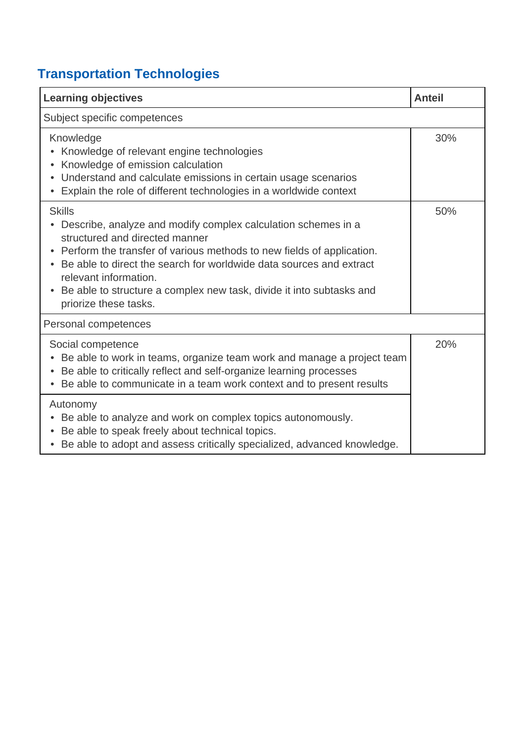## Transportation Technologies

| Learning objectives | Anteil |
| --- | --- |
| Subject specific competences | |
| Knowledge<br>• Knowledge of relevant engine technologies<br>• Knowledge of emission calculation<br>• Understand and calculate emissions in certain usage scenarios<br>• Explain the role of different technologies in a worldwide context | 30% |
| Skills<br>• Describe, analyze and modify complex calculation schemes in a structured and directed manner<br>• Perform the transfer of various methods to new fields of application.<br>• Be able to direct the search for worldwide data sources and extract relevant information.<br>• Be able to structure a complex new task, divide it into subtasks and priorize these tasks. | 50% |
| Personal competences | |
| Social competence<br>• Be able to work in teams, organize team work and manage a project team<br>• Be able to critically reflect and self-organize learning processes<br>• Be able to communicate in a team work context and to present results | 20% |
| Autonomy<br>• Be able to analyze and work on complex topics autonomously.<br>• Be able to speak freely about technical topics.<br>• Be able to adopt and assess critically specialized, advanced knowledge. | |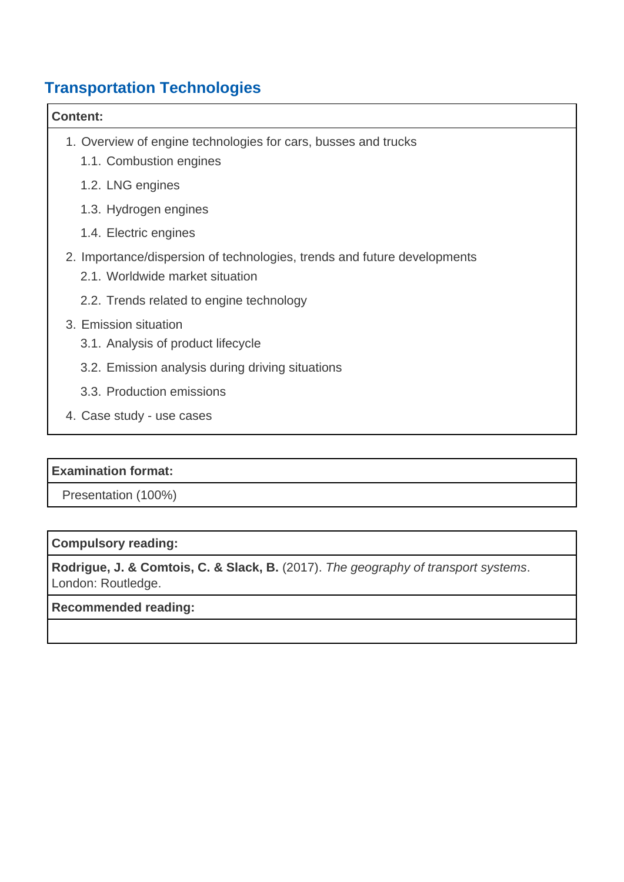## Transportation Technologies

**Content:**

1. Overview of engine technologies for cars, busses and trucks
   1.1. Combustion engines
   1.2. LNG engines
   1.3. Hydrogen engines
   1.4. Electric engines
2. Importance/dispersion of technologies, trends and future developments
   2.1. Worldwide market situation
   2.2. Trends related to engine technology
3. Emission situation
   3.1. Analysis of product lifecycle
   3.2. Emission analysis during driving situations
   3.3. Production emissions
4. Case study - use cases

**Examination format:**

Presentation (100%)

**Compulsory reading:**

**Rodrigue, J. & Comtois, C. & Slack, B.** (2017). *The geography of transport systems*. London: Routledge.

**Recommended reading:**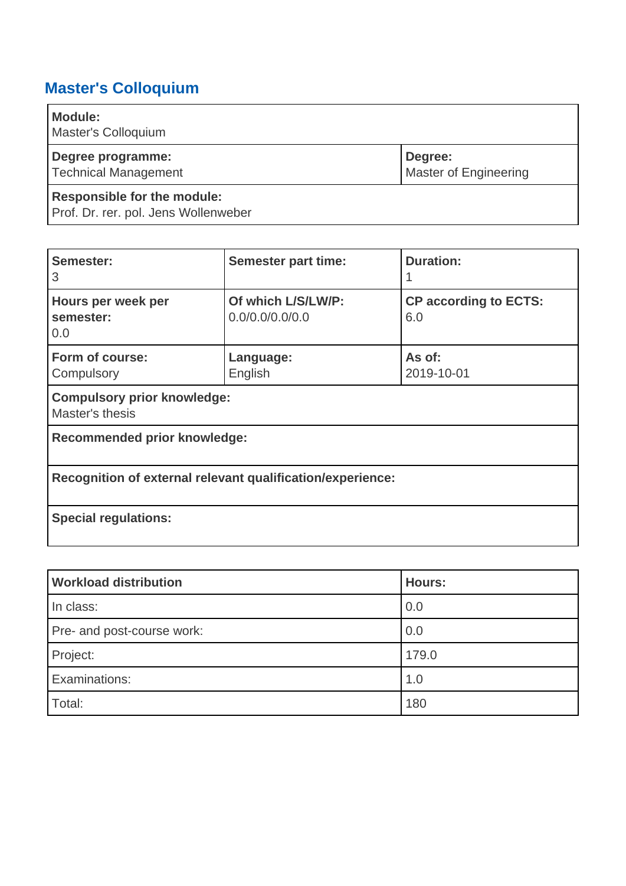## Master's Colloquium

| **Module:**<br>Master's Colloquium | |
|---|---|
| **Degree programme:**<br>Technical Management | **Degree:**<br>Master of Engineering |
| **Responsible for the module:**<br>Prof. Dr. rer. pol. Jens Wollenweber | |

| **Semester:**<br>3 | **Semester part time:** | **Duration:**<br>1 |
|---|---|---|
| **Hours per week per semester:**<br>0.0 | **Of which L/S/LW/P:**<br>0.0/0.0/0.0/0.0 | **CP according to ECTS:**<br>6.0 |
| **Form of course:**<br>Compulsory | **Language:**<br>English | **As of:**<br>2019-10-01 |
| **Compulsory prior knowledge:**<br>Master's thesis | | |
| **Recommended prior knowledge:** | | |
| **Recognition of external relevant qualification/experience:** | | |
| **Special regulations:** | | |

| **Workload distribution** | **Hours:** |
|---|---|
| In class: | 0.0 |
| Pre- and post-course work: | 0.0 |
| Project: | 179.0 |
| Examinations: | 1.0 |
| Total: | 180 |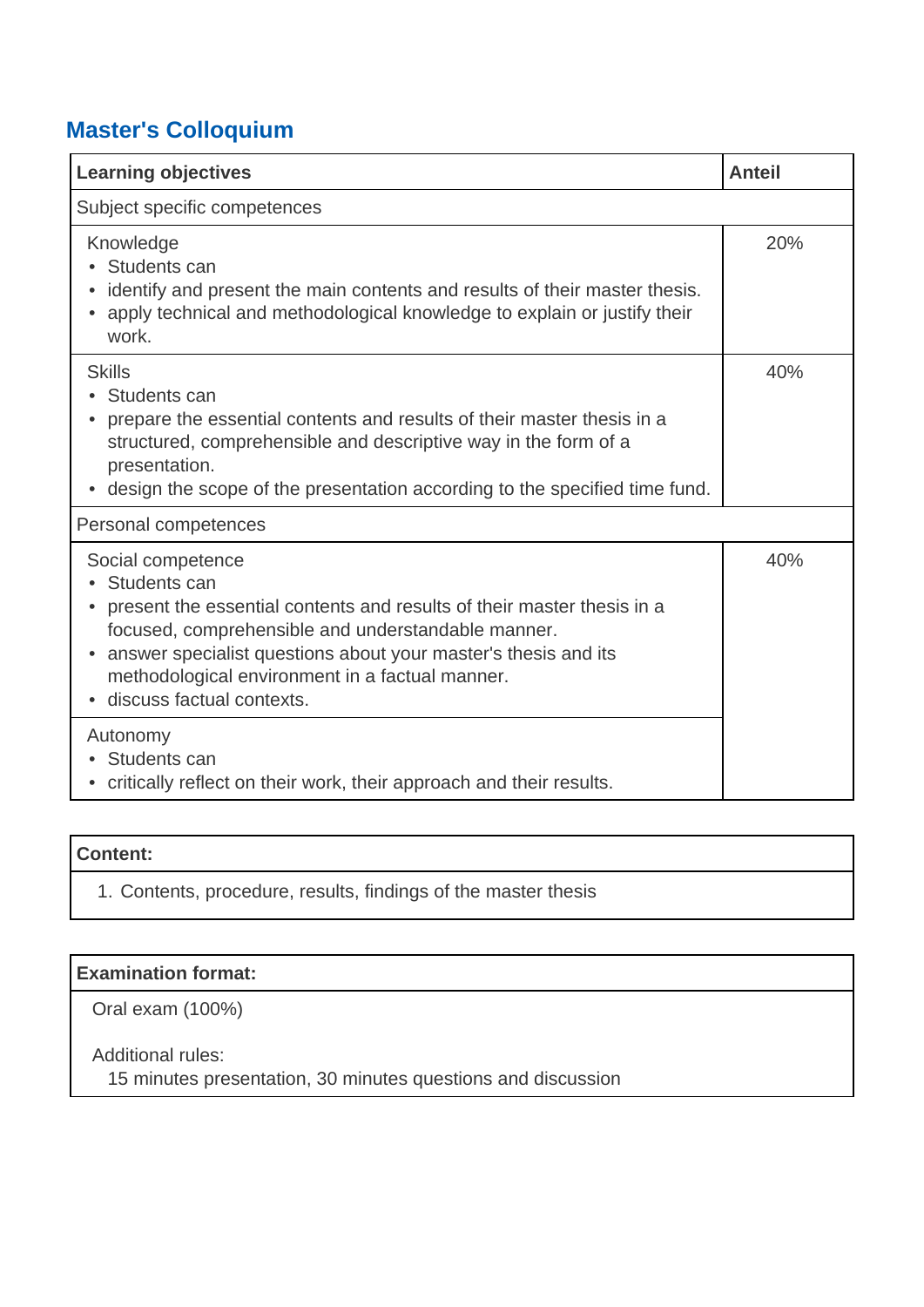## Master's Colloquium

| Learning objectives | Anteil |
|---|---|
| Subject specific competences | |
| Knowledge<br>• Students can<br>• identify and present the main contents and results of their master thesis.<br>• apply technical and methodological knowledge to explain or justify their work. | 20% |
| Skills<br>• Students can<br>• prepare the essential contents and results of their master thesis in a structured, comprehensible and descriptive way in the form of a presentation.<br>• design the scope of the presentation according to the specified time fund. | 40% |
| Personal competences | |
| Social competence<br>• Students can<br>• present the essential contents and results of their master thesis in a focused, comprehensible and understandable manner.<br>• answer specialist questions about your master's thesis and its methodological environment in a factual manner.<br>• discuss factual contexts. | 40% |
| Autonomy<br>• Students can<br>• critically reflect on their work, their approach and their results. | |

| Content: |
|---|
| 1. Contents, procedure, results, findings of the master thesis |

| Examination format: |
|---|
| Oral exam (100%)<br><br>Additional rules:<br>15 minutes presentation, 30 minutes questions and discussion |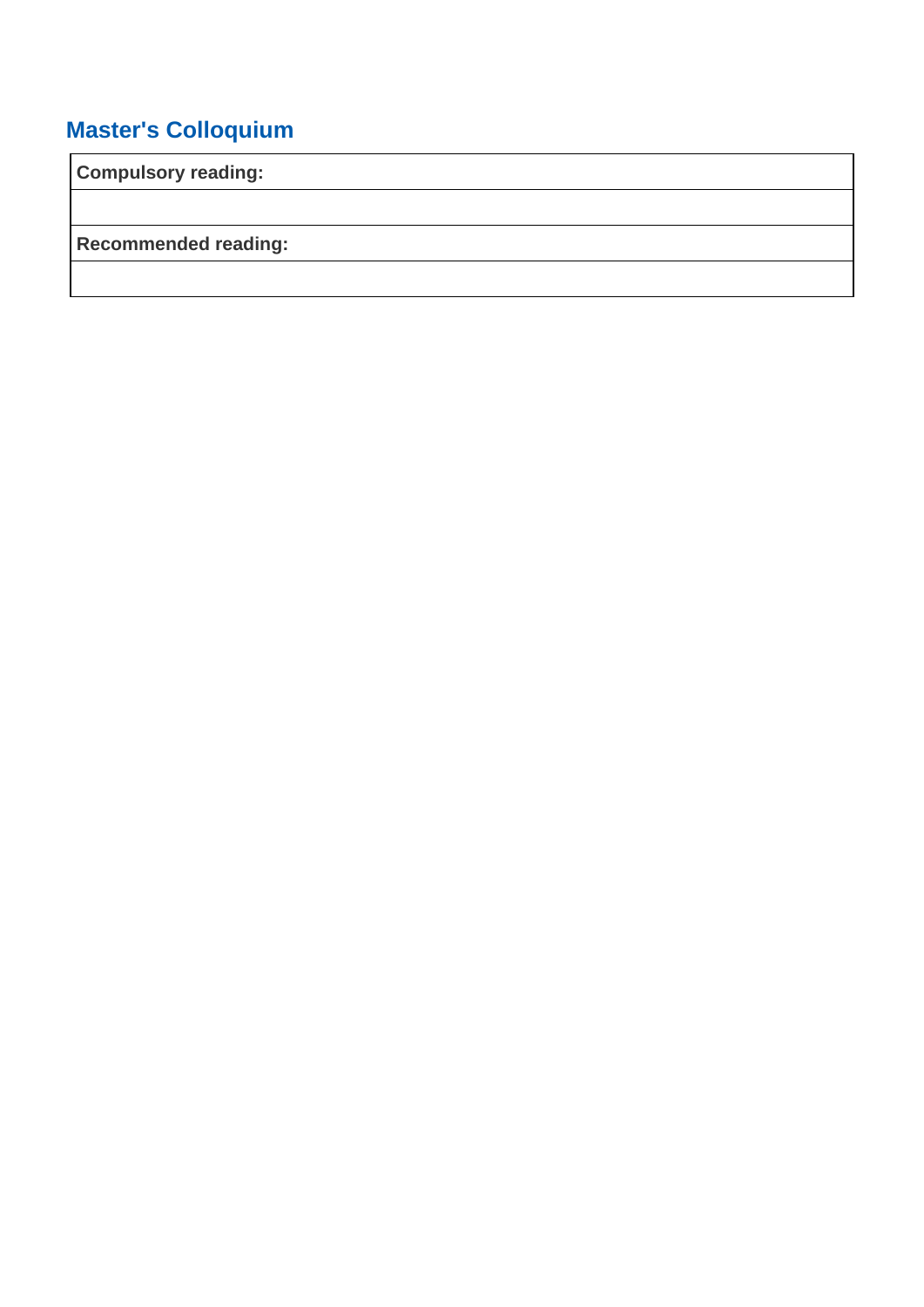## Master's Colloquium

| **Compulsory reading:** |
| --- |
| |
| **Recommended reading:** |
| |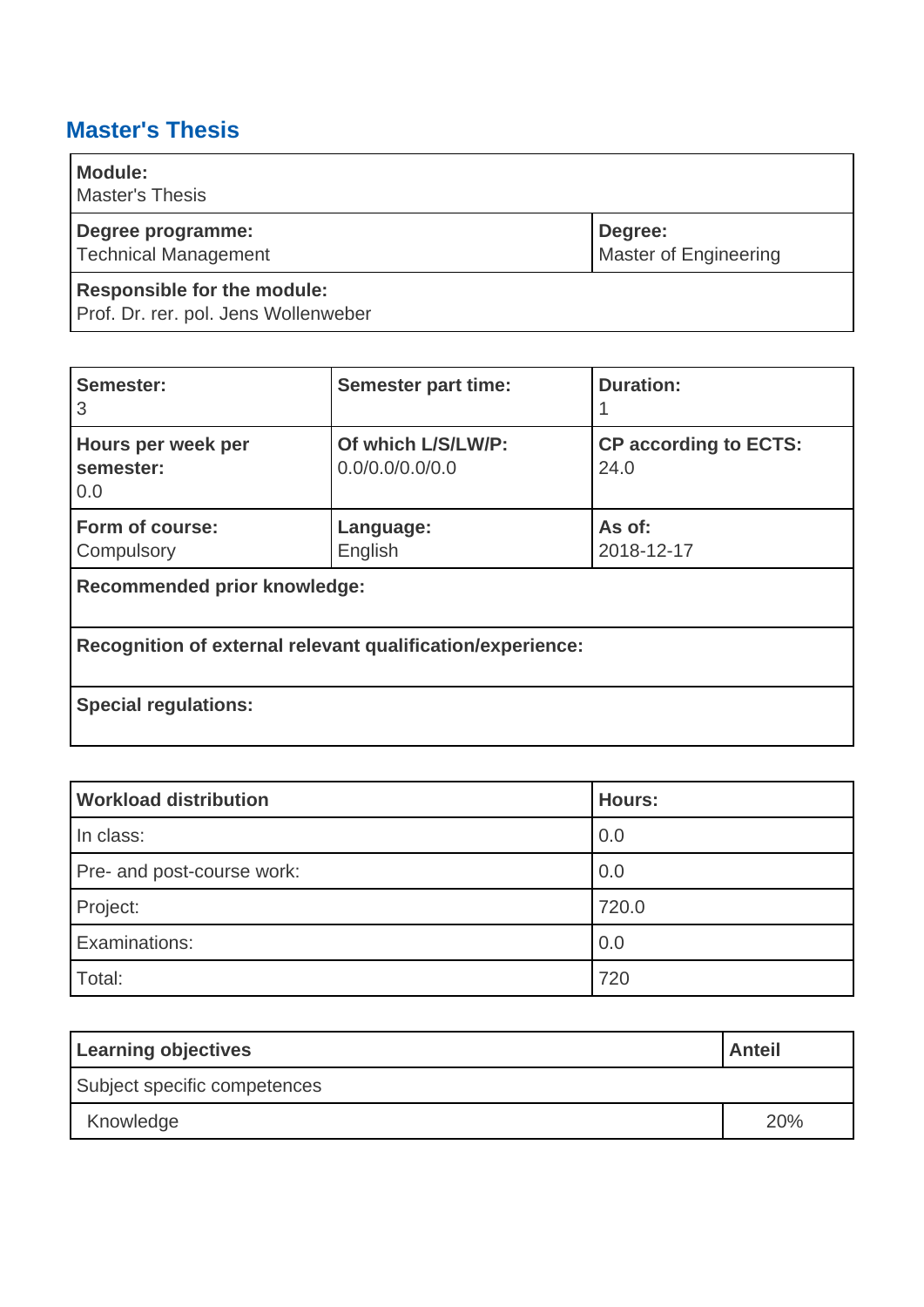## Master's Thesis

| **Module:** Master's Thesis | |
|---|---|
| **Degree programme:** Technical Management | **Degree:** Master of Engineering |
| **Responsible for the module:** Prof. Dr. rer. pol. Jens Wollenweber | |

| **Semester:** 3 | **Semester part time:** | **Duration:** 1 |
|---|---|---|
| **Hours per week per semester:** 0.0 | **Of which L/S/LW/P:** 0.0/0.0/0.0/0.0 | **CP according to ECTS:** 24.0 |
| **Form of course:** Compulsory | **Language:** English | **As of:** 2018-12-17 |
| **Recommended prior knowledge:** | | |
| **Recognition of external relevant qualification/experience:** | | |
| **Special regulations:** | | |

| **Workload distribution** | **Hours:** |
|---|---|
| In class: | 0.0 |
| Pre- and post-course work: | 0.0 |
| Project: | 720.0 |
| Examinations: | 0.0 |
| Total: | 720 |

| **Learning objectives** | **Anteil** |
|---|---|
| Subject specific competences | |
| Knowledge | 20% |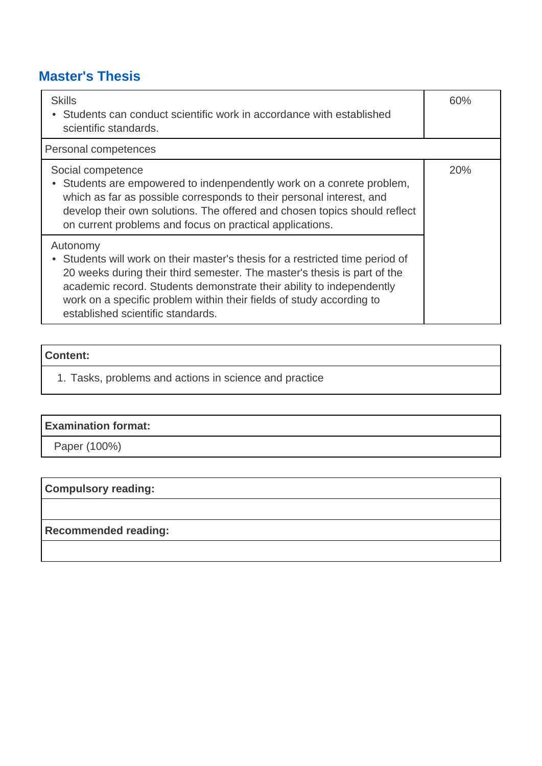## Master's Thesis

| | |
|---|---|
| Skills<br>• Students can conduct scientific work in accordance with established scientific standards. | 60% |
| Personal competences | |
| Social competence<br>• Students are empowered to indenpendently work on a conrete problem, which as far as possible corresponds to their personal interest, and develop their own solutions. The offered and chosen topics should reflect on current problems and focus on practical applications. | 20% |
| Autonomy<br>• Students will work on their master's thesis for a restricted time period of 20 weeks during their third semester. The master's thesis is part of the academic record. Students demonstrate their ability to independently work on a specific problem within their fields of study according to established scientific standards. | |

| **Content:** |
|---|
| 1. Tasks, problems and actions in science and practice |

| **Examination format:** |
|---|
| Paper (100%) |

| **Compulsory reading:** |
|---|
| |
| **Recommended reading:** |
| |